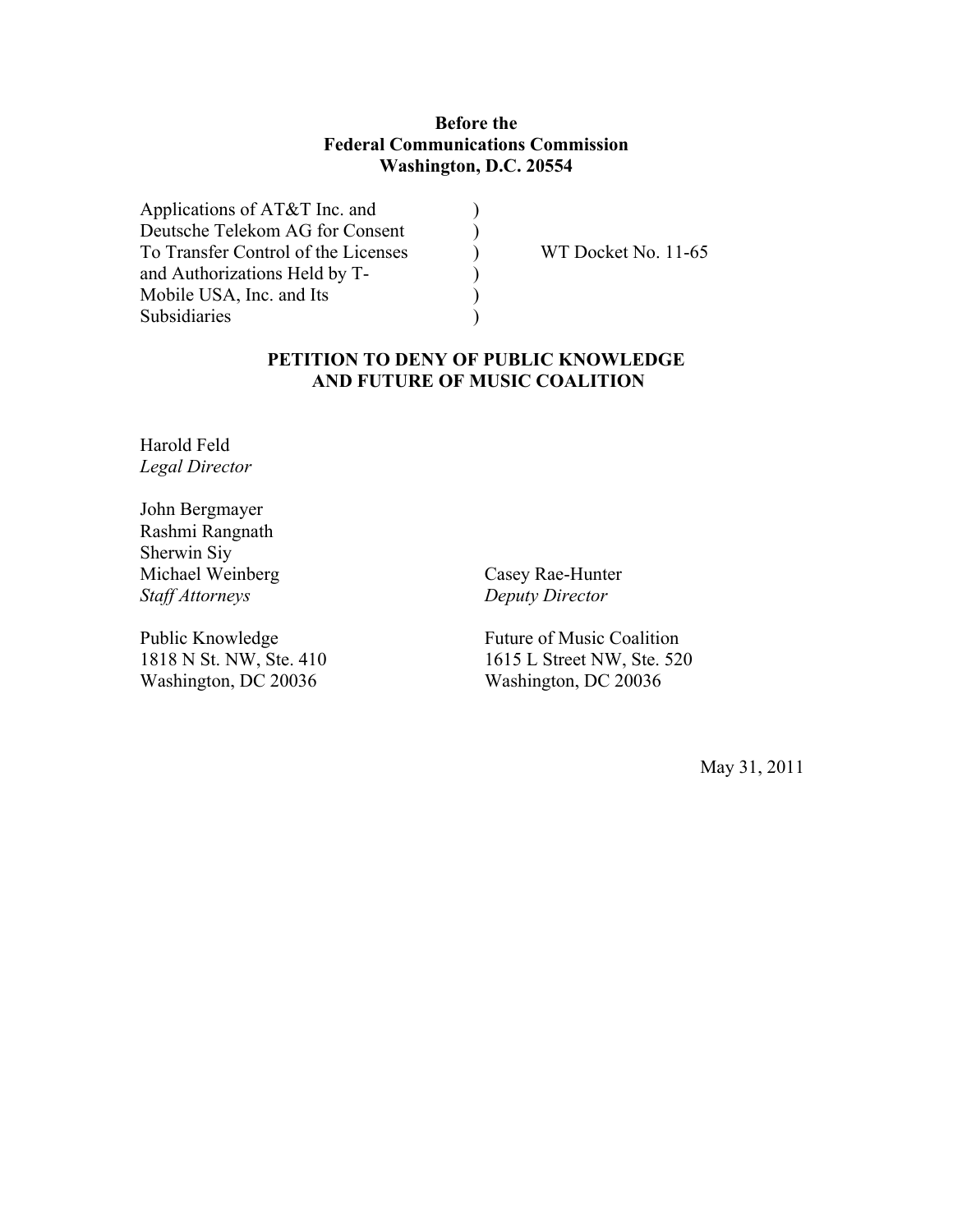**Before the**
**Federal Communications Commission**
**Washington, D.C. 20554**

| | | |
|---|---|---|
| Applications of AT&T Inc. and | ) | |
| Deutsche Telekom AG for Consent | ) | |
| To Transfer Control of the Licenses | ) | WT Docket No. 11-65 |
| and Authorizations Held by T- | ) | |
| Mobile USA, Inc. and Its | ) | |
| Subsidiaries | ) | |

## PETITION TO DENY OF PUBLIC KNOWLEDGE AND FUTURE OF MUSIC COALITION

Harold Feld
*Legal Director*

John Bergmayer
Rashmi Rangnath
Sherwin Siy
Michael Weinberg
*Staff Attorneys*

Public Knowledge
1818 N St. NW, Ste. 410
Washington, DC 20036

Casey Rae-Hunter
*Deputy Director*

Future of Music Coalition
1615 L Street NW, Ste. 520
Washington, DC 20036

May 31, 2011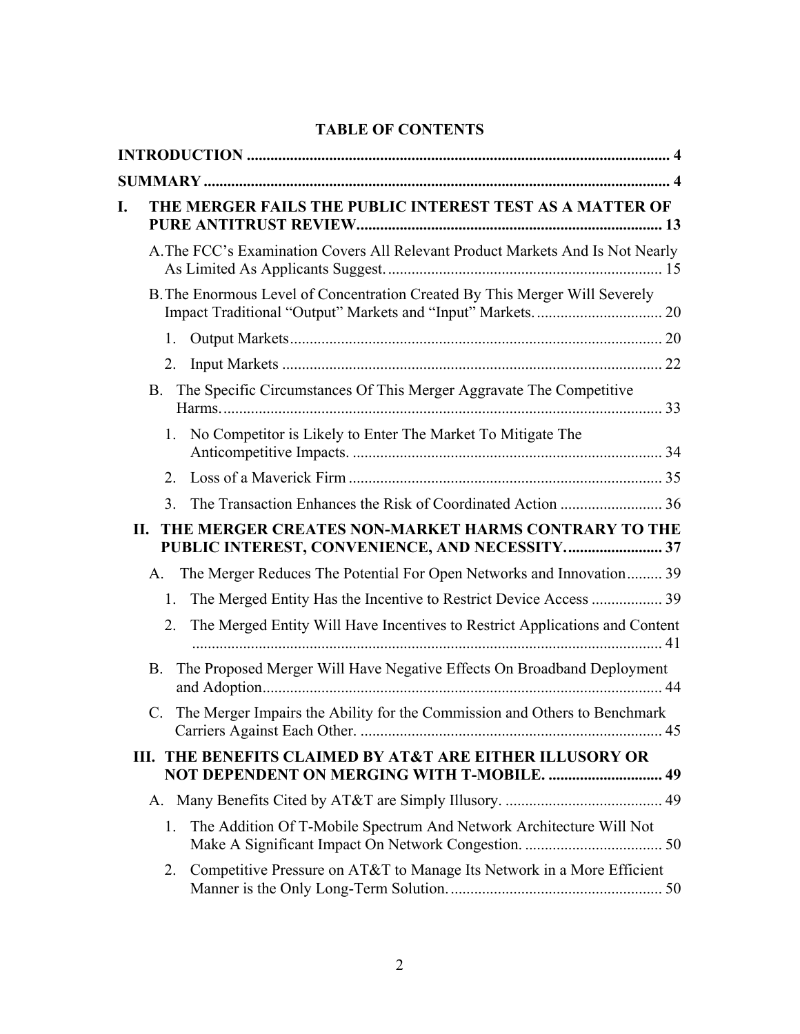# TABLE OF CONTENTS

**INTRODUCTION** ..... 4

**SUMMARY** ..... 4

**I. THE MERGER FAILS THE PUBLIC INTEREST TEST AS A MATTER OF PURE ANTITRUST REVIEW** ..... 13

- A. The FCC's Examination Covers All Relevant Product Markets And Is Not Nearly As Limited As Applicants Suggest. ..... 15
- B. The Enormous Level of Concentration Created By This Merger Will Severely Impact Traditional "Output" Markets and "Input" Markets. ..... 20
  1. Output Markets ..... 20
  2. Input Markets ..... 22
- B. The Specific Circumstances Of This Merger Aggravate The Competitive Harms. ..... 33
  1. No Competitor is Likely to Enter The Market To Mitigate The Anticompetitive Impacts. ..... 34
  2. Loss of a Maverick Firm ..... 35
  3. The Transaction Enhances the Risk of Coordinated Action ..... 36

**II. THE MERGER CREATES NON-MARKET HARMS CONTRARY TO THE PUBLIC INTEREST, CONVENIENCE, AND NECESSITY.** ..... 37

- A. The Merger Reduces The Potential For Open Networks and Innovation ..... 39
  1. The Merged Entity Has the Incentive to Restrict Device Access ..... 39
  2. The Merged Entity Will Have Incentives to Restrict Applications and Content ..... 41
- B. The Proposed Merger Will Have Negative Effects On Broadband Deployment and Adoption ..... 44
- C. The Merger Impairs the Ability for the Commission and Others to Benchmark Carriers Against Each Other. ..... 45

**III. THE BENEFITS CLAIMED BY AT&T ARE EITHER ILLUSORY OR NOT DEPENDENT ON MERGING WITH T-MOBILE.** ..... 49

- A. Many Benefits Cited by AT&T are Simply Illusory. ..... 49
  1. The Addition Of T-Mobile Spectrum And Network Architecture Will Not Make A Significant Impact On Network Congestion. ..... 50
  2. Competitive Pressure on AT&T to Manage Its Network in a More Efficient Manner is the Only Long-Term Solution. ..... 50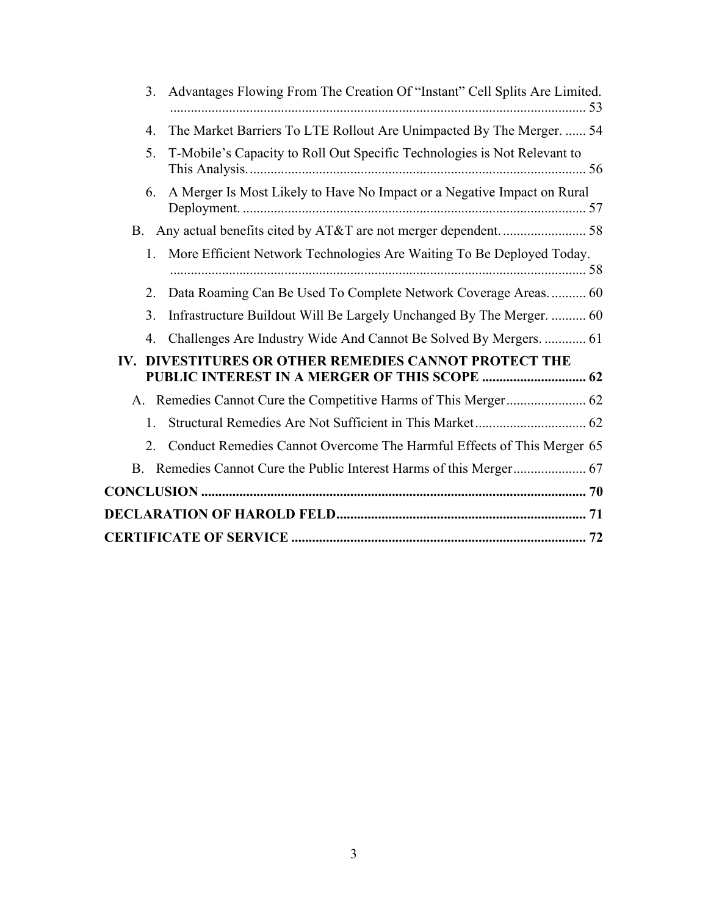3. Advantages Flowing From The Creation Of "Instant" Cell Splits Are Limited. ........ 53

4. The Market Barriers To LTE Rollout Are Unimpacted By The Merger. ...... 54

5. T-Mobile's Capacity to Roll Out Specific Technologies is Not Relevant to This Analysis. ........ 56

6. A Merger Is Most Likely to Have No Impact or a Negative Impact on Rural Deployment. ........ 57

B. Any actual benefits cited by AT&T are not merger dependent. ........ 58

1. More Efficient Network Technologies Are Waiting To Be Deployed Today. ........ 58

2. Data Roaming Can Be Used To Complete Network Coverage Areas. ........ 60

3. Infrastructure Buildout Will Be Largely Unchanged By The Merger. ........ 60

4. Challenges Are Industry Wide And Cannot Be Solved By Mergers. ........ 61

**IV. DIVESTITURES OR OTHER REMEDIES CANNOT PROTECT THE PUBLIC INTEREST IN A MERGER OF THIS SCOPE ........ 62**

A. Remedies Cannot Cure the Competitive Harms of This Merger ........ 62

1. Structural Remedies Are Not Sufficient in This Market ........ 62

2. Conduct Remedies Cannot Overcome The Harmful Effects of This Merger 65

B. Remedies Cannot Cure the Public Interest Harms of this Merger ........ 67

**CONCLUSION ........ 70**

**DECLARATION OF HAROLD FELD ........ 71**

**CERTIFICATE OF SERVICE ........ 72**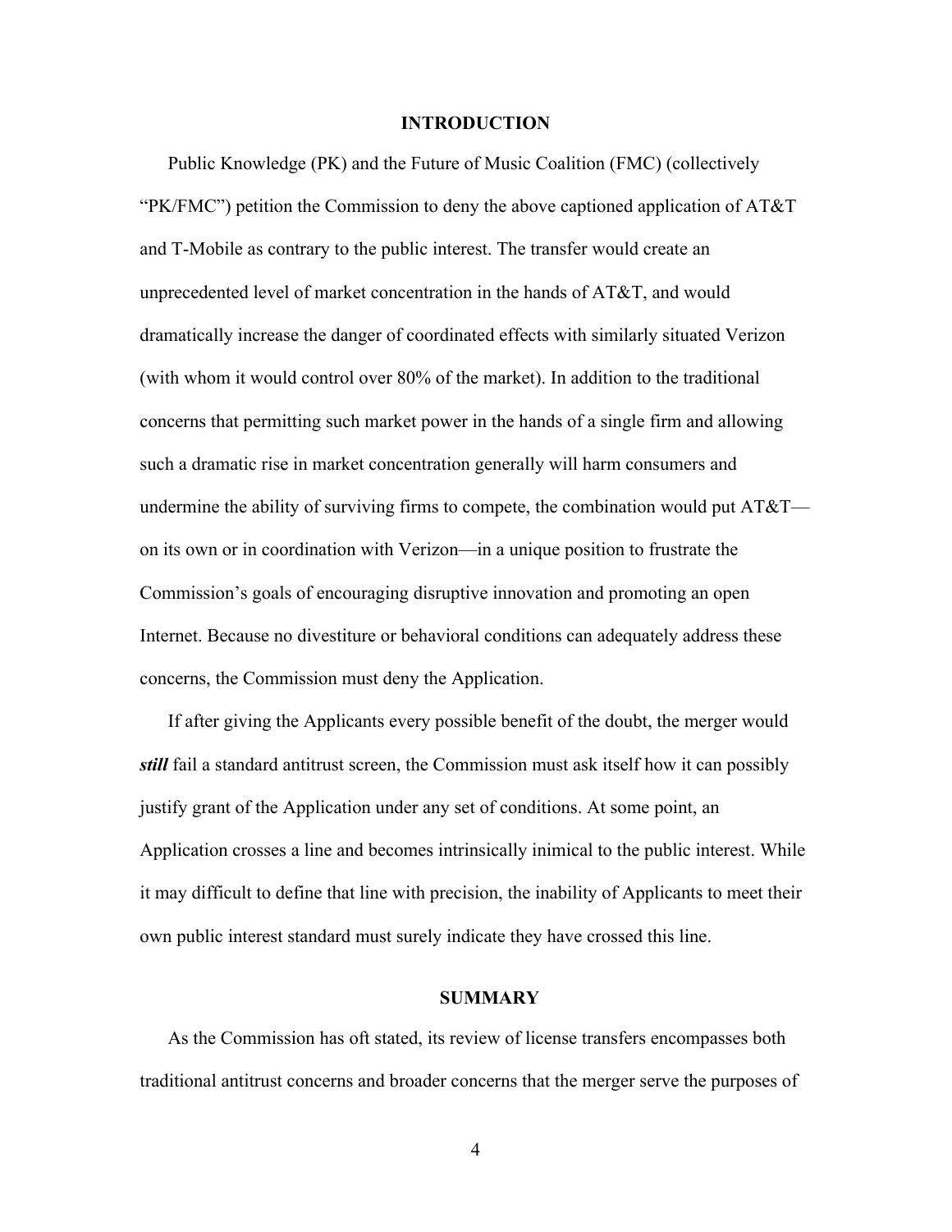## INTRODUCTION

Public Knowledge (PK) and the Future of Music Coalition (FMC) (collectively "PK/FMC") petition the Commission to deny the above captioned application of AT&T and T-Mobile as contrary to the public interest. The transfer would create an unprecedented level of market concentration in the hands of AT&T, and would dramatically increase the danger of coordinated effects with similarly situated Verizon (with whom it would control over 80% of the market). In addition to the traditional concerns that permitting such market power in the hands of a single firm and allowing such a dramatic rise in market concentration generally will harm consumers and undermine the ability of surviving firms to compete, the combination would put AT&T—on its own or in coordination with Verizon—in a unique position to frustrate the Commission's goals of encouraging disruptive innovation and promoting an open Internet. Because no divestiture or behavioral conditions can adequately address these concerns, the Commission must deny the Application.

If after giving the Applicants every possible benefit of the doubt, the merger would ***still*** fail a standard antitrust screen, the Commission must ask itself how it can possibly justify grant of the Application under any set of conditions. At some point, an Application crosses a line and becomes intrinsically inimical to the public interest. While it may difficult to define that line with precision, the inability of Applicants to meet their own public interest standard must surely indicate they have crossed this line.

## SUMMARY

As the Commission has oft stated, its review of license transfers encompasses both traditional antitrust concerns and broader concerns that the merger serve the purposes of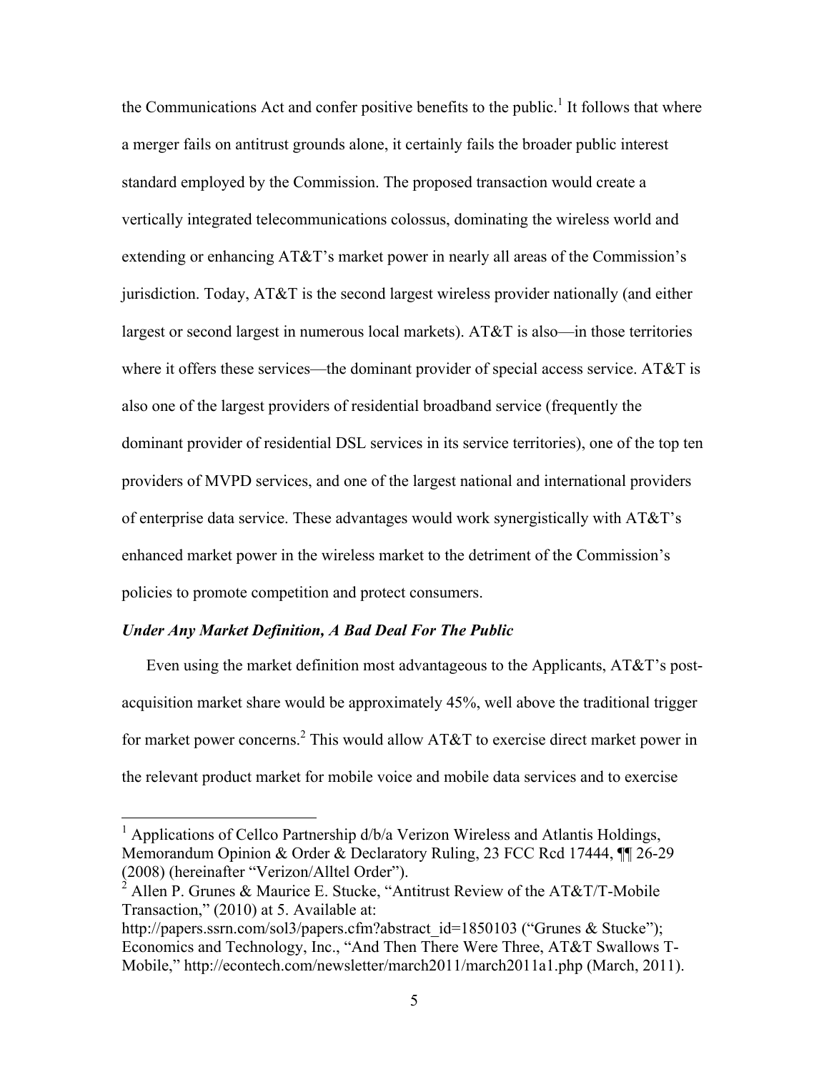the Communications Act and confer positive benefits to the public.[1] It follows that where a merger fails on antitrust grounds alone, it certainly fails the broader public interest standard employed by the Commission. The proposed transaction would create a vertically integrated telecommunications colossus, dominating the wireless world and extending or enhancing AT&T's market power in nearly all areas of the Commission's jurisdiction. Today, AT&T is the second largest wireless provider nationally (and either largest or second largest in numerous local markets). AT&T is also—in those territories where it offers these services—the dominant provider of special access service. AT&T is also one of the largest providers of residential broadband service (frequently the dominant provider of residential DSL services in its service territories), one of the top ten providers of MVPD services, and one of the largest national and international providers of enterprise data service. These advantages would work synergistically with AT&T's enhanced market power in the wireless market to the detriment of the Commission's policies to promote competition and protect consumers.

***Under Any Market Definition, A Bad Deal For The Public***

Even using the market definition most advantageous to the Applicants, AT&T's post-acquisition market share would be approximately 45%, well above the traditional trigger for market power concerns.[2] This would allow AT&T to exercise direct market power in the relevant product market for mobile voice and mobile data services and to exercise

---

[1] Applications of Cellco Partnership d/b/a Verizon Wireless and Atlantis Holdings, Memorandum Opinion & Order & Declaratory Ruling, 23 FCC Rcd 17444, ¶¶ 26-29 (2008) (hereinafter "Verizon/Alltel Order").

[2] Allen P. Grunes & Maurice E. Stucke, "Antitrust Review of the AT&T/T-Mobile Transaction," (2010) at 5. Available at: http://papers.ssrn.com/sol3/papers.cfm?abstract_id=1850103 ("Grunes & Stucke"); Economics and Technology, Inc., "And Then There Were Three, AT&T Swallows T-Mobile," http://econtech.com/newsletter/march2011/march2011a1.php (March, 2011).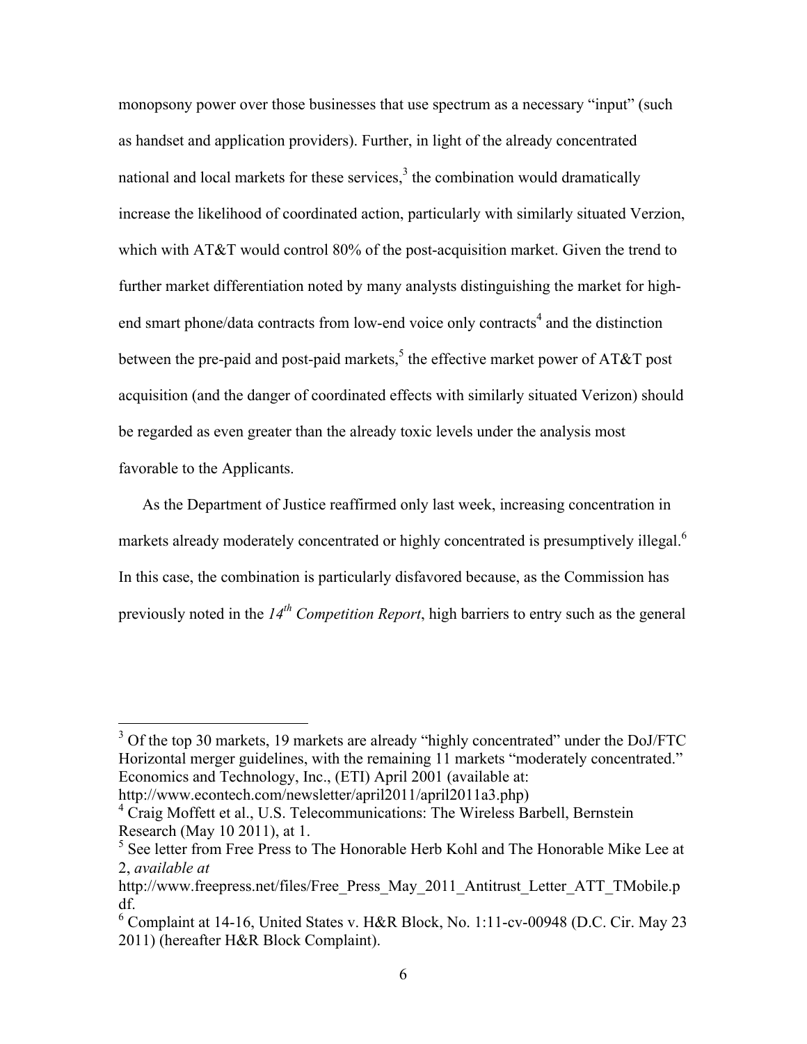monopsony power over those businesses that use spectrum as a necessary "input" (such as handset and application providers). Further, in light of the already concentrated national and local markets for these services,[3] the combination would dramatically increase the likelihood of coordinated action, particularly with similarly situated Verzion, which with AT&T would control 80% of the post-acquisition market. Given the trend to further market differentiation noted by many analysts distinguishing the market for high-end smart phone/data contracts from low-end voice only contracts[4] and the distinction between the pre-paid and post-paid markets,[5] the effective market power of AT&T post acquisition (and the danger of coordinated effects with similarly situated Verizon) should be regarded as even greater than the already toxic levels under the analysis most favorable to the Applicants.

As the Department of Justice reaffirmed only last week, increasing concentration in markets already moderately concentrated or highly concentrated is presumptively illegal.[6] In this case, the combination is particularly disfavored because, as the Commission has previously noted in the *14th Competition Report*, high barriers to entry such as the general

---

[3] Of the top 30 markets, 19 markets are already "highly concentrated" under the DoJ/FTC Horizontal merger guidelines, with the remaining 11 markets "moderately concentrated." Economics and Technology, Inc., (ETI) April 2001 (available at: http://www.econtech.com/newsletter/april2011/april2011a3.php)

[4] Craig Moffett et al., U.S. Telecommunications: The Wireless Barbell, Bernstein Research (May 10 2011), at 1.

[5] See letter from Free Press to The Honorable Herb Kohl and The Honorable Mike Lee at 2, *available at* http://www.freepress.net/files/Free_Press_May_2011_Antitrust_Letter_ATT_TMobile.pdf.

[6] Complaint at 14-16, United States v. H&R Block, No. 1:11-cv-00948 (D.C. Cir. May 23 2011) (hereafter H&R Block Complaint).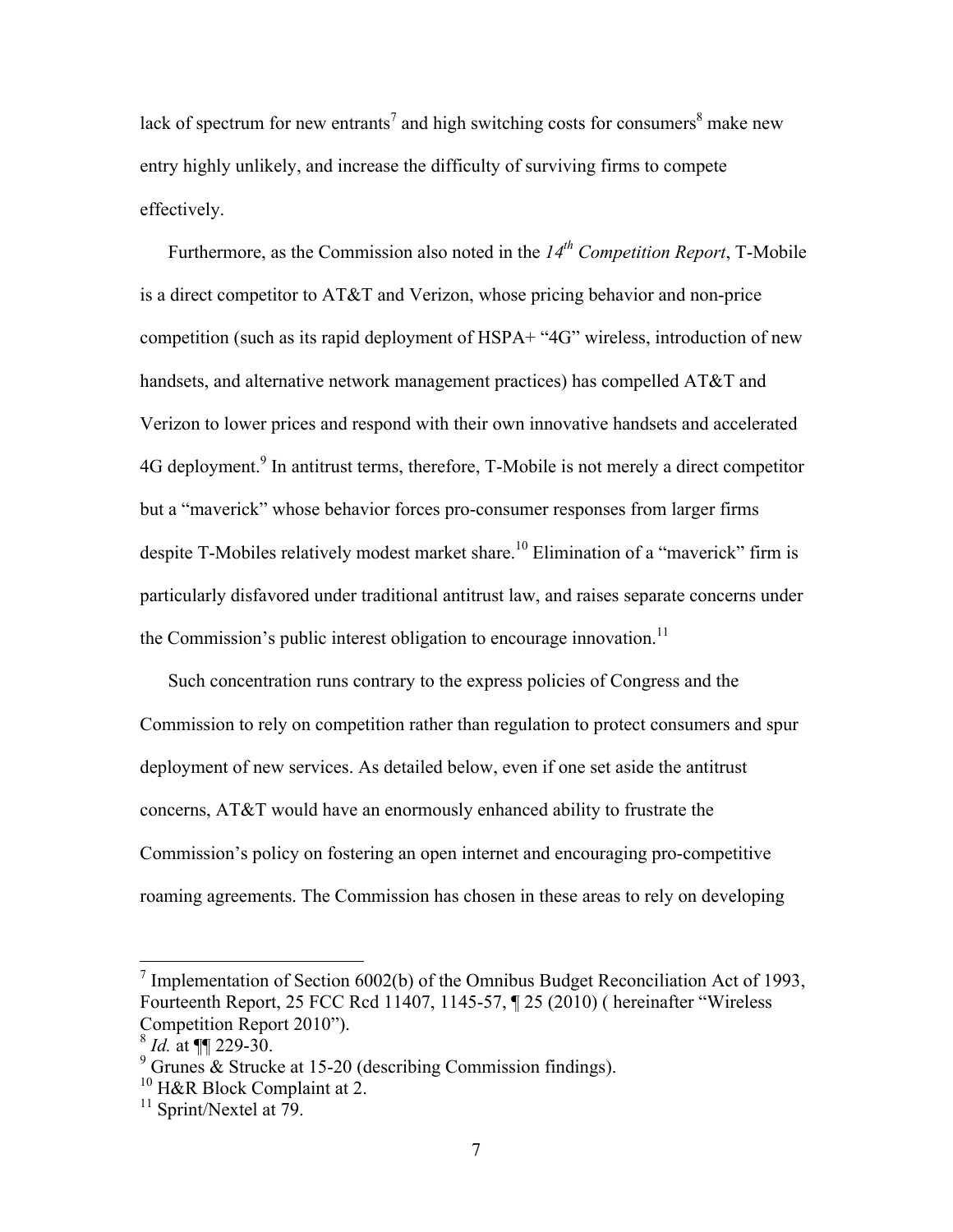lack of spectrum for new entrants[7] and high switching costs for consumers[8] make new entry highly unlikely, and increase the difficulty of surviving firms to compete effectively.

Furthermore, as the Commission also noted in the *14th Competition Report*, T-Mobile is a direct competitor to AT&T and Verizon, whose pricing behavior and non-price competition (such as its rapid deployment of HSPA+ "4G" wireless, introduction of new handsets, and alternative network management practices) has compelled AT&T and Verizon to lower prices and respond with their own innovative handsets and accelerated 4G deployment.[9] In antitrust terms, therefore, T-Mobile is not merely a direct competitor but a "maverick" whose behavior forces pro-consumer responses from larger firms despite T-Mobiles relatively modest market share.[10] Elimination of a "maverick" firm is particularly disfavored under traditional antitrust law, and raises separate concerns under the Commission's public interest obligation to encourage innovation.[11]

Such concentration runs contrary to the express policies of Congress and the Commission to rely on competition rather than regulation to protect consumers and spur deployment of new services. As detailed below, even if one set aside the antitrust concerns, AT&T would have an enormously enhanced ability to frustrate the Commission's policy on fostering an open internet and encouraging pro-competitive roaming agreements. The Commission has chosen in these areas to rely on developing

---

[7] Implementation of Section 6002(b) of the Omnibus Budget Reconciliation Act of 1993, Fourteenth Report, 25 FCC Rcd 11407, 1145-57, ¶ 25 (2010) ( hereinafter "Wireless Competition Report 2010").

[8] *Id.* at ¶¶ 229-30.

[9] Grunes & Strucke at 15-20 (describing Commission findings).

[10] H&R Block Complaint at 2.

[11] Sprint/Nextel at 79.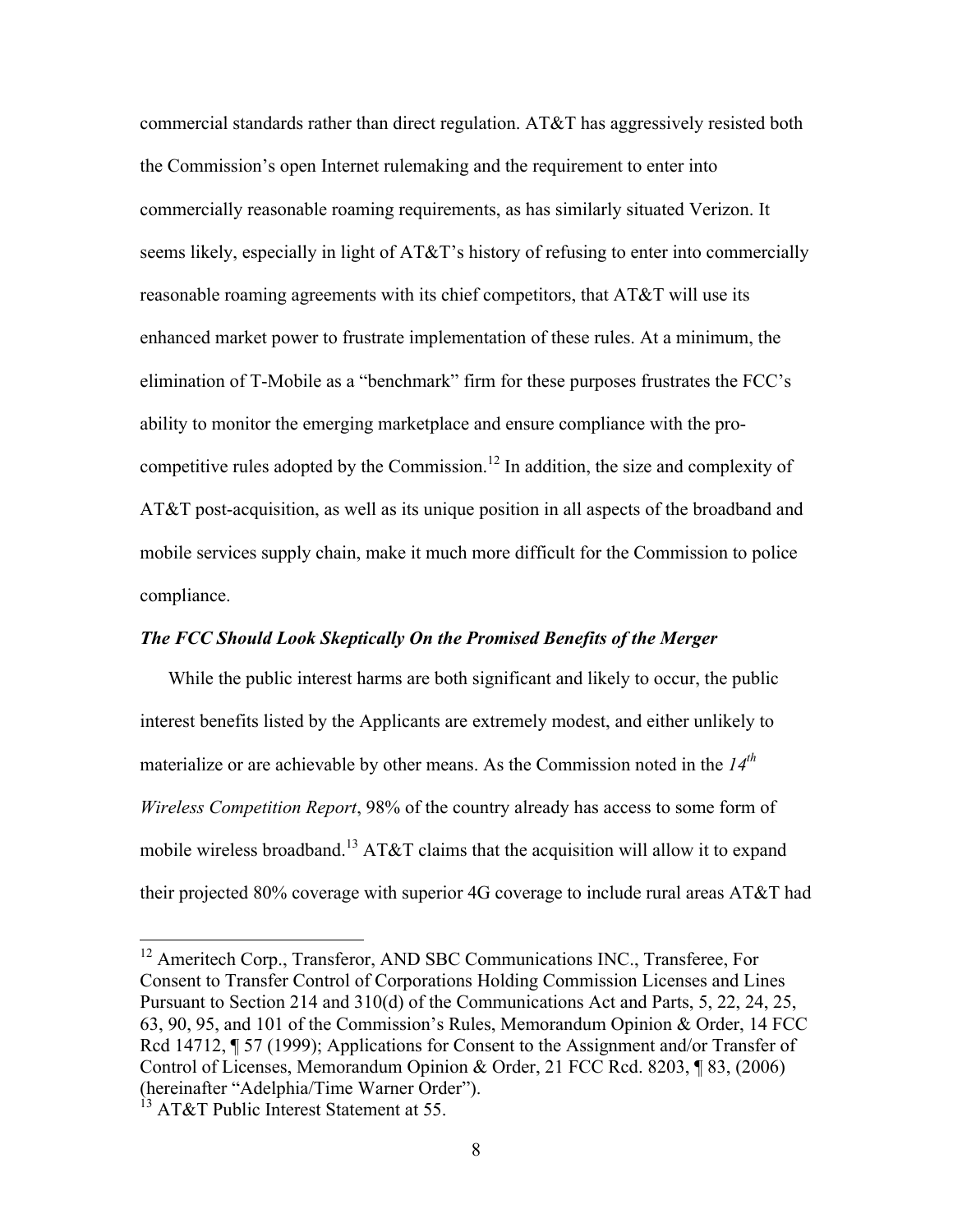commercial standards rather than direct regulation. AT&T has aggressively resisted both the Commission's open Internet rulemaking and the requirement to enter into commercially reasonable roaming requirements, as has similarly situated Verizon. It seems likely, especially in light of AT&T's history of refusing to enter into commercially reasonable roaming agreements with its chief competitors, that AT&T will use its enhanced market power to frustrate implementation of these rules. At a minimum, the elimination of T-Mobile as a "benchmark" firm for these purposes frustrates the FCC's ability to monitor the emerging marketplace and ensure compliance with the pro-competitive rules adopted by the Commission.[12] In addition, the size and complexity of AT&T post-acquisition, as well as its unique position in all aspects of the broadband and mobile services supply chain, make it much more difficult for the Commission to police compliance.

***The FCC Should Look Skeptically On the Promised Benefits of the Merger***

While the public interest harms are both significant and likely to occur, the public interest benefits listed by the Applicants are extremely modest, and either unlikely to materialize or are achievable by other means. As the Commission noted in the *14th Wireless Competition Report*, 98% of the country already has access to some form of mobile wireless broadband.[13] AT&T claims that the acquisition will allow it to expand their projected 80% coverage with superior 4G coverage to include rural areas AT&T had

---

[12] Ameritech Corp., Transferor, AND SBC Communications INC., Transferee, For Consent to Transfer Control of Corporations Holding Commission Licenses and Lines Pursuant to Section 214 and 310(d) of the Communications Act and Parts, 5, 22, 24, 25, 63, 90, 95, and 101 of the Commission's Rules, Memorandum Opinion & Order, 14 FCC Rcd 14712, ¶ 57 (1999); Applications for Consent to the Assignment and/or Transfer of Control of Licenses, Memorandum Opinion & Order, 21 FCC Rcd. 8203, ¶ 83, (2006) (hereinafter "Adelphia/Time Warner Order").

[13] AT&T Public Interest Statement at 55.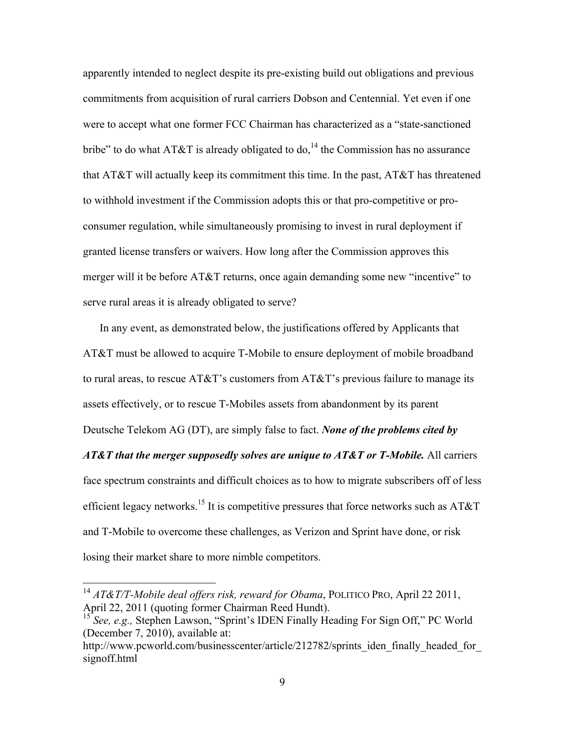apparently intended to neglect despite its pre-existing build out obligations and previous commitments from acquisition of rural carriers Dobson and Centennial. Yet even if one were to accept what one former FCC Chairman has characterized as a "state-sanctioned bribe" to do what AT&T is already obligated to do,[14] the Commission has no assurance that AT&T will actually keep its commitment this time. In the past, AT&T has threatened to withhold investment if the Commission adopts this or that pro-competitive or pro-consumer regulation, while simultaneously promising to invest in rural deployment if granted license transfers or waivers. How long after the Commission approves this merger will it be before AT&T returns, once again demanding some new "incentive" to serve rural areas it is already obligated to serve?

In any event, as demonstrated below, the justifications offered by Applicants that AT&T must be allowed to acquire T-Mobile to ensure deployment of mobile broadband to rural areas, to rescue AT&T's customers from AT&T's previous failure to manage its assets effectively, or to rescue T-Mobiles assets from abandonment by its parent Deutsche Telekom AG (DT), are simply false to fact. ***None of the problems cited by AT&T that the merger supposedly solves are unique to AT&T or T-Mobile.*** All carriers face spectrum constraints and difficult choices as to how to migrate subscribers off of less efficient legacy networks.[15] It is competitive pressures that force networks such as AT&T and T-Mobile to overcome these challenges, as Verizon and Sprint have done, or risk losing their market share to more nimble competitors.

---

[14] *AT&T/T-Mobile deal offers risk, reward for Obama*, POLITICO PRO, April 22 2011, April 22, 2011 (quoting former Chairman Reed Hundt).

[15] *See, e.g.,* Stephen Lawson, "Sprint's IDEN Finally Heading For Sign Off," PC World (December 7, 2010), available at: http://www.pcworld.com/businesscenter/article/212782/sprints_iden_finally_headed_for_signoff.html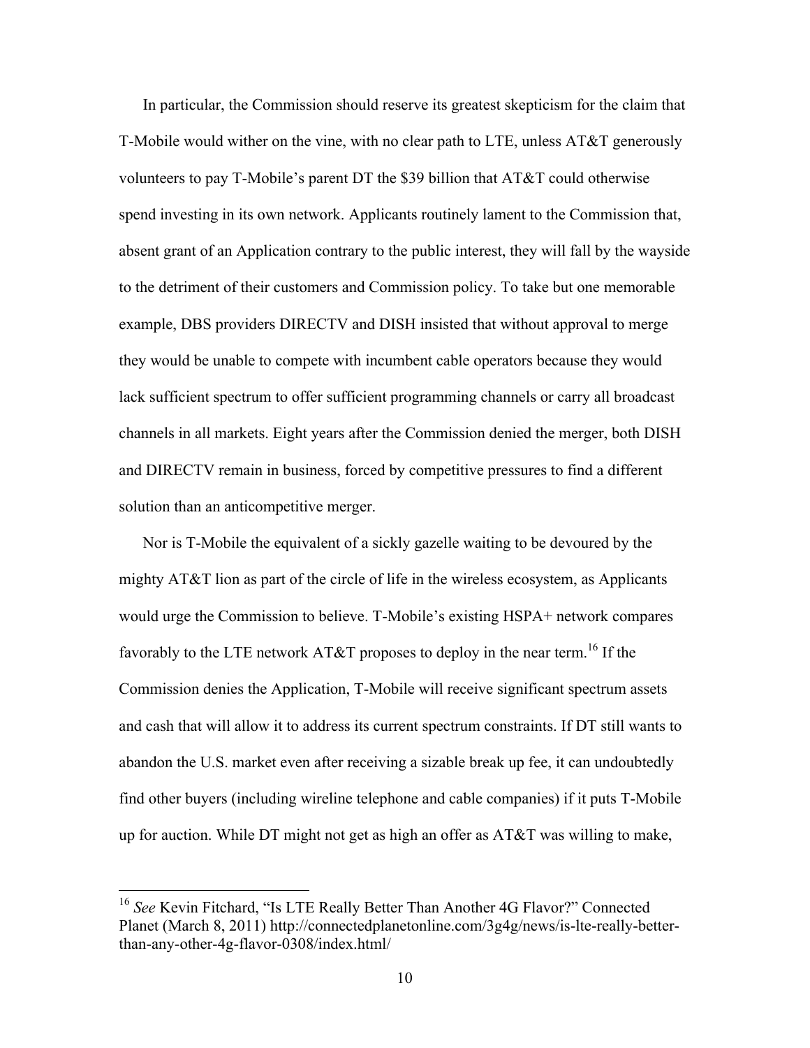In particular, the Commission should reserve its greatest skepticism for the claim that T-Mobile would wither on the vine, with no clear path to LTE, unless AT&T generously volunteers to pay T-Mobile's parent DT the $39 billion that AT&T could otherwise spend investing in its own network. Applicants routinely lament to the Commission that, absent grant of an Application contrary to the public interest, they will fall by the wayside to the detriment of their customers and Commission policy. To take but one memorable example, DBS providers DIRECTV and DISH insisted that without approval to merge they would be unable to compete with incumbent cable operators because they would lack sufficient spectrum to offer sufficient programming channels or carry all broadcast channels in all markets. Eight years after the Commission denied the merger, both DISH and DIRECTV remain in business, forced by competitive pressures to find a different solution than an anticompetitive merger.

Nor is T-Mobile the equivalent of a sickly gazelle waiting to be devoured by the mighty AT&T lion as part of the circle of life in the wireless ecosystem, as Applicants would urge the Commission to believe. T-Mobile's existing HSPA+ network compares favorably to the LTE network AT&T proposes to deploy in the near term.[16] If the Commission denies the Application, T-Mobile will receive significant spectrum assets and cash that will allow it to address its current spectrum constraints. If DT still wants to abandon the U.S. market even after receiving a sizable break up fee, it can undoubtedly find other buyers (including wireline telephone and cable companies) if it puts T-Mobile up for auction. While DT might not get as high an offer as AT&T was willing to make,

---

[16] *See* Kevin Fitchard, "Is LTE Really Better Than Another 4G Flavor?" Connected Planet (March 8, 2011) http://connectedplanetonline.com/3g4g/news/is-lte-really-better-than-any-other-4g-flavor-0308/index.html/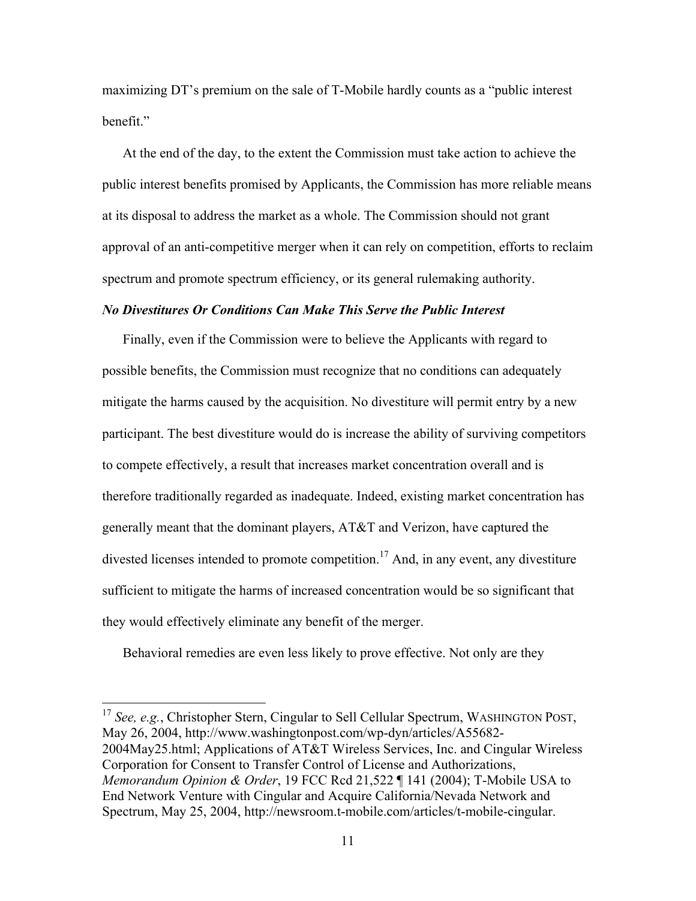maximizing DT's premium on the sale of T-Mobile hardly counts as a "public interest benefit."

At the end of the day, to the extent the Commission must take action to achieve the public interest benefits promised by Applicants, the Commission has more reliable means at its disposal to address the market as a whole. The Commission should not grant approval of an anti-competitive merger when it can rely on competition, efforts to reclaim spectrum and promote spectrum efficiency, or its general rulemaking authority.

***No Divestitures Or Conditions Can Make This Serve the Public Interest***

Finally, even if the Commission were to believe the Applicants with regard to possible benefits, the Commission must recognize that no conditions can adequately mitigate the harms caused by the acquisition. No divestiture will permit entry by a new participant. The best divestiture would do is increase the ability of surviving competitors to compete effectively, a result that increases market concentration overall and is therefore traditionally regarded as inadequate. Indeed, existing market concentration has generally meant that the dominant players, AT&T and Verizon, have captured the divested licenses intended to promote competition.[17] And, in any event, any divestiture sufficient to mitigate the harms of increased concentration would be so significant that they would effectively eliminate any benefit of the merger.

Behavioral remedies are even less likely to prove effective. Not only are they

---

[17] *See, e.g.*, Christopher Stern, Cingular to Sell Cellular Spectrum, WASHINGTON POST, May 26, 2004, http://www.washingtonpost.com/wp-dyn/articles/A55682-2004May25.html; Applications of AT&T Wireless Services, Inc. and Cingular Wireless Corporation for Consent to Transfer Control of License and Authorizations, *Memorandum Opinion & Order*, 19 FCC Rcd 21,522 ¶ 141 (2004); T-Mobile USA to End Network Venture with Cingular and Acquire California/Nevada Network and Spectrum, May 25, 2004, http://newsroom.t-mobile.com/articles/t-mobile-cingular.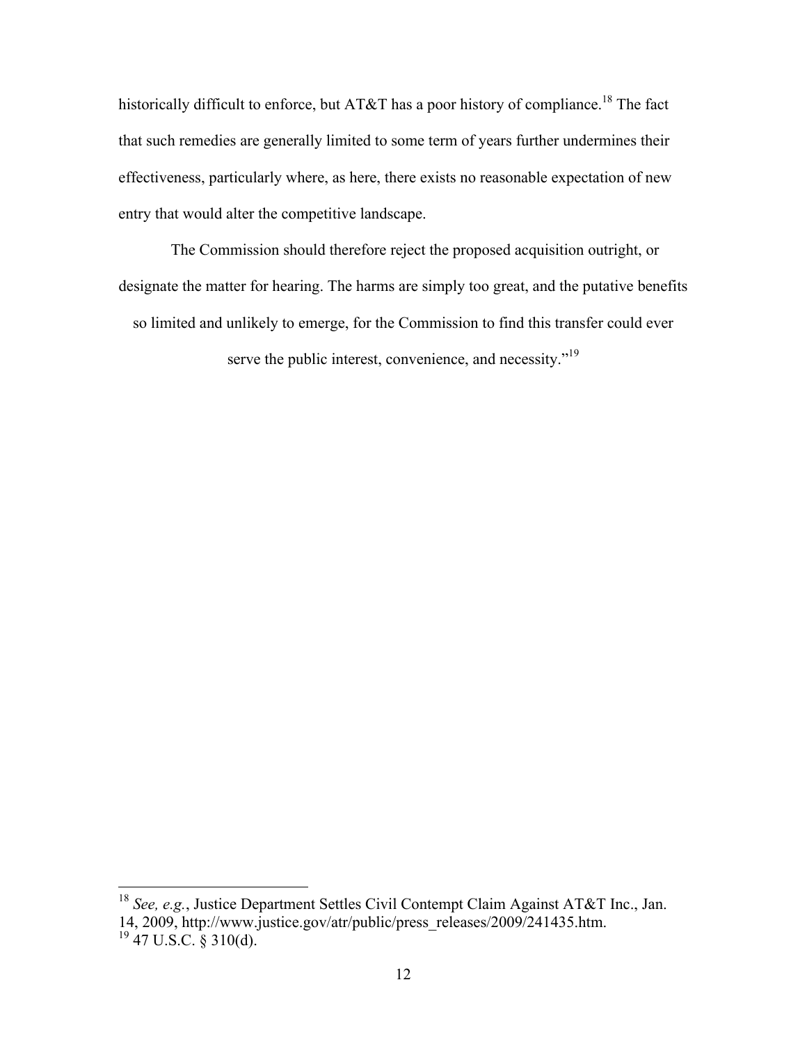historically difficult to enforce, but AT&T has a poor history of compliance.[18] The fact that such remedies are generally limited to some term of years further undermines their effectiveness, particularly where, as here, there exists no reasonable expectation of new entry that would alter the competitive landscape.

The Commission should therefore reject the proposed acquisition outright, or designate the matter for hearing. The harms are simply too great, and the putative benefits so limited and unlikely to emerge, for the Commission to find this transfer could ever serve the public interest, convenience, and necessity."[19]

---

[18] *See, e.g.*, Justice Department Settles Civil Contempt Claim Against AT&T Inc., Jan. 14, 2009, http://www.justice.gov/atr/public/press_releases/2009/241435.htm.

[19] 47 U.S.C. § 310(d).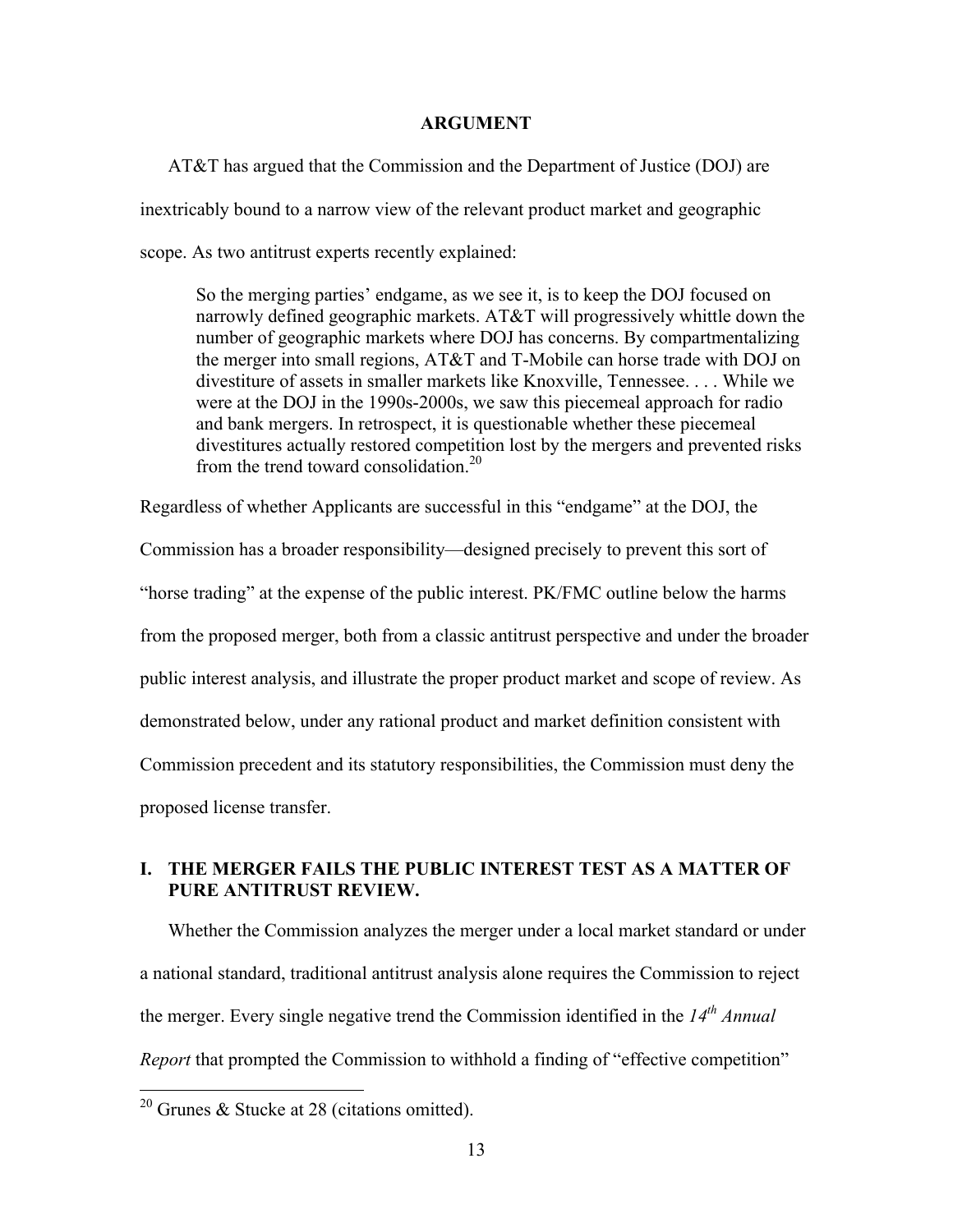## ARGUMENT

AT&T has argued that the Commission and the Department of Justice (DOJ) are inextricably bound to a narrow view of the relevant product market and geographic scope. As two antitrust experts recently explained:

> So the merging parties' endgame, as we see it, is to keep the DOJ focused on narrowly defined geographic markets. AT&T will progressively whittle down the number of geographic markets where DOJ has concerns. By compartmentalizing the merger into small regions, AT&T and T-Mobile can horse trade with DOJ on divestiture of assets in smaller markets like Knoxville, Tennessee. . . . While we were at the DOJ in the 1990s-2000s, we saw this piecemeal approach for radio and bank mergers. In retrospect, it is questionable whether these piecemeal divestitures actually restored competition lost by the mergers and prevented risks from the trend toward consolidation.[20]

Regardless of whether Applicants are successful in this "endgame" at the DOJ, the Commission has a broader responsibility—designed precisely to prevent this sort of "horse trading" at the expense of the public interest. PK/FMC outline below the harms from the proposed merger, both from a classic antitrust perspective and under the broader public interest analysis, and illustrate the proper product market and scope of review. As demonstrated below, under any rational product and market definition consistent with Commission precedent and its statutory responsibilities, the Commission must deny the proposed license transfer.

### I. THE MERGER FAILS THE PUBLIC INTEREST TEST AS A MATTER OF PURE ANTITRUST REVIEW.

Whether the Commission analyzes the merger under a local market standard or under a national standard, traditional antitrust analysis alone requires the Commission to reject the merger. Every single negative trend the Commission identified in the *14th Annual Report* that prompted the Commission to withhold a finding of "effective competition"

---

[20] Grunes & Stucke at 28 (citations omitted).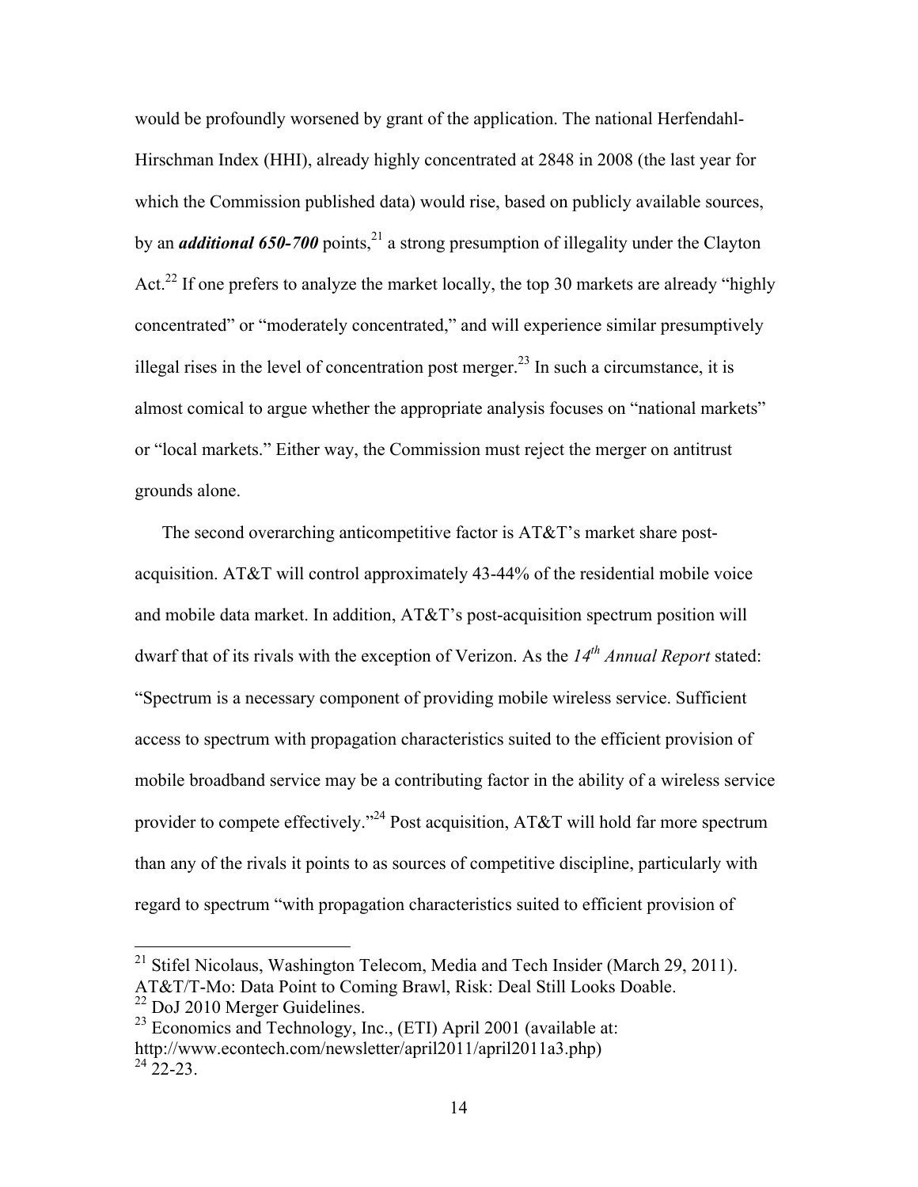would be profoundly worsened by grant of the application. The national Herfendahl-Hirschman Index (HHI), already highly concentrated at 2848 in 2008 (the last year for which the Commission published data) would rise, based on publicly available sources, by an ***additional 650-700*** points,[21] a strong presumption of illegality under the Clayton Act.[22] If one prefers to analyze the market locally, the top 30 markets are already "highly concentrated" or "moderately concentrated," and will experience similar presumptively illegal rises in the level of concentration post merger.[23] In such a circumstance, it is almost comical to argue whether the appropriate analysis focuses on "national markets" or "local markets." Either way, the Commission must reject the merger on antitrust grounds alone.

The second overarching anticompetitive factor is AT&T's market share post-acquisition. AT&T will control approximately 43-44% of the residential mobile voice and mobile data market. In addition, AT&T's post-acquisition spectrum position will dwarf that of its rivals with the exception of Verizon. As the *14th Annual Report* stated: "Spectrum is a necessary component of providing mobile wireless service. Sufficient access to spectrum with propagation characteristics suited to the efficient provision of mobile broadband service may be a contributing factor in the ability of a wireless service provider to compete effectively."[24] Post acquisition, AT&T will hold far more spectrum than any of the rivals it points to as sources of competitive discipline, particularly with regard to spectrum "with propagation characteristics suited to efficient provision of

---

[21] Stifel Nicolaus, Washington Telecom, Media and Tech Insider (March 29, 2011). AT&T/T-Mo: Data Point to Coming Brawl, Risk: Deal Still Looks Doable.

[22] DoJ 2010 Merger Guidelines.

[23] Economics and Technology, Inc., (ETI) April 2001 (available at: http://www.econtech.com/newsletter/april2011/april2011a3.php)

[24] 22-23.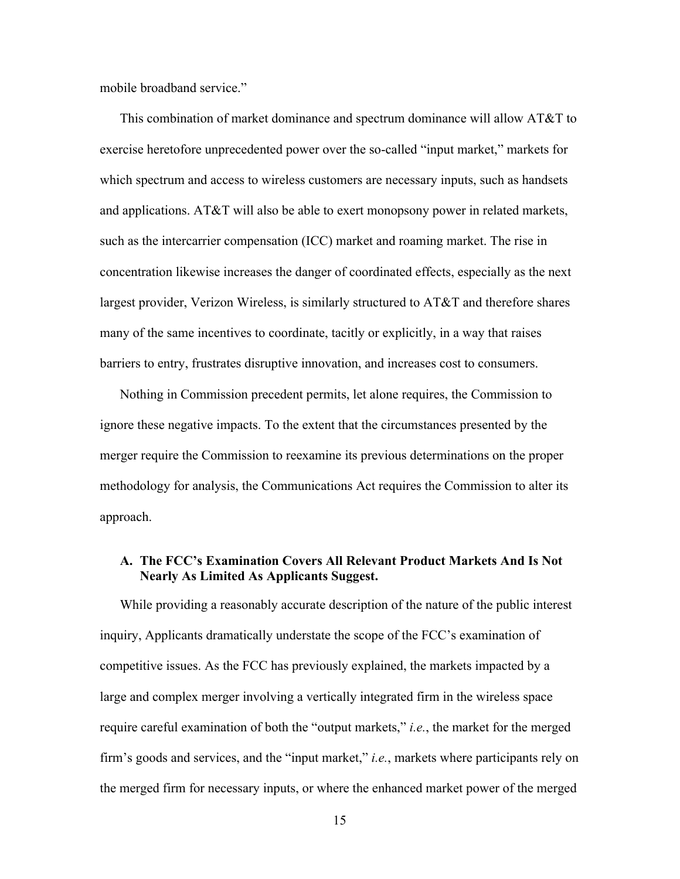mobile broadband service."

This combination of market dominance and spectrum dominance will allow AT&T to exercise heretofore unprecedented power over the so-called "input market," markets for which spectrum and access to wireless customers are necessary inputs, such as handsets and applications. AT&T will also be able to exert monopsony power in related markets, such as the intercarrier compensation (ICC) market and roaming market. The rise in concentration likewise increases the danger of coordinated effects, especially as the next largest provider, Verizon Wireless, is similarly structured to AT&T and therefore shares many of the same incentives to coordinate, tacitly or explicitly, in a way that raises barriers to entry, frustrates disruptive innovation, and increases cost to consumers.

Nothing in Commission precedent permits, let alone requires, the Commission to ignore these negative impacts. To the extent that the circumstances presented by the merger require the Commission to reexamine its previous determinations on the proper methodology for analysis, the Communications Act requires the Commission to alter its approach.

### A. The FCC's Examination Covers All Relevant Product Markets And Is Not Nearly As Limited As Applicants Suggest.

While providing a reasonably accurate description of the nature of the public interest inquiry, Applicants dramatically understate the scope of the FCC's examination of competitive issues. As the FCC has previously explained, the markets impacted by a large and complex merger involving a vertically integrated firm in the wireless space require careful examination of both the "output markets," *i.e.*, the market for the merged firm's goods and services, and the "input market," *i.e.*, markets where participants rely on the merged firm for necessary inputs, or where the enhanced market power of the merged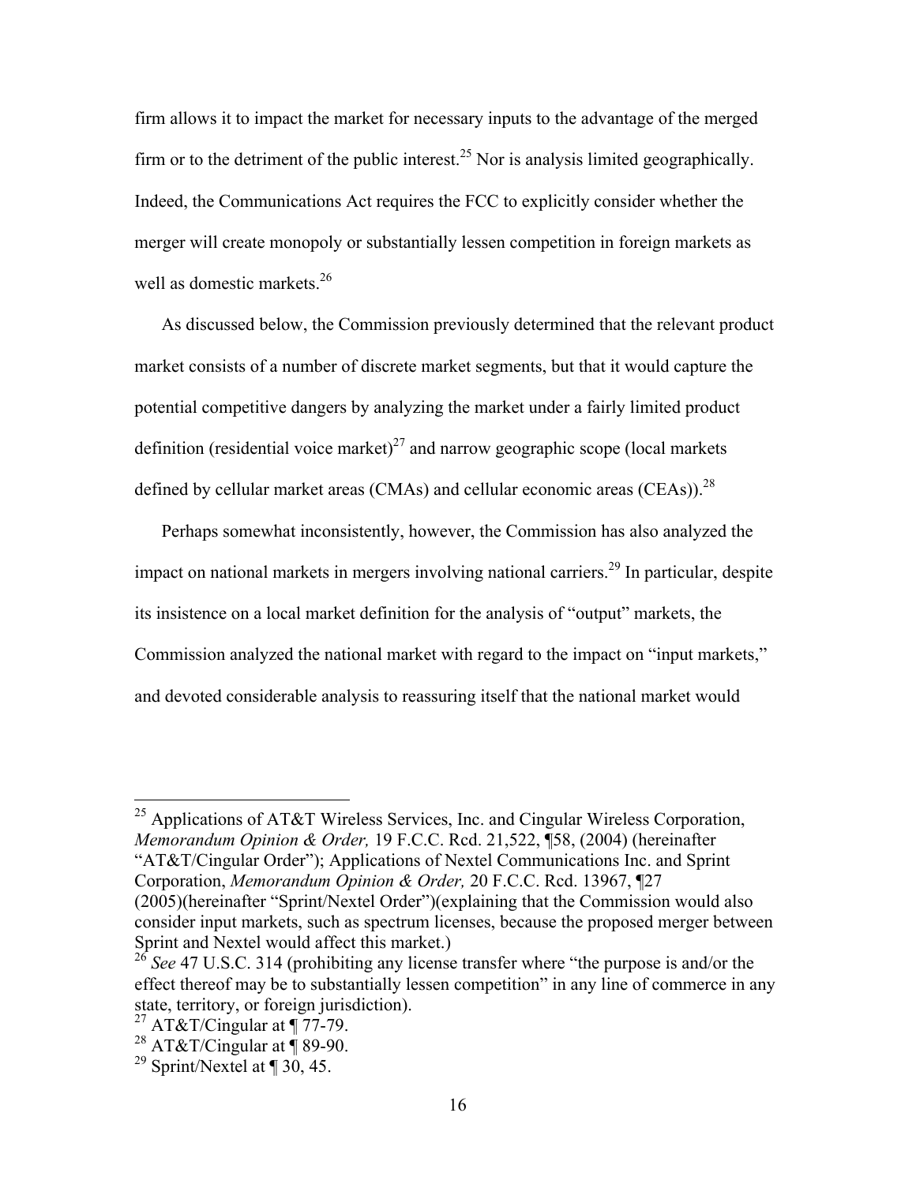firm allows it to impact the market for necessary inputs to the advantage of the merged firm or to the detriment of the public interest.[25] Nor is analysis limited geographically. Indeed, the Communications Act requires the FCC to explicitly consider whether the merger will create monopoly or substantially lessen competition in foreign markets as well as domestic markets.[26]

As discussed below, the Commission previously determined that the relevant product market consists of a number of discrete market segments, but that it would capture the potential competitive dangers by analyzing the market under a fairly limited product definition (residential voice market)[27] and narrow geographic scope (local markets defined by cellular market areas (CMAs) and cellular economic areas (CEAs)).[28]

Perhaps somewhat inconsistently, however, the Commission has also analyzed the impact on national markets in mergers involving national carriers.[29] In particular, despite its insistence on a local market definition for the analysis of "output" markets, the Commission analyzed the national market with regard to the impact on "input markets," and devoted considerable analysis to reassuring itself that the national market would

---

[25] Applications of AT&T Wireless Services, Inc. and Cingular Wireless Corporation, *Memorandum Opinion & Order,* 19 F.C.C. Rcd. 21,522, ¶58, (2004) (hereinafter "AT&T/Cingular Order"); Applications of Nextel Communications Inc. and Sprint Corporation, *Memorandum Opinion & Order,* 20 F.C.C. Rcd. 13967, ¶27 (2005)(hereinafter "Sprint/Nextel Order")(explaining that the Commission would also consider input markets, such as spectrum licenses, because the proposed merger between Sprint and Nextel would affect this market.)

[26] *See* 47 U.S.C. 314 (prohibiting any license transfer where "the purpose is and/or the effect thereof may be to substantially lessen competition" in any line of commerce in any state, territory, or foreign jurisdiction).

[27] AT&T/Cingular at ¶ 77-79.

[28] AT&T/Cingular at ¶ 89-90.

[29] Sprint/Nextel at ¶ 30, 45.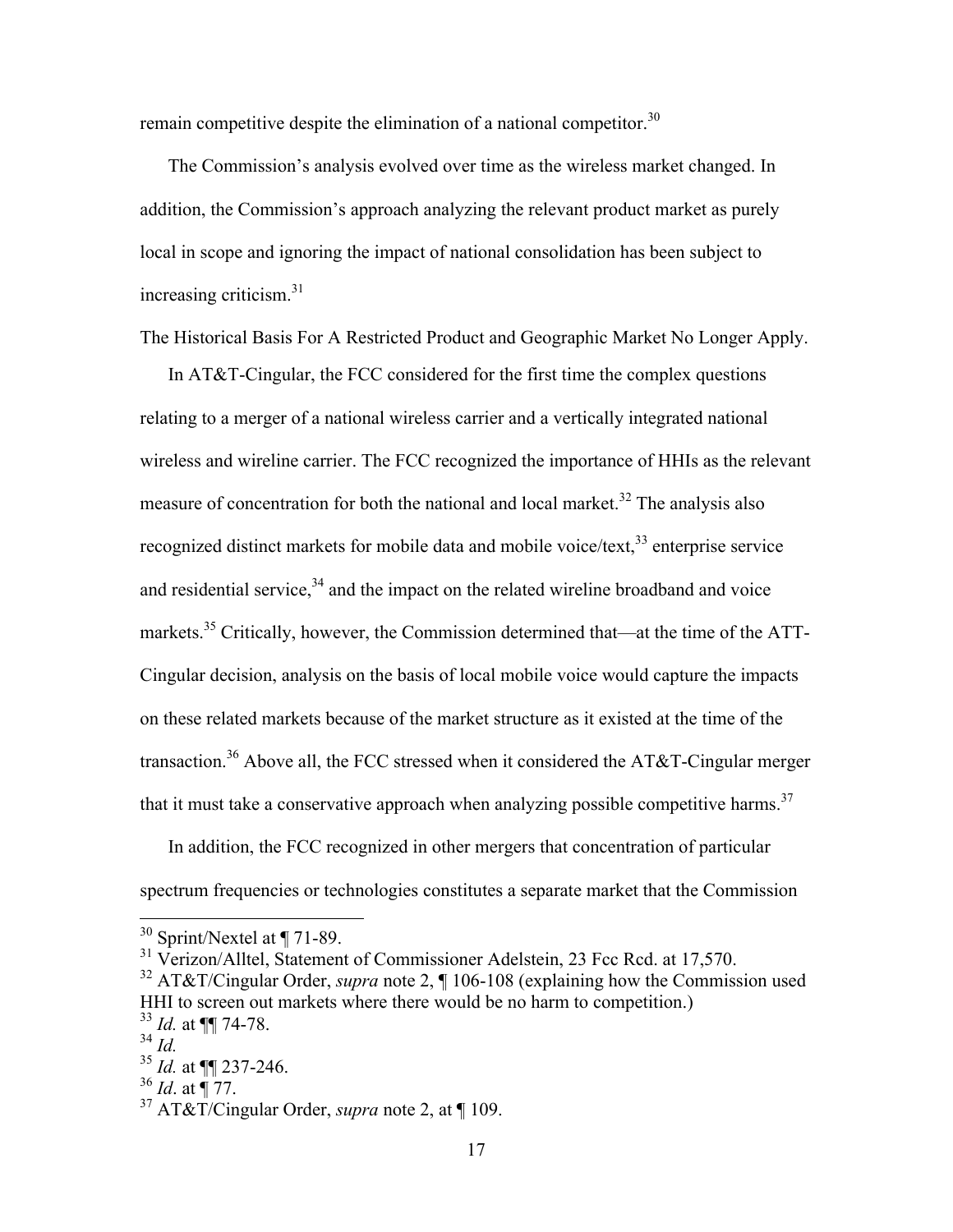remain competitive despite the elimination of a national competitor.[30]

The Commission's analysis evolved over time as the wireless market changed. In addition, the Commission's approach analyzing the relevant product market as purely local in scope and ignoring the impact of national consolidation has been subject to increasing criticism.[31]

The Historical Basis For A Restricted Product and Geographic Market No Longer Apply.

In AT&T-Cingular, the FCC considered for the first time the complex questions relating to a merger of a national wireless carrier and a vertically integrated national wireless and wireline carrier. The FCC recognized the importance of HHIs as the relevant measure of concentration for both the national and local market.[32] The analysis also recognized distinct markets for mobile data and mobile voice/text,[33] enterprise service and residential service,[34] and the impact on the related wireline broadband and voice markets.[35] Critically, however, the Commission determined that—at the time of the ATT-Cingular decision, analysis on the basis of local mobile voice would capture the impacts on these related markets because of the market structure as it existed at the time of the transaction.[36] Above all, the FCC stressed when it considered the AT&T-Cingular merger that it must take a conservative approach when analyzing possible competitive harms.[37]

In addition, the FCC recognized in other mergers that concentration of particular spectrum frequencies or technologies constitutes a separate market that the Commission

---

[30] Sprint/Nextel at ¶ 71-89.

[31] Verizon/Alltel, Statement of Commissioner Adelstein, 23 Fcc Rcd. at 17,570.

[32] AT&T/Cingular Order, *supra* note 2, ¶ 106-108 (explaining how the Commission used HHI to screen out markets where there would be no harm to competition.)

[33] *Id.* at ¶¶ 74-78.

[34] *Id.*

[35] *Id.* at ¶¶ 237-246.

[36] *Id*. at ¶ 77.

[37] AT&T/Cingular Order, *supra* note 2, at ¶ 109.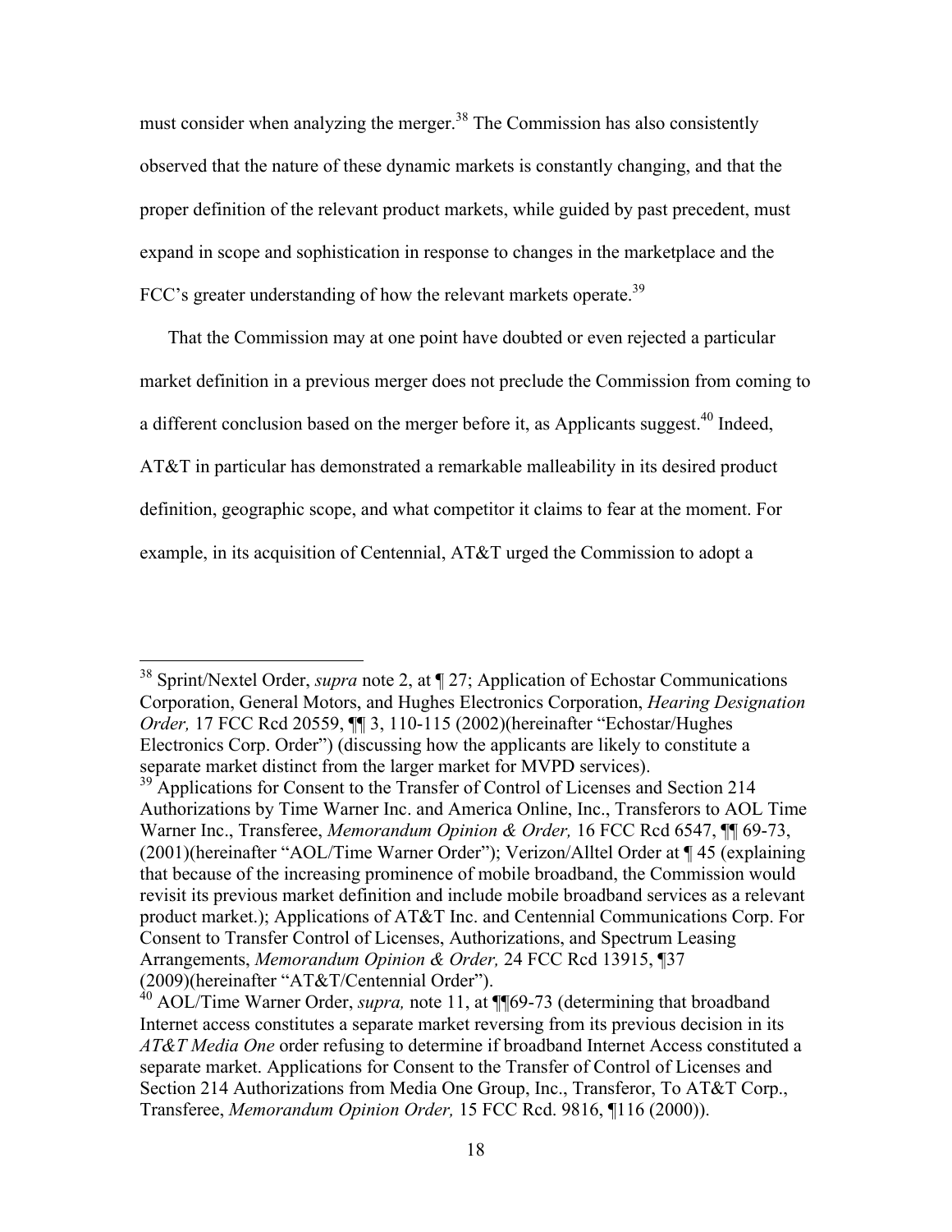must consider when analyzing the merger.[38] The Commission has also consistently observed that the nature of these dynamic markets is constantly changing, and that the proper definition of the relevant product markets, while guided by past precedent, must expand in scope and sophistication in response to changes in the marketplace and the FCC's greater understanding of how the relevant markets operate.[39]

That the Commission may at one point have doubted or even rejected a particular market definition in a previous merger does not preclude the Commission from coming to a different conclusion based on the merger before it, as Applicants suggest.[40] Indeed, AT&T in particular has demonstrated a remarkable malleability in its desired product definition, geographic scope, and what competitor it claims to fear at the moment. For example, in its acquisition of Centennial, AT&T urged the Commission to adopt a

---

[38] Sprint/Nextel Order, *supra* note 2, at ¶ 27; Application of Echostar Communications Corporation, General Motors, and Hughes Electronics Corporation, *Hearing Designation Order,* 17 FCC Rcd 20559, ¶¶ 3, 110-115 (2002)(hereinafter "Echostar/Hughes Electronics Corp. Order") (discussing how the applicants are likely to constitute a separate market distinct from the larger market for MVPD services).

[39] Applications for Consent to the Transfer of Control of Licenses and Section 214 Authorizations by Time Warner Inc. and America Online, Inc., Transferors to AOL Time Warner Inc., Transferee, *Memorandum Opinion & Order,* 16 FCC Rcd 6547, ¶¶ 69-73, (2001)(hereinafter "AOL/Time Warner Order"); Verizon/Alltel Order at ¶ 45 (explaining that because of the increasing prominence of mobile broadband, the Commission would revisit its previous market definition and include mobile broadband services as a relevant product market.); Applications of AT&T Inc. and Centennial Communications Corp. For Consent to Transfer Control of Licenses, Authorizations, and Spectrum Leasing Arrangements, *Memorandum Opinion & Order,* 24 FCC Rcd 13915, ¶37 (2009)(hereinafter "AT&T/Centennial Order").

[40] AOL/Time Warner Order, *supra,* note 11, at ¶¶69-73 (determining that broadband Internet access constitutes a separate market reversing from its previous decision in its *AT&T Media One* order refusing to determine if broadband Internet Access constituted a separate market. Applications for Consent to the Transfer of Control of Licenses and Section 214 Authorizations from Media One Group, Inc., Transferor, To AT&T Corp., Transferee, *Memorandum Opinion Order,* 15 FCC Rcd. 9816, ¶116 (2000)).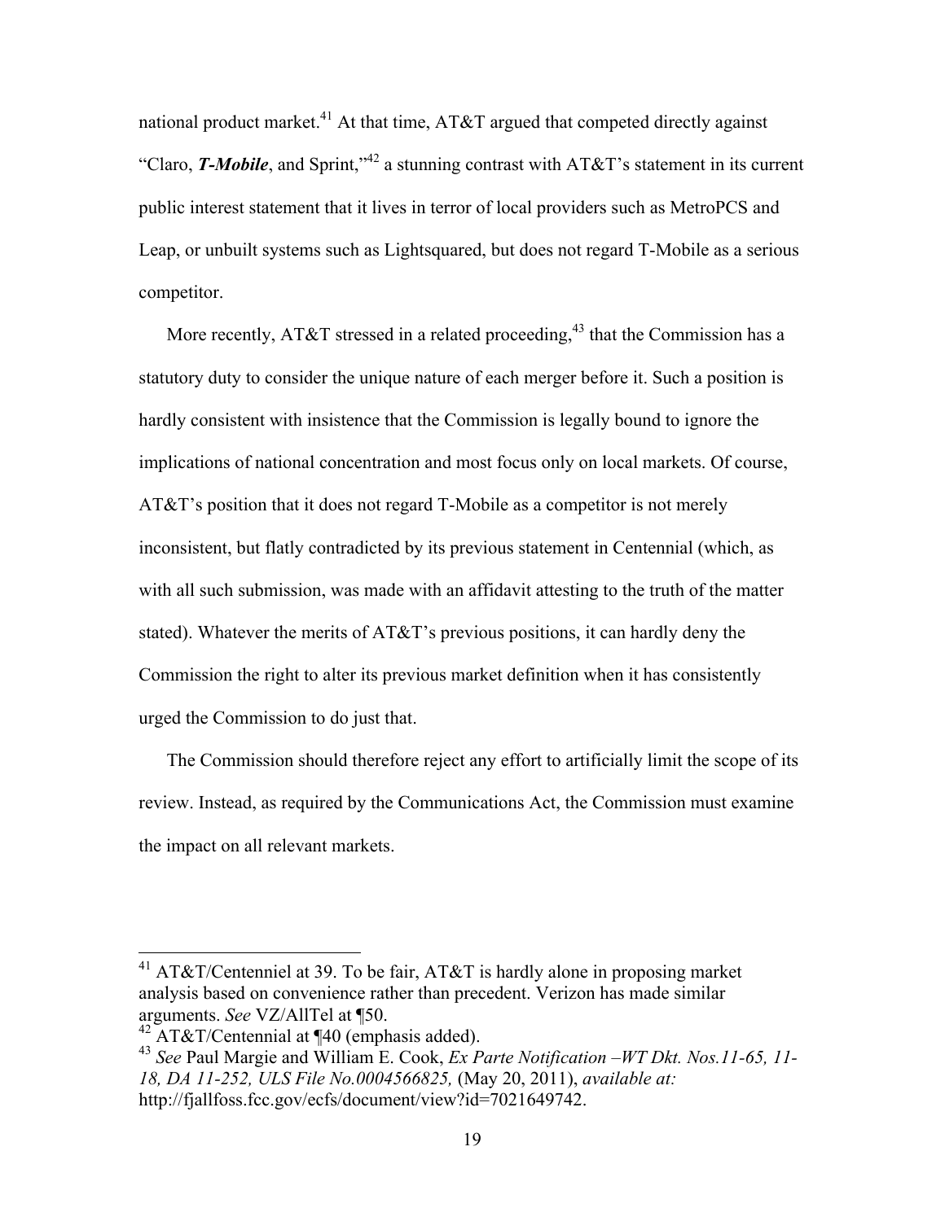national product market.[41] At that time, AT&T argued that competed directly against "Claro, ***T-Mobile***, and Sprint,"[42] a stunning contrast with AT&T's statement in its current public interest statement that it lives in terror of local providers such as MetroPCS and Leap, or unbuilt systems such as Lightsquared, but does not regard T-Mobile as a serious competitor.

More recently, AT&T stressed in a related proceeding,[43] that the Commission has a statutory duty to consider the unique nature of each merger before it. Such a position is hardly consistent with insistence that the Commission is legally bound to ignore the implications of national concentration and most focus only on local markets. Of course, AT&T's position that it does not regard T-Mobile as a competitor is not merely inconsistent, but flatly contradicted by its previous statement in Centennial (which, as with all such submission, was made with an affidavit attesting to the truth of the matter stated). Whatever the merits of AT&T's previous positions, it can hardly deny the Commission the right to alter its previous market definition when it has consistently urged the Commission to do just that.

The Commission should therefore reject any effort to artificially limit the scope of its review. Instead, as required by the Communications Act, the Commission must examine the impact on all relevant markets.

---

[41] AT&T/Centenniel at 39. To be fair, AT&T is hardly alone in proposing market analysis based on convenience rather than precedent. Verizon has made similar arguments. *See* VZ/AllTel at ¶50.

[42] AT&T/Centennial at ¶40 (emphasis added).

[43] *See* Paul Margie and William E. Cook, *Ex Parte Notification –WT Dkt. Nos.11-65, 11-18, DA 11-252, ULS File No.0004566825,* (May 20, 2011), *available at:* http://fjallfoss.fcc.gov/ecfs/document/view?id=7021649742.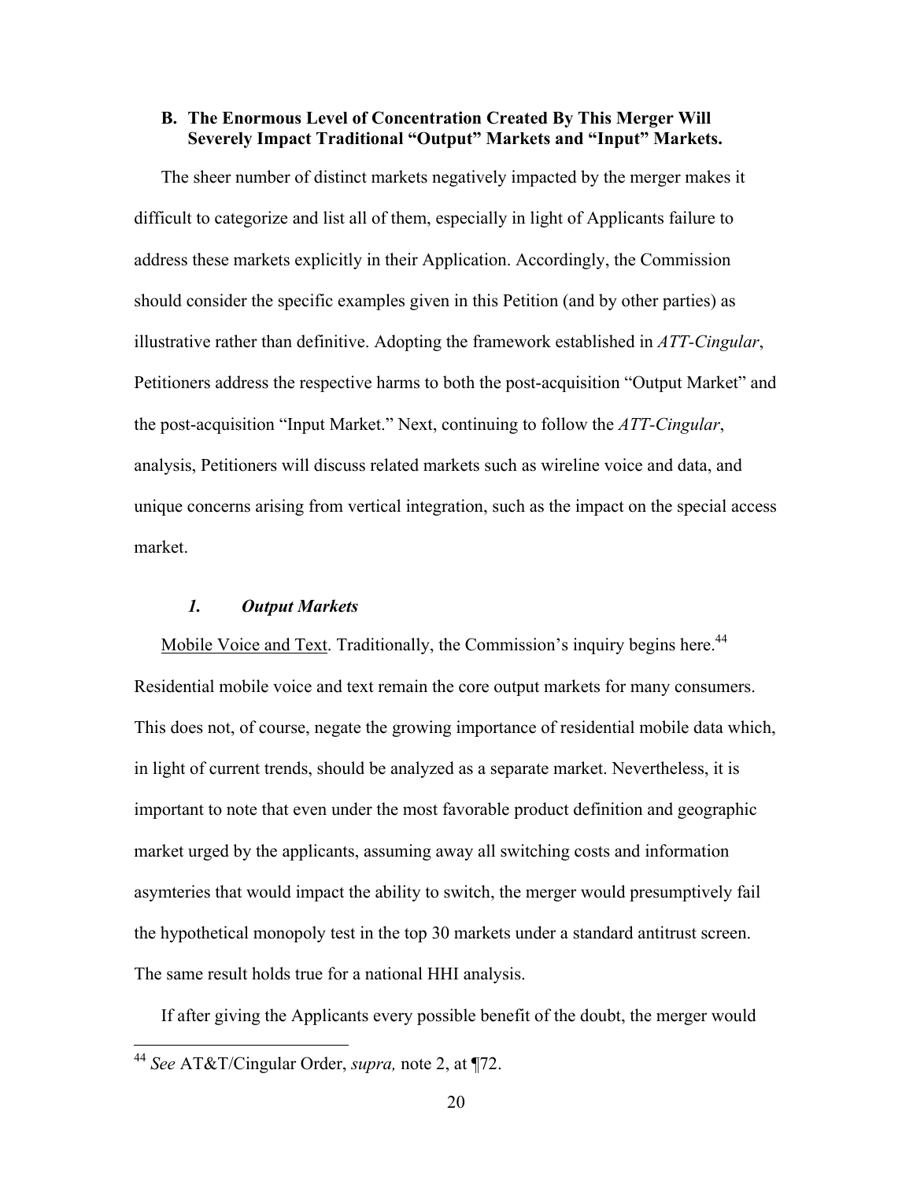### B. The Enormous Level of Concentration Created By This Merger Will Severely Impact Traditional "Output" Markets and "Input" Markets.

The sheer number of distinct markets negatively impacted by the merger makes it difficult to categorize and list all of them, especially in light of Applicants failure to address these markets explicitly in their Application. Accordingly, the Commission should consider the specific examples given in this Petition (and by other parties) as illustrative rather than definitive. Adopting the framework established in *ATT-Cingular*, Petitioners address the respective harms to both the post-acquisition "Output Market" and the post-acquisition "Input Market." Next, continuing to follow the *ATT-Cingular*, analysis, Petitioners will discuss related markets such as wireline voice and data, and unique concerns arising from vertical integration, such as the impact on the special access market.

#### *1. Output Markets*

Mobile Voice and Text. Traditionally, the Commission's inquiry begins here.[44] Residential mobile voice and text remain the core output markets for many consumers. This does not, of course, negate the growing importance of residential mobile data which, in light of current trends, should be analyzed as a separate market. Nevertheless, it is important to note that even under the most favorable product definition and geographic market urged by the applicants, assuming away all switching costs and information asymteries that would impact the ability to switch, the merger would presumptively fail the hypothetical monopoly test in the top 30 markets under a standard antitrust screen. The same result holds true for a national HHI analysis.

If after giving the Applicants every possible benefit of the doubt, the merger would

[44] *See* AT&T/Cingular Order, *supra,* note 2, at ¶72.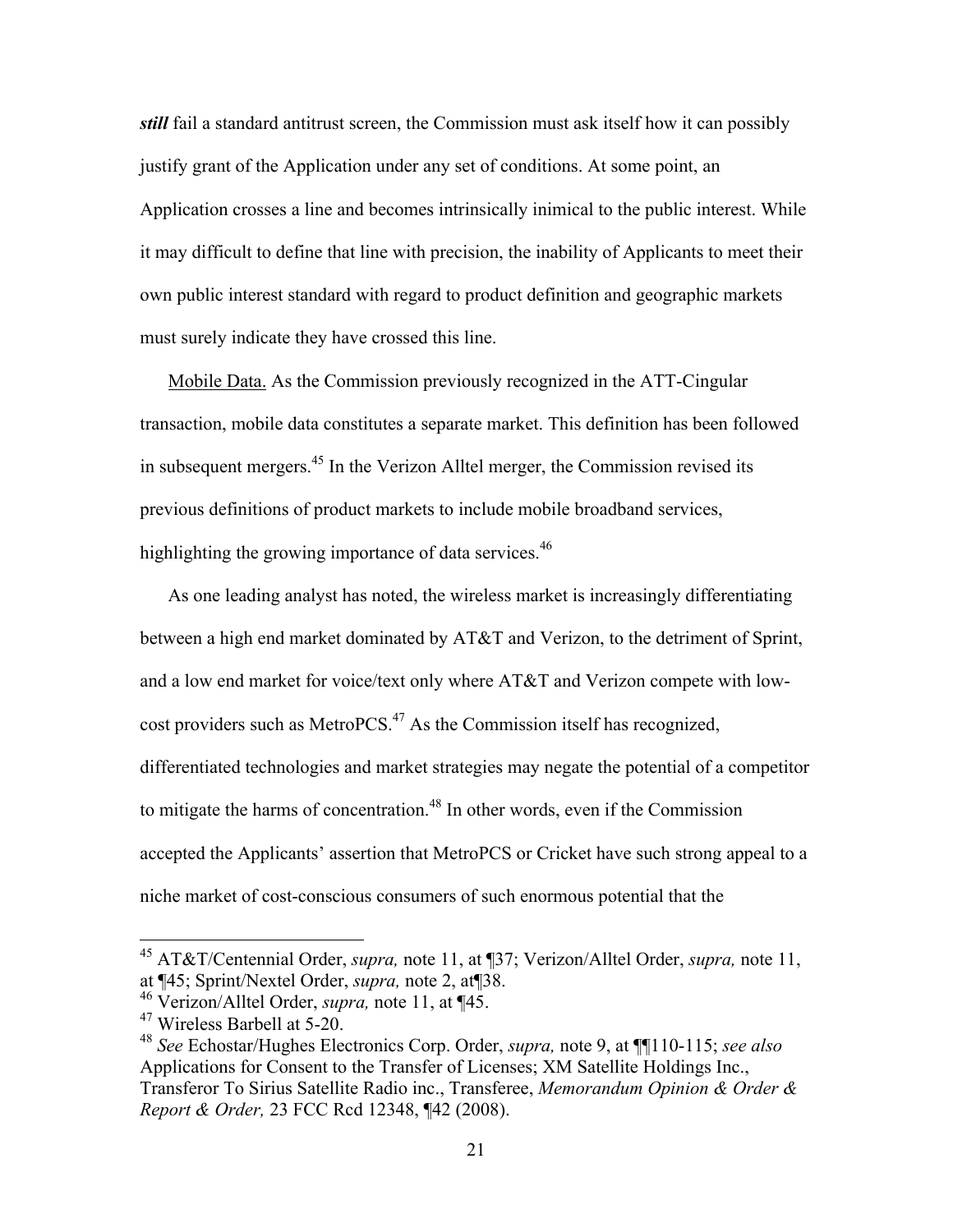***still*** fail a standard antitrust screen, the Commission must ask itself how it can possibly justify grant of the Application under any set of conditions. At some point, an Application crosses a line and becomes intrinsically inimical to the public interest. While it may difficult to define that line with precision, the inability of Applicants to meet their own public interest standard with regard to product definition and geographic markets must surely indicate they have crossed this line.

Mobile Data. As the Commission previously recognized in the ATT-Cingular transaction, mobile data constitutes a separate market. This definition has been followed in subsequent mergers.[45] In the Verizon Alltel merger, the Commission revised its previous definitions of product markets to include mobile broadband services, highlighting the growing importance of data services.[46]

As one leading analyst has noted, the wireless market is increasingly differentiating between a high end market dominated by AT&T and Verizon, to the detriment of Sprint, and a low end market for voice/text only where AT&T and Verizon compete with low-cost providers such as MetroPCS.[47] As the Commission itself has recognized, differentiated technologies and market strategies may negate the potential of a competitor to mitigate the harms of concentration.[48] In other words, even if the Commission accepted the Applicants' assertion that MetroPCS or Cricket have such strong appeal to a niche market of cost-conscious consumers of such enormous potential that the

---

[45] AT&T/Centennial Order, *supra,* note 11, at ¶37; Verizon/Alltel Order, *supra,* note 11, at ¶45; Sprint/Nextel Order, *supra,* note 2, at¶38.

[46] Verizon/Alltel Order, *supra,* note 11, at ¶45.

[47] Wireless Barbell at 5-20.

[48] *See* Echostar/Hughes Electronics Corp. Order, *supra,* note 9, at ¶¶110-115; *see also* Applications for Consent to the Transfer of Licenses; XM Satellite Holdings Inc., Transferor To Sirius Satellite Radio inc., Transferee, *Memorandum Opinion & Order & Report & Order,* 23 FCC Rcd 12348, ¶42 (2008).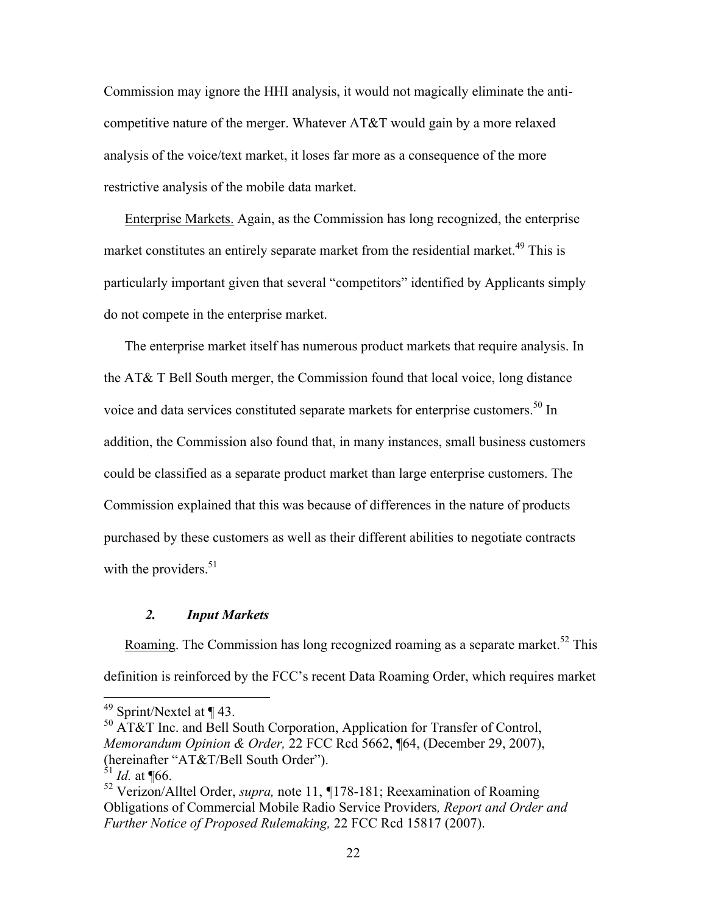Commission may ignore the HHI analysis, it would not magically eliminate the anti-competitive nature of the merger. Whatever AT&T would gain by a more relaxed analysis of the voice/text market, it loses far more as a consequence of the more restrictive analysis of the mobile data market.

Enterprise Markets. Again, as the Commission has long recognized, the enterprise market constitutes an entirely separate market from the residential market.[49] This is particularly important given that several "competitors" identified by Applicants simply do not compete in the enterprise market.

The enterprise market itself has numerous product markets that require analysis. In the AT& T Bell South merger, the Commission found that local voice, long distance voice and data services constituted separate markets for enterprise customers.[50] In addition, the Commission also found that, in many instances, small business customers could be classified as a separate product market than large enterprise customers. The Commission explained that this was because of differences in the nature of products purchased by these customers as well as their different abilities to negotiate contracts with the providers.[51]

### *2. Input Markets*

Roaming. The Commission has long recognized roaming as a separate market.[52] This definition is reinforced by the FCC's recent Data Roaming Order, which requires market

---

[49] Sprint/Nextel at ¶ 43.

[50] AT&T Inc. and Bell South Corporation, Application for Transfer of Control, *Memorandum Opinion & Order,* 22 FCC Rcd 5662, ¶64, (December 29, 2007), (hereinafter "AT&T/Bell South Order").

[51] *Id.* at ¶66.

[52] Verizon/Alltel Order, *supra,* note 11, ¶178-181; Reexamination of Roaming Obligations of Commercial Mobile Radio Service Providers*, Report and Order and Further Notice of Proposed Rulemaking,* 22 FCC Rcd 15817 (2007).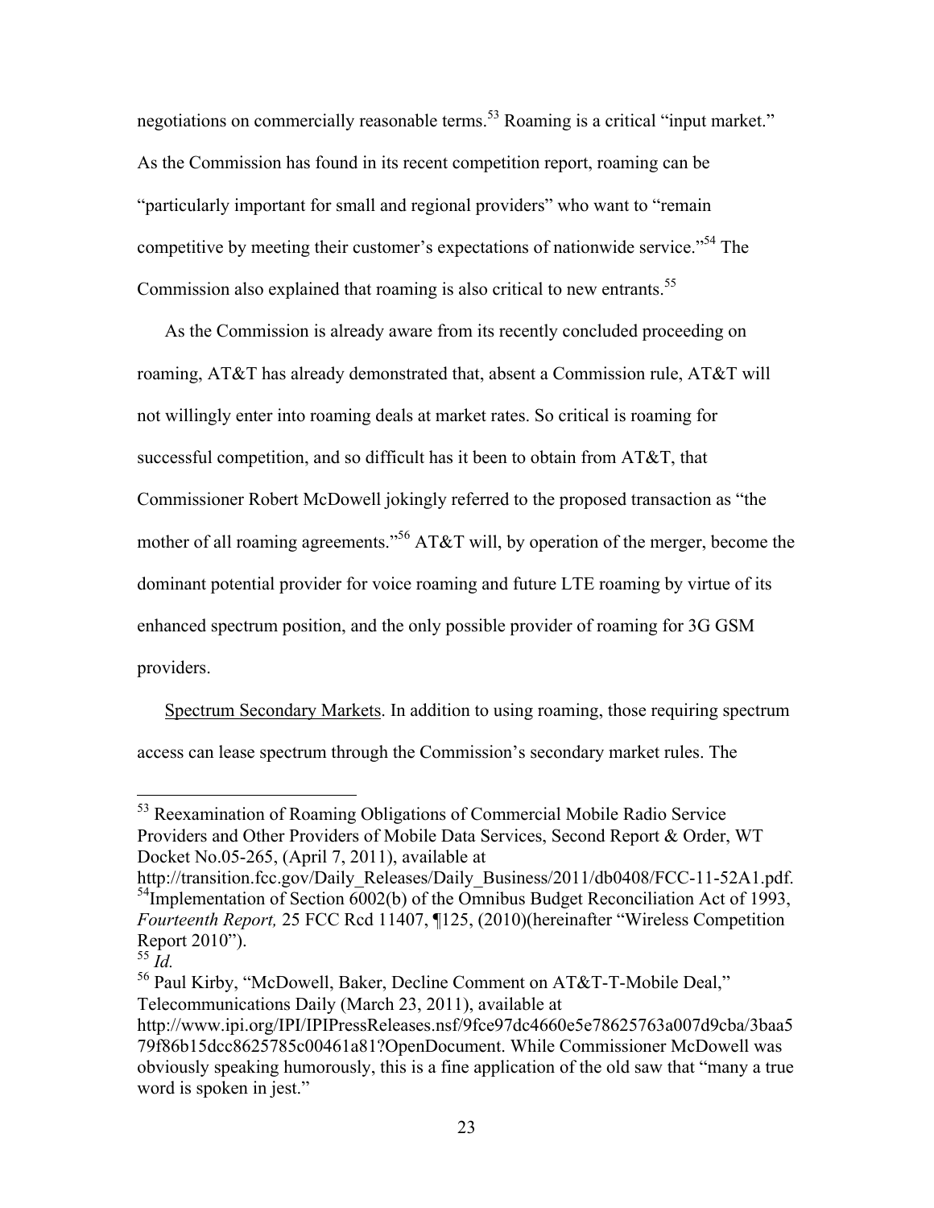negotiations on commercially reasonable terms.[53] Roaming is a critical "input market." As the Commission has found in its recent competition report, roaming can be "particularly important for small and regional providers" who want to "remain competitive by meeting their customer's expectations of nationwide service."[54] The Commission also explained that roaming is also critical to new entrants.[55]

As the Commission is already aware from its recently concluded proceeding on roaming, AT&T has already demonstrated that, absent a Commission rule, AT&T will not willingly enter into roaming deals at market rates. So critical is roaming for successful competition, and so difficult has it been to obtain from AT&T, that Commissioner Robert McDowell jokingly referred to the proposed transaction as "the mother of all roaming agreements."[56] AT&T will, by operation of the merger, become the dominant potential provider for voice roaming and future LTE roaming by virtue of its enhanced spectrum position, and the only possible provider of roaming for 3G GSM providers.

<u>Spectrum Secondary Markets</u>. In addition to using roaming, those requiring spectrum access can lease spectrum through the Commission's secondary market rules. The

---

[53] Reexamination of Roaming Obligations of Commercial Mobile Radio Service Providers and Other Providers of Mobile Data Services, Second Report & Order, WT Docket No.05-265, (April 7, 2011), available at http://transition.fcc.gov/Daily_Releases/Daily_Business/2011/db0408/FCC-11-52A1.pdf.

[54] Implementation of Section 6002(b) of the Omnibus Budget Reconciliation Act of 1993, *Fourteenth Report,* 25 FCC Rcd 11407, ¶125, (2010)(hereinafter "Wireless Competition Report 2010").

[55] *Id.*

[56] Paul Kirby, "McDowell, Baker, Decline Comment on AT&T-T-Mobile Deal," Telecommunications Daily (March 23, 2011), available at http://www.ipi.org/IPI/IPIPressReleases.nsf/9fce97dc4660e5e78625763a007d9cba/3baa579f86b15dcc8625785c00461a81?OpenDocument. While Commissioner McDowell was obviously speaking humorously, this is a fine application of the old saw that "many a true word is spoken in jest."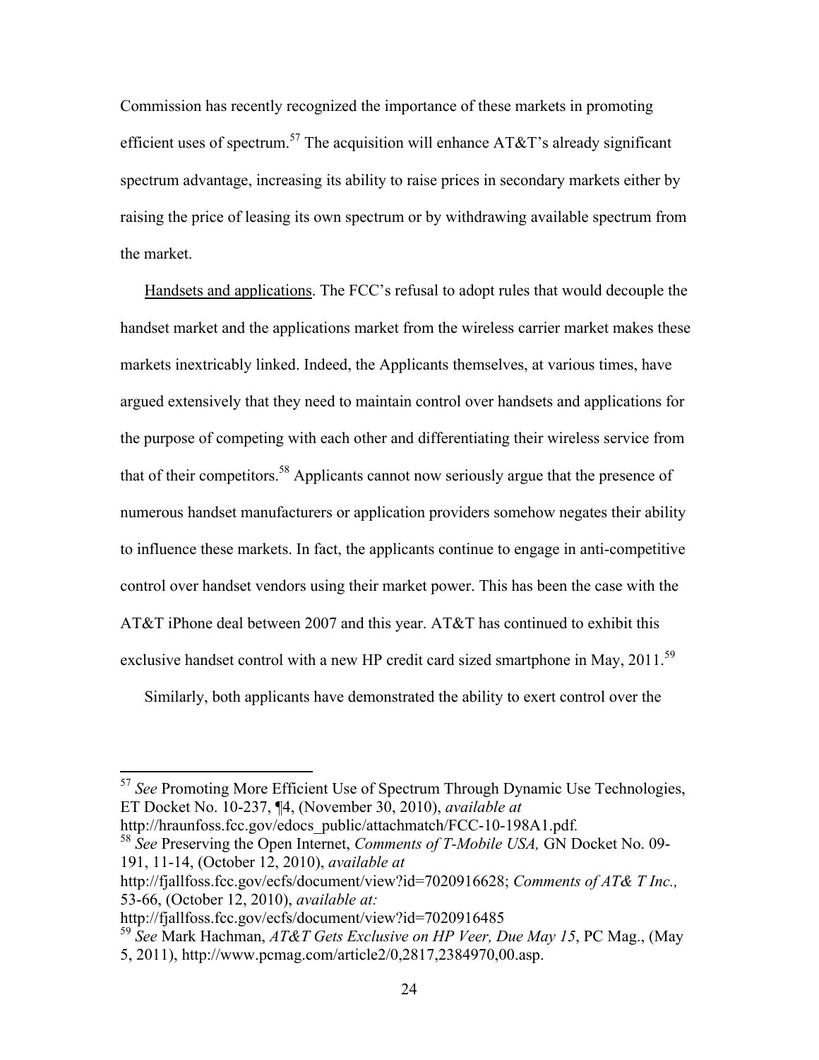Commission has recently recognized the importance of these markets in promoting efficient uses of spectrum.[57] The acquisition will enhance AT&T's already significant spectrum advantage, increasing its ability to raise prices in secondary markets either by raising the price of leasing its own spectrum or by withdrawing available spectrum from the market.

Handsets and applications. The FCC's refusal to adopt rules that would decouple the handset market and the applications market from the wireless carrier market makes these markets inextricably linked. Indeed, the Applicants themselves, at various times, have argued extensively that they need to maintain control over handsets and applications for the purpose of competing with each other and differentiating their wireless service from that of their competitors.[58] Applicants cannot now seriously argue that the presence of numerous handset manufacturers or application providers somehow negates their ability to influence these markets. In fact, the applicants continue to engage in anti-competitive control over handset vendors using their market power. This has been the case with the AT&T iPhone deal between 2007 and this year. AT&T has continued to exhibit this exclusive handset control with a new HP credit card sized smartphone in May, 2011.[59]

Similarly, both applicants have demonstrated the ability to exert control over the

---

[57] *See* Promoting More Efficient Use of Spectrum Through Dynamic Use Technologies, ET Docket No. 10-237, ¶4, (November 30, 2010), *available at* http://hraunfoss.fcc.gov/edocs_public/attachmatch/FCC-10-198A1.pdf.

[58] *See* Preserving the Open Internet, *Comments of T-Mobile USA,* GN Docket No. 09-191, 11-14, (October 12, 2010), *available at* http://fjallfoss.fcc.gov/ecfs/document/view?id=7020916628; *Comments of AT& T Inc.,* 53-66, (October 12, 2010), *available at:* http://fjallfoss.fcc.gov/ecfs/document/view?id=7020916485

[59] *See* Mark Hachman, *AT&T Gets Exclusive on HP Veer, Due May 15*, PC Mag., (May 5, 2011), http://www.pcmag.com/article2/0,2817,2384970,00.asp.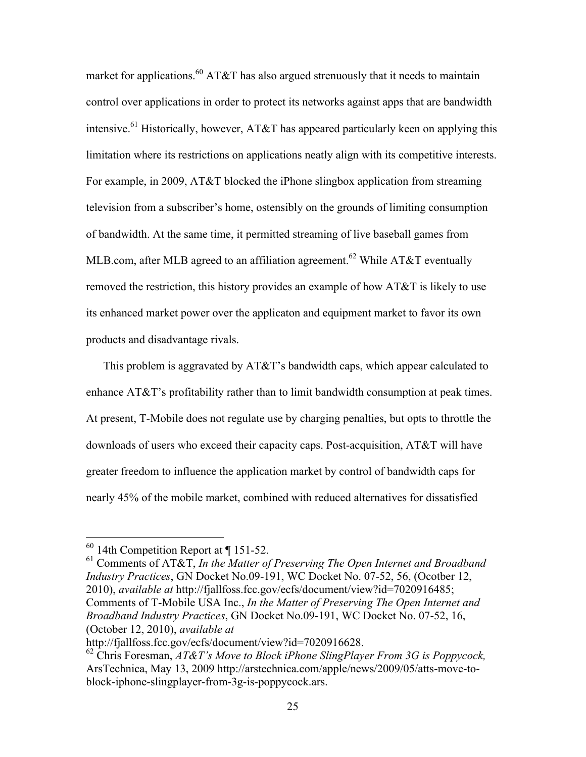market for applications.[60] AT&T has also argued strenuously that it needs to maintain control over applications in order to protect its networks against apps that are bandwidth intensive.[61] Historically, however, AT&T has appeared particularly keen on applying this limitation where its restrictions on applications neatly align with its competitive interests. For example, in 2009, AT&T blocked the iPhone slingbox application from streaming television from a subscriber's home, ostensibly on the grounds of limiting consumption of bandwidth. At the same time, it permitted streaming of live baseball games from MLB.com, after MLB agreed to an affiliation agreement.[62] While AT&T eventually removed the restriction, this history provides an example of how AT&T is likely to use its enhanced market power over the applicaton and equipment market to favor its own products and disadvantage rivals.

This problem is aggravated by AT&T's bandwidth caps, which appear calculated to enhance AT&T's profitability rather than to limit bandwidth consumption at peak times. At present, T-Mobile does not regulate use by charging penalties, but opts to throttle the downloads of users who exceed their capacity caps. Post-acquisition, AT&T will have greater freedom to influence the application market by control of bandwidth caps for nearly 45% of the mobile market, combined with reduced alternatives for dissatisfied

---

[60] 14th Competition Report at ¶ 151-52.

[61] Comments of AT&T, *In the Matter of Preserving The Open Internet and Broadband Industry Practices*, GN Docket No.09-191, WC Docket No. 07-52, 56, (Ocotber 12, 2010), *available at* http://fjallfoss.fcc.gov/ecfs/document/view?id=7020916485; Comments of T-Mobile USA Inc., *In the Matter of Preserving The Open Internet and Broadband Industry Practices*, GN Docket No.09-191, WC Docket No. 07-52, 16, (October 12, 2010), *available at* http://fjallfoss.fcc.gov/ecfs/document/view?id=7020916628.

[62] Chris Foresman, *AT&T's Move to Block iPhone SlingPlayer From 3G is Poppycock,* ArsTechnica, May 13, 2009 http://arstechnica.com/apple/news/2009/05/atts-move-to-block-iphone-slingplayer-from-3g-is-poppycock.ars.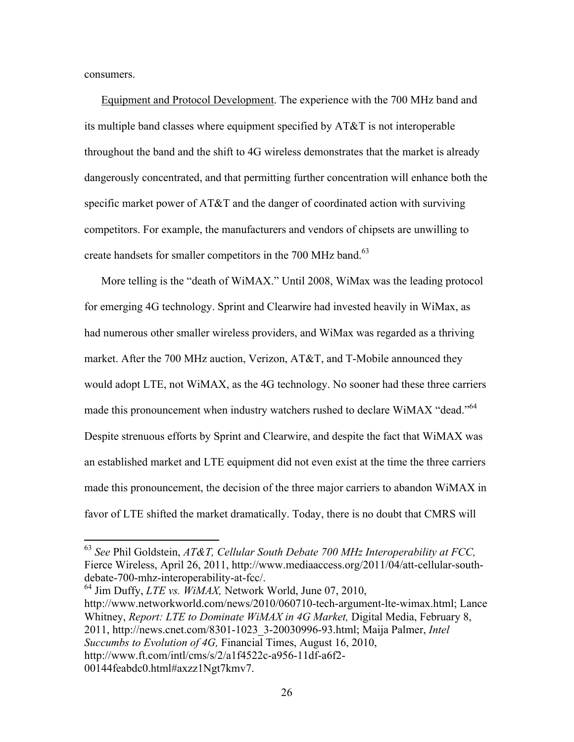consumers.

Equipment and Protocol Development. The experience with the 700 MHz band and its multiple band classes where equipment specified by AT&T is not interoperable throughout the band and the shift to 4G wireless demonstrates that the market is already dangerously concentrated, and that permitting further concentration will enhance both the specific market power of AT&T and the danger of coordinated action with surviving competitors. For example, the manufacturers and vendors of chipsets are unwilling to create handsets for smaller competitors in the 700 MHz band.[63]

More telling is the "death of WiMAX." Until 2008, WiMax was the leading protocol for emerging 4G technology. Sprint and Clearwire had invested heavily in WiMax, as had numerous other smaller wireless providers, and WiMax was regarded as a thriving market. After the 700 MHz auction, Verizon, AT&T, and T-Mobile announced they would adopt LTE, not WiMAX, as the 4G technology. No sooner had these three carriers made this pronouncement when industry watchers rushed to declare WiMAX "dead."[64] Despite strenuous efforts by Sprint and Clearwire, and despite the fact that WiMAX was an established market and LTE equipment did not even exist at the time the three carriers made this pronouncement, the decision of the three major carriers to abandon WiMAX in favor of LTE shifted the market dramatically. Today, there is no doubt that CMRS will

---

[63] *See* Phil Goldstein, *AT&T, Cellular South Debate 700 MHz Interoperability at FCC,* Fierce Wireless, April 26, 2011, http://www.mediaaccess.org/2011/04/att-cellular-south-debate-700-mhz-interoperability-at-fcc/.

[64] Jim Duffy, *LTE vs. WiMAX,* Network World, June 07, 2010, http://www.networkworld.com/news/2010/060710-tech-argument-lte-wimax.html; Lance Whitney, *Report: LTE to Dominate WiMAX in 4G Market,* Digital Media, February 8, 2011, http://news.cnet.com/8301-1023_3-20030996-93.html; Maija Palmer, *Intel Succumbs to Evolution of 4G,* Financial Times, August 16, 2010, http://www.ft.com/intl/cms/s/2/a1f4522c-a956-11df-a6f2-00144feabdc0.html#axzz1Ngt7kmv7.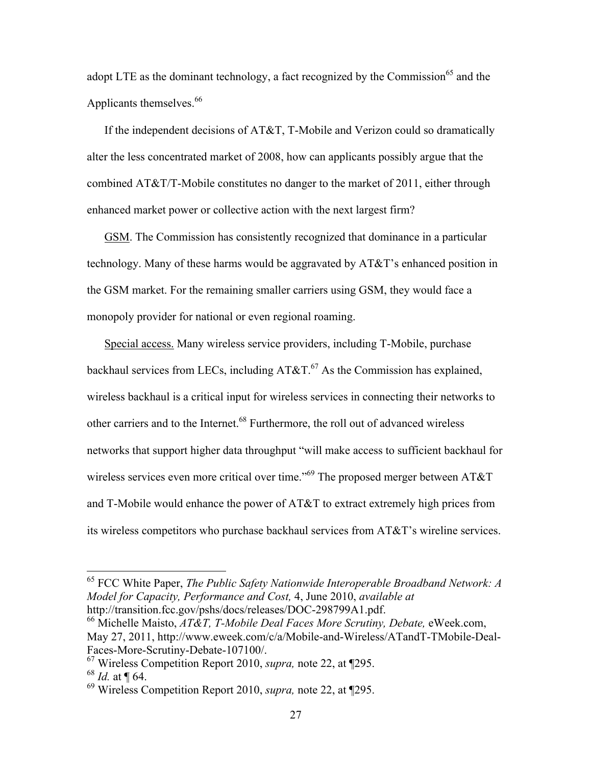adopt LTE as the dominant technology, a fact recognized by the Commission[65] and the Applicants themselves.[66]

If the independent decisions of AT&T, T-Mobile and Verizon could so dramatically alter the less concentrated market of 2008, how can applicants possibly argue that the combined AT&T/T-Mobile constitutes no danger to the market of 2011, either through enhanced market power or collective action with the next largest firm?

<u>GSM</u>. The Commission has consistently recognized that dominance in a particular technology. Many of these harms would be aggravated by AT&T's enhanced position in the GSM market. For the remaining smaller carriers using GSM, they would face a monopoly provider for national or even regional roaming.

<u>Special access.</u> Many wireless service providers, including T-Mobile, purchase backhaul services from LECs, including AT&T.[67] As the Commission has explained, wireless backhaul is a critical input for wireless services in connecting their networks to other carriers and to the Internet.[68] Furthermore, the roll out of advanced wireless networks that support higher data throughput "will make access to sufficient backhaul for wireless services even more critical over time."[69] The proposed merger between AT&T and T-Mobile would enhance the power of AT&T to extract extremely high prices from its wireless competitors who purchase backhaul services from AT&T's wireline services.

---

[65] FCC White Paper, *The Public Safety Nationwide Interoperable Broadband Network: A Model for Capacity, Performance and Cost,* 4, June 2010, *available at* http://transition.fcc.gov/pshs/docs/releases/DOC-298799A1.pdf.

[66] Michelle Maisto, *AT&T, T-Mobile Deal Faces More Scrutiny, Debate,* eWeek.com, May 27, 2011, http://www.eweek.com/c/a/Mobile-and-Wireless/ATandT-TMobile-Deal-Faces-More-Scrutiny-Debate-107100/.

[67] Wireless Competition Report 2010, *supra,* note 22, at ¶295.

[68] *Id.* at ¶ 64.

[69] Wireless Competition Report 2010, *supra,* note 22, at ¶295.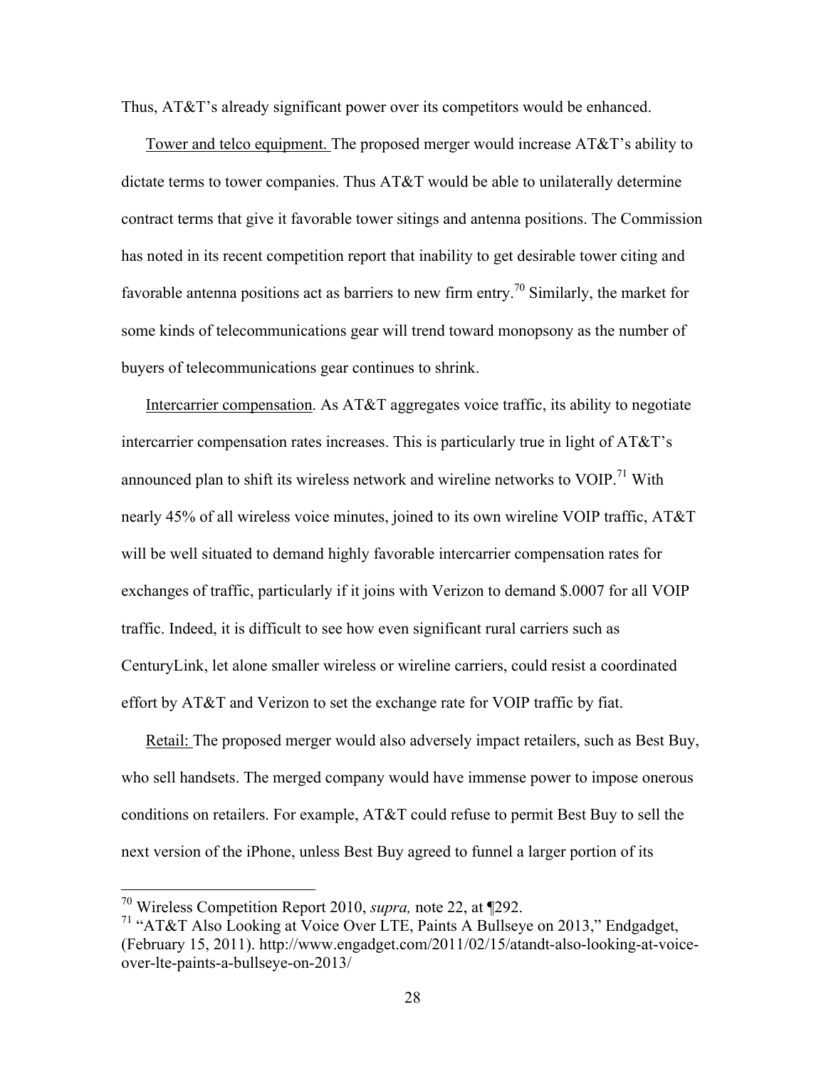Thus, AT&T's already significant power over its competitors would be enhanced.

Tower and telco equipment. The proposed merger would increase AT&T's ability to dictate terms to tower companies. Thus AT&T would be able to unilaterally determine contract terms that give it favorable tower sitings and antenna positions. The Commission has noted in its recent competition report that inability to get desirable tower citing and favorable antenna positions act as barriers to new firm entry.[70] Similarly, the market for some kinds of telecommunications gear will trend toward monopsony as the number of buyers of telecommunications gear continues to shrink.

Intercarrier compensation. As AT&T aggregates voice traffic, its ability to negotiate intercarrier compensation rates increases. This is particularly true in light of AT&T's announced plan to shift its wireless network and wireline networks to VOIP.[71] With nearly 45% of all wireless voice minutes, joined to its own wireline VOIP traffic, AT&T will be well situated to demand highly favorable intercarrier compensation rates for exchanges of traffic, particularly if it joins with Verizon to demand $.0007 for all VOIP traffic. Indeed, it is difficult to see how even significant rural carriers such as CenturyLink, let alone smaller wireless or wireline carriers, could resist a coordinated effort by AT&T and Verizon to set the exchange rate for VOIP traffic by fiat.

Retail: The proposed merger would also adversely impact retailers, such as Best Buy, who sell handsets. The merged company would have immense power to impose onerous conditions on retailers. For example, AT&T could refuse to permit Best Buy to sell the next version of the iPhone, unless Best Buy agreed to funnel a larger portion of its

---

[70] Wireless Competition Report 2010, *supra,* note 22, at ¶292.

[71] "AT&T Also Looking at Voice Over LTE, Paints A Bullseye on 2013," Endgadget, (February 15, 2011). http://www.engadget.com/2011/02/15/atandt-also-looking-at-voice-over-lte-paints-a-bullseye-on-2013/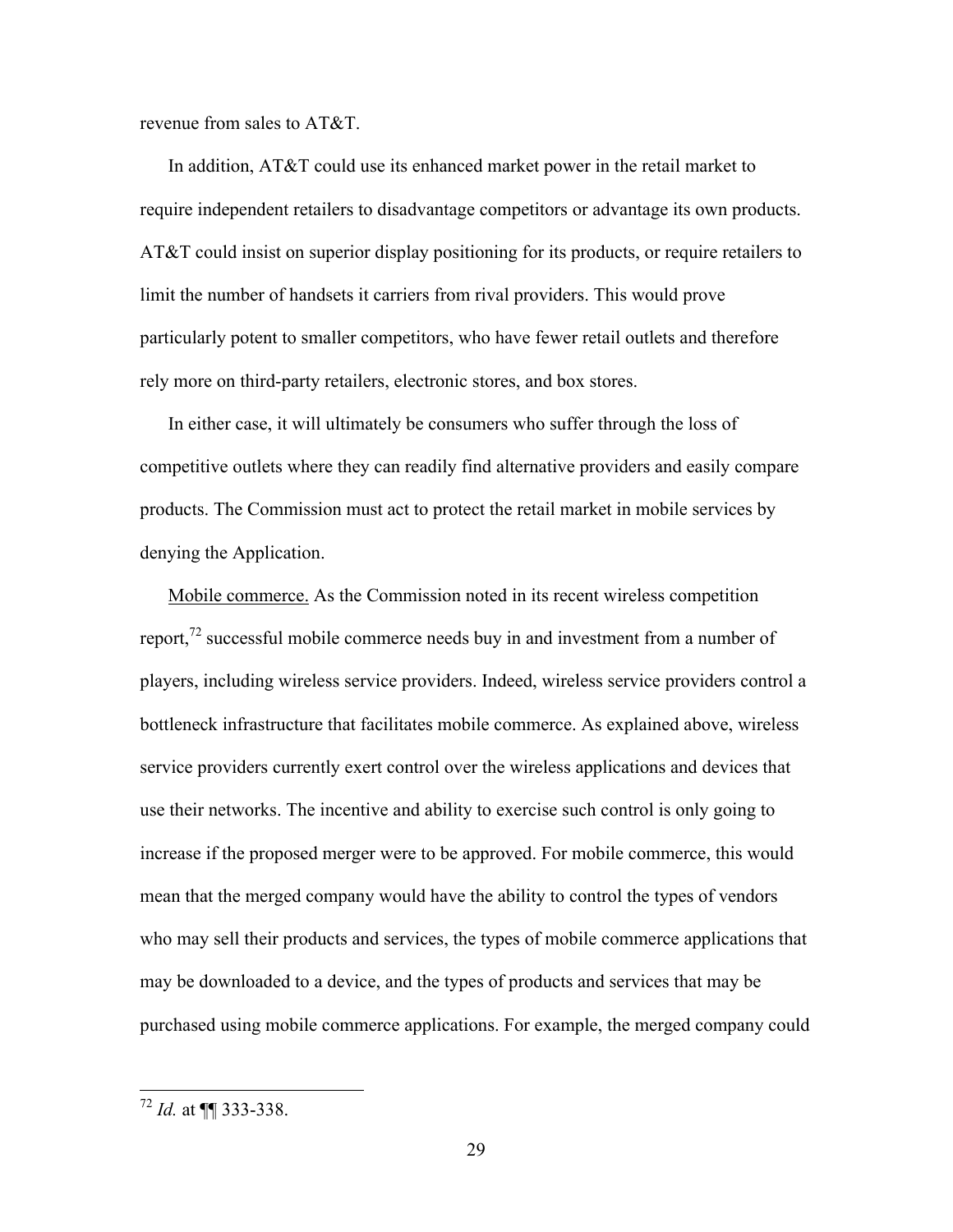revenue from sales to AT&T.

In addition, AT&T could use its enhanced market power in the retail market to require independent retailers to disadvantage competitors or advantage its own products. AT&T could insist on superior display positioning for its products, or require retailers to limit the number of handsets it carriers from rival providers. This would prove particularly potent to smaller competitors, who have fewer retail outlets and therefore rely more on third-party retailers, electronic stores, and box stores.

In either case, it will ultimately be consumers who suffer through the loss of competitive outlets where they can readily find alternative providers and easily compare products. The Commission must act to protect the retail market in mobile services by denying the Application.

Mobile commerce. As the Commission noted in its recent wireless competition report,[72] successful mobile commerce needs buy in and investment from a number of players, including wireless service providers. Indeed, wireless service providers control a bottleneck infrastructure that facilitates mobile commerce. As explained above, wireless service providers currently exert control over the wireless applications and devices that use their networks. The incentive and ability to exercise such control is only going to increase if the proposed merger were to be approved. For mobile commerce, this would mean that the merged company would have the ability to control the types of vendors who may sell their products and services, the types of mobile commerce applications that may be downloaded to a device, and the types of products and services that may be purchased using mobile commerce applications. For example, the merged company could

[72] *Id.* at ¶¶ 333-338.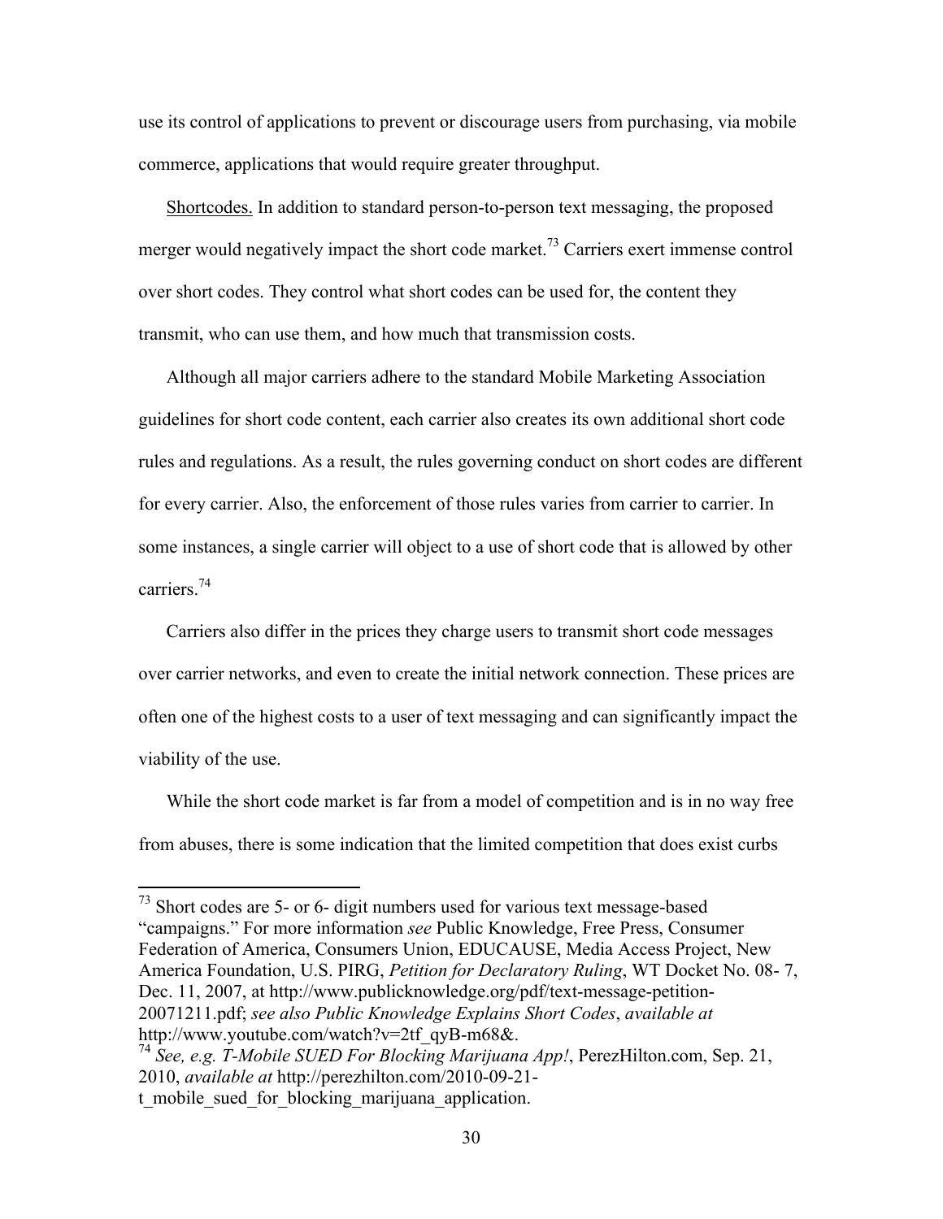use its control of applications to prevent or discourage users from purchasing, via mobile commerce, applications that would require greater throughput.

Shortcodes. In addition to standard person-to-person text messaging, the proposed merger would negatively impact the short code market.[73] Carriers exert immense control over short codes. They control what short codes can be used for, the content they transmit, who can use them, and how much that transmission costs.

Although all major carriers adhere to the standard Mobile Marketing Association guidelines for short code content, each carrier also creates its own additional short code rules and regulations. As a result, the rules governing conduct on short codes are different for every carrier. Also, the enforcement of those rules varies from carrier to carrier. In some instances, a single carrier will object to a use of short code that is allowed by other carriers.[74]

Carriers also differ in the prices they charge users to transmit short code messages over carrier networks, and even to create the initial network connection. These prices are often one of the highest costs to a user of text messaging and can significantly impact the viability of the use.

While the short code market is far from a model of competition and is in no way free from abuses, there is some indication that the limited competition that does exist curbs

---

[73] Short codes are 5- or 6- digit numbers used for various text message-based "campaigns." For more information *see* Public Knowledge, Free Press, Consumer Federation of America, Consumers Union, EDUCAUSE, Media Access Project, New America Foundation, U.S. PIRG, *Petition for Declaratory Ruling*, WT Docket No. 08- 7, Dec. 11, 2007, at http://www.publicknowledge.org/pdf/text-message-petition-20071211.pdf; *see also Public Knowledge Explains Short Codes*, *available at* http://www.youtube.com/watch?v=2tf_qyB-m68&.

[74] *See, e.g. T-Mobile SUED For Blocking Marijuana App!*, PerezHilton.com, Sep. 21, 2010, *available at* http://perezhilton.com/2010-09-21-t_mobile_sued_for_blocking_marijuana_application.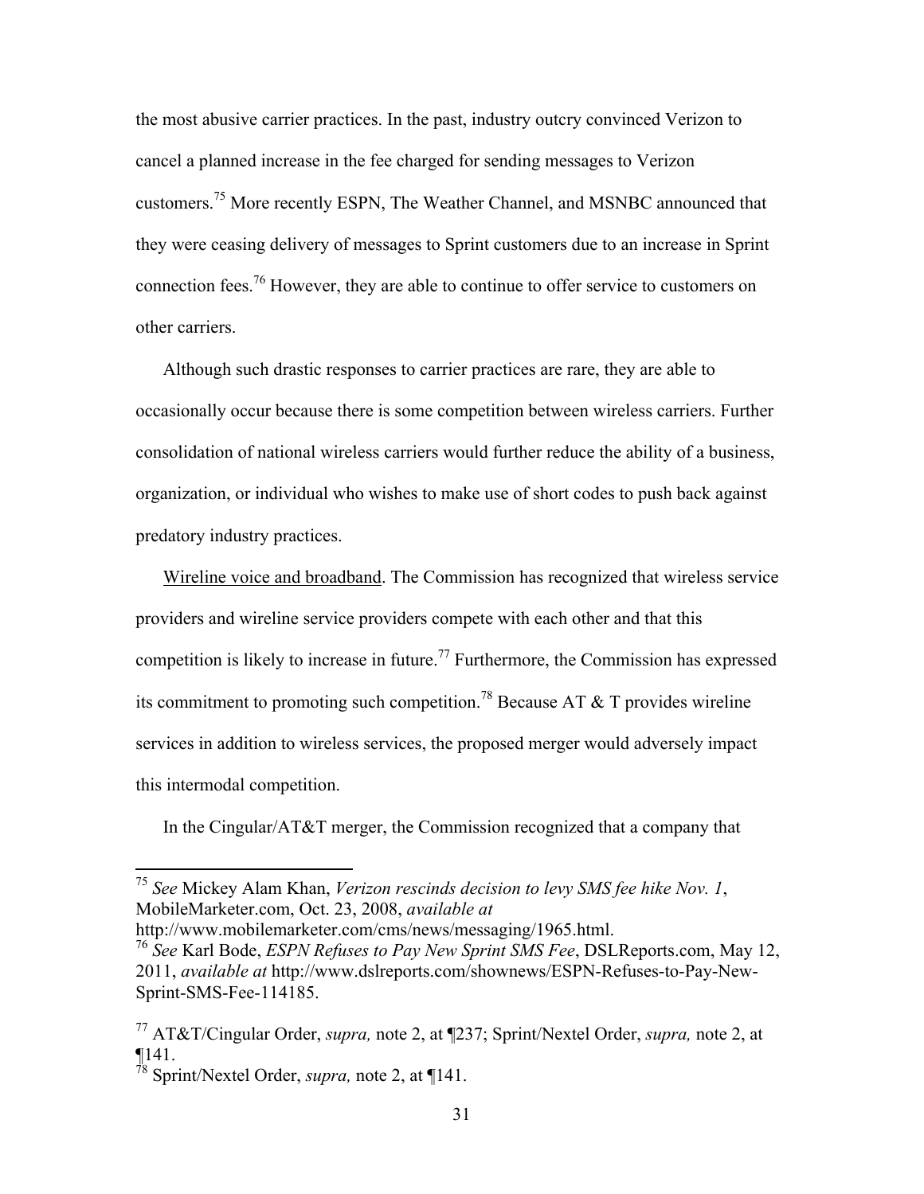the most abusive carrier practices. In the past, industry outcry convinced Verizon to cancel a planned increase in the fee charged for sending messages to Verizon customers.[75] More recently ESPN, The Weather Channel, and MSNBC announced that they were ceasing delivery of messages to Sprint customers due to an increase in Sprint connection fees.[76] However, they are able to continue to offer service to customers on other carriers.

Although such drastic responses to carrier practices are rare, they are able to occasionally occur because there is some competition between wireless carriers. Further consolidation of national wireless carriers would further reduce the ability of a business, organization, or individual who wishes to make use of short codes to push back against predatory industry practices.

<u>Wireline voice and broadband</u>. The Commission has recognized that wireless service providers and wireline service providers compete with each other and that this competition is likely to increase in future.[77] Furthermore, the Commission has expressed its commitment to promoting such competition.[78] Because AT & T provides wireline services in addition to wireless services, the proposed merger would adversely impact this intermodal competition.

In the Cingular/AT&T merger, the Commission recognized that a company that

---

[75] *See* Mickey Alam Khan, *Verizon rescinds decision to levy SMS fee hike Nov. 1*, MobileMarketer.com, Oct. 23, 2008, *available at* http://www.mobilemarketer.com/cms/news/messaging/1965.html.

[76] *See* Karl Bode, *ESPN Refuses to Pay New Sprint SMS Fee*, DSLReports.com, May 12, 2011, *available at* http://www.dslreports.com/shownews/ESPN-Refuses-to-Pay-New-Sprint-SMS-Fee-114185.

[77] AT&T/Cingular Order, *supra,* note 2, at ¶237; Sprint/Nextel Order, *supra,* note 2, at ¶141.

[78] Sprint/Nextel Order, *supra,* note 2, at ¶141.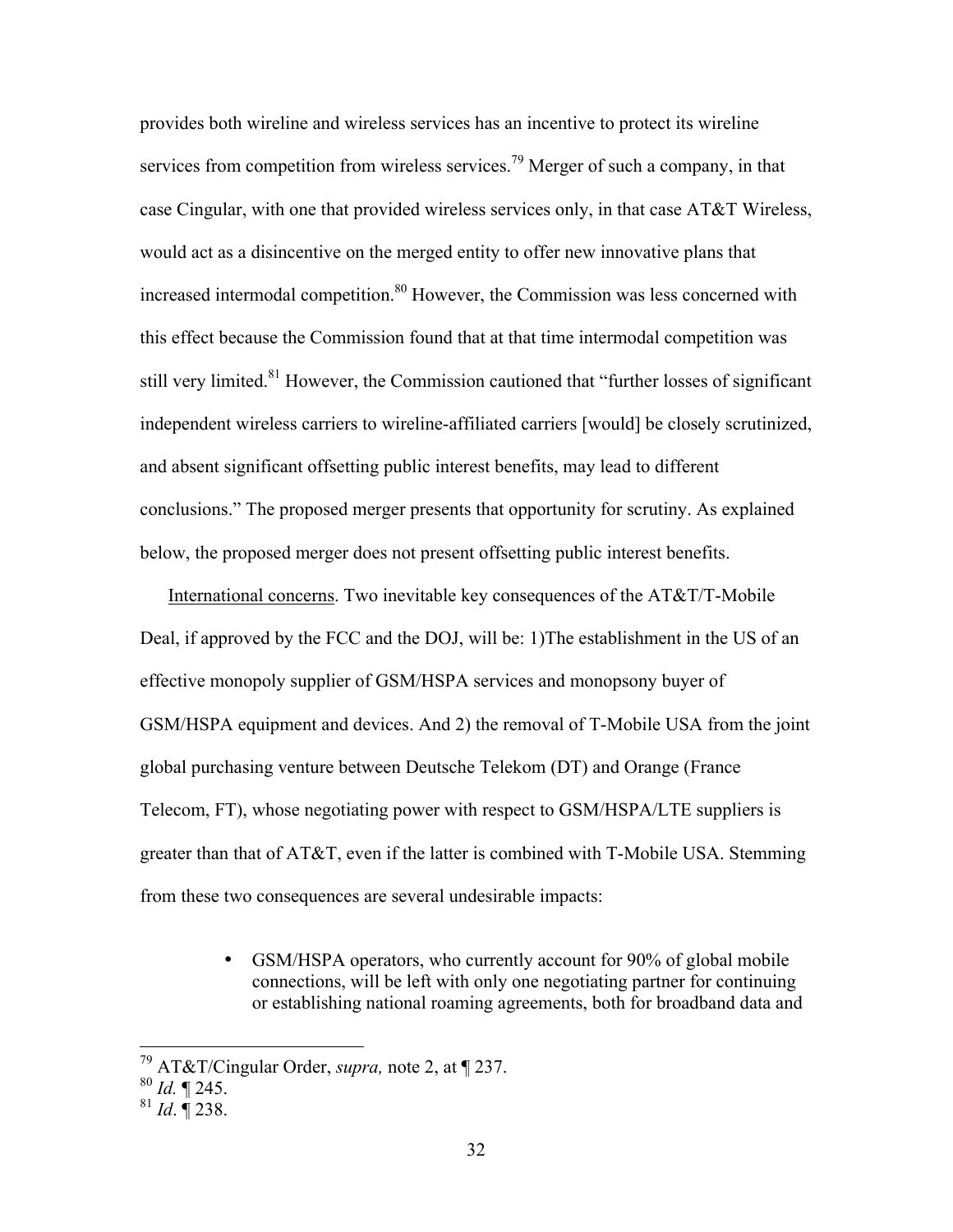provides both wireline and wireless services has an incentive to protect its wireline services from competition from wireless services.[79] Merger of such a company, in that case Cingular, with one that provided wireless services only, in that case AT&T Wireless, would act as a disincentive on the merged entity to offer new innovative plans that increased intermodal competition.[80] However, the Commission was less concerned with this effect because the Commission found that at that time intermodal competition was still very limited.[81] However, the Commission cautioned that "further losses of significant independent wireless carriers to wireline-affiliated carriers [would] be closely scrutinized, and absent significant offsetting public interest benefits, may lead to different conclusions." The proposed merger presents that opportunity for scrutiny. As explained below, the proposed merger does not present offsetting public interest benefits.

International concerns. Two inevitable key consequences of the AT&T/T-Mobile Deal, if approved by the FCC and the DOJ, will be: 1)The establishment in the US of an effective monopoly supplier of GSM/HSPA services and monopsony buyer of GSM/HSPA equipment and devices. And 2) the removal of T-Mobile USA from the joint global purchasing venture between Deutsche Telekom (DT) and Orange (France Telecom, FT), whose negotiating power with respect to GSM/HSPA/LTE suppliers is greater than that of AT&T, even if the latter is combined with T-Mobile USA. Stemming from these two consequences are several undesirable impacts:

- GSM/HSPA operators, who currently account for 90% of global mobile connections, will be left with only one negotiating partner for continuing or establishing national roaming agreements, both for broadband data and

---

[79] AT&T/Cingular Order, *supra,* note 2, at ¶ 237.

[80] *Id.* ¶ 245.

[81] *Id*. ¶ 238.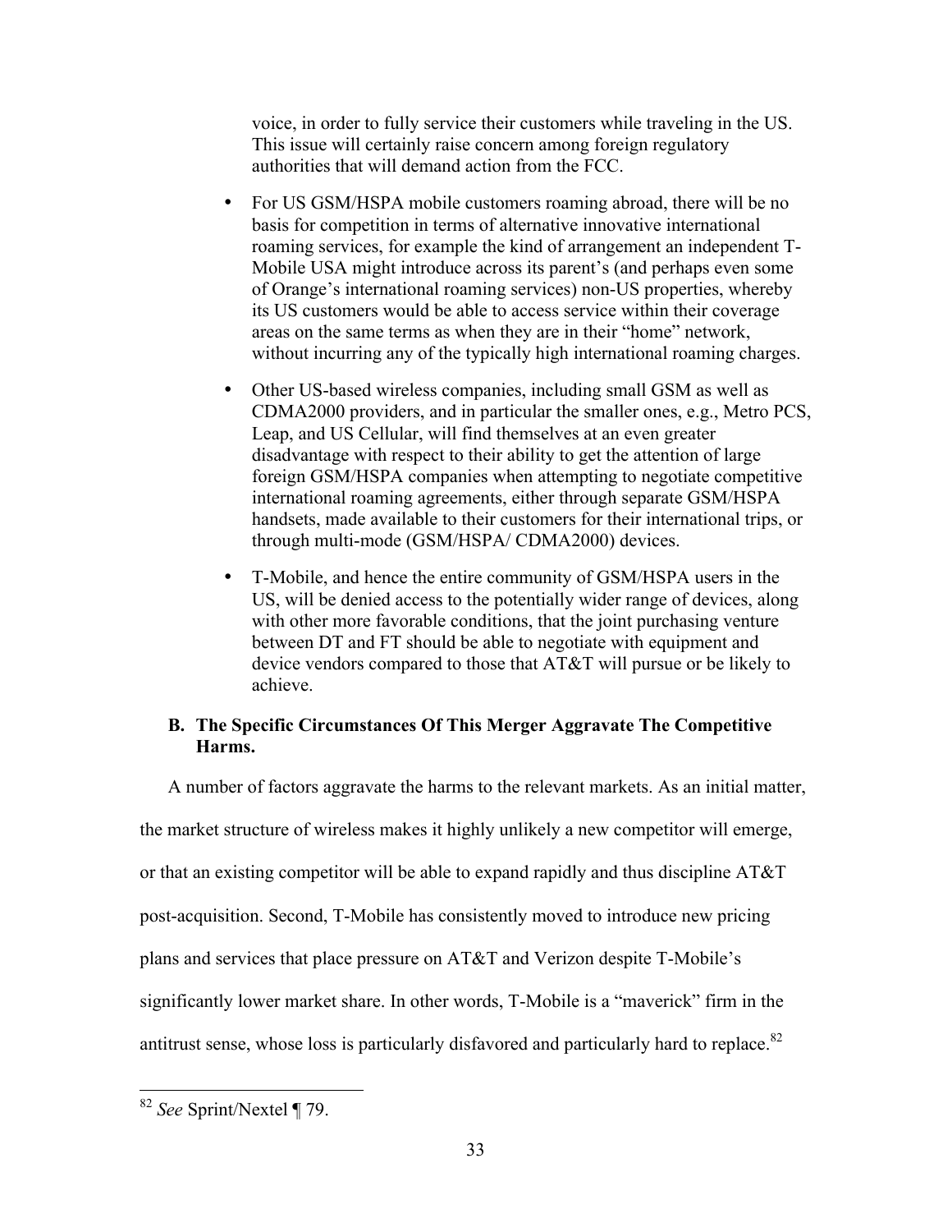voice, in order to fully service their customers while traveling in the US. This issue will certainly raise concern among foreign regulatory authorities that will demand action from the FCC.

- For US GSM/HSPA mobile customers roaming abroad, there will be no basis for competition in terms of alternative innovative international roaming services, for example the kind of arrangement an independent T-Mobile USA might introduce across its parent's (and perhaps even some of Orange's international roaming services) non-US properties, whereby its US customers would be able to access service within their coverage areas on the same terms as when they are in their "home" network, without incurring any of the typically high international roaming charges.
- Other US-based wireless companies, including small GSM as well as CDMA2000 providers, and in particular the smaller ones, e.g., Metro PCS, Leap, and US Cellular, will find themselves at an even greater disadvantage with respect to their ability to get the attention of large foreign GSM/HSPA companies when attempting to negotiate competitive international roaming agreements, either through separate GSM/HSPA handsets, made available to their customers for their international trips, or through multi-mode (GSM/HSPA/ CDMA2000) devices.
- T-Mobile, and hence the entire community of GSM/HSPA users in the US, will be denied access to the potentially wider range of devices, along with other more favorable conditions, that the joint purchasing venture between DT and FT should be able to negotiate with equipment and device vendors compared to those that AT&T will pursue or be likely to achieve.

### B. The Specific Circumstances Of This Merger Aggravate The Competitive Harms.

A number of factors aggravate the harms to the relevant markets. As an initial matter, the market structure of wireless makes it highly unlikely a new competitor will emerge, or that an existing competitor will be able to expand rapidly and thus discipline AT&T post-acquisition. Second, T-Mobile has consistently moved to introduce new pricing plans and services that place pressure on AT&T and Verizon despite T-Mobile's significantly lower market share. In other words, T-Mobile is a "maverick" firm in the antitrust sense, whose loss is particularly disfavored and particularly hard to replace.[82]

---

[82] *See* Sprint/Nextel ¶ 79.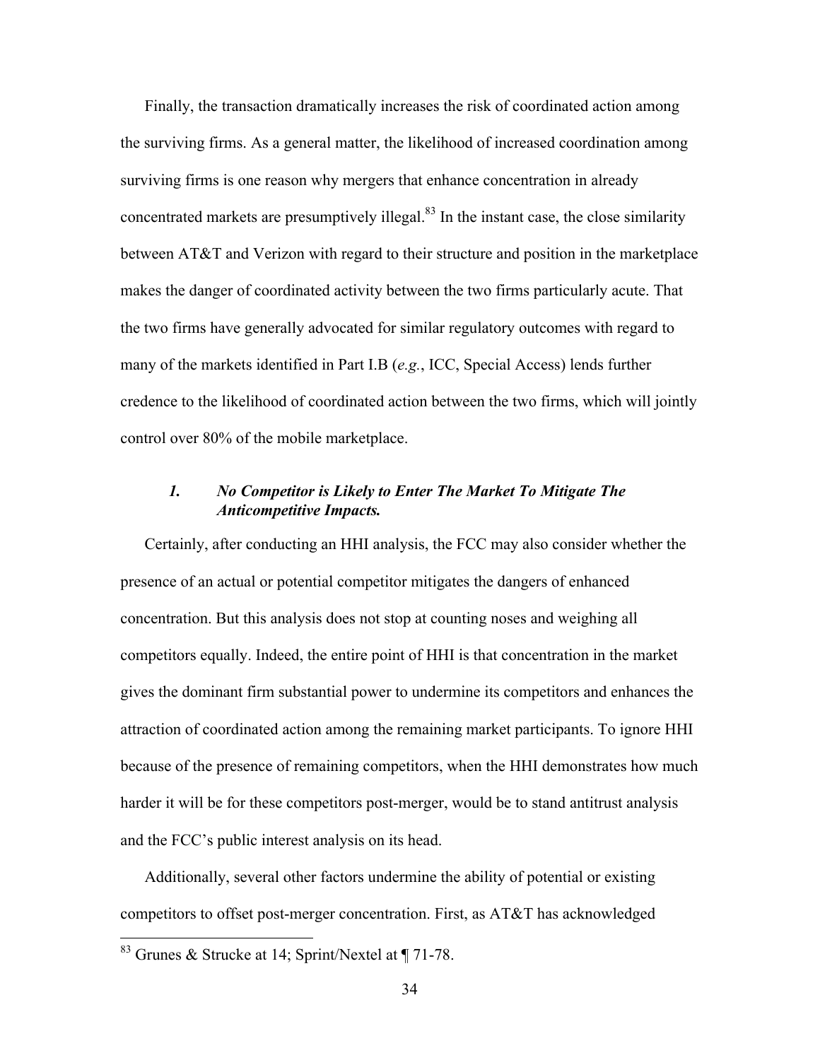Finally, the transaction dramatically increases the risk of coordinated action among the surviving firms. As a general matter, the likelihood of increased coordination among surviving firms is one reason why mergers that enhance concentration in already concentrated markets are presumptively illegal.[83] In the instant case, the close similarity between AT&T and Verizon with regard to their structure and position in the marketplace makes the danger of coordinated activity between the two firms particularly acute. That the two firms have generally advocated for similar regulatory outcomes with regard to many of the markets identified in Part I.B (*e.g.*, ICC, Special Access) lends further credence to the likelihood of coordinated action between the two firms, which will jointly control over 80% of the mobile marketplace.

#### *1. No Competitor is Likely to Enter The Market To Mitigate The Anticompetitive Impacts.*

Certainly, after conducting an HHI analysis, the FCC may also consider whether the presence of an actual or potential competitor mitigates the dangers of enhanced concentration. But this analysis does not stop at counting noses and weighing all competitors equally. Indeed, the entire point of HHI is that concentration in the market gives the dominant firm substantial power to undermine its competitors and enhances the attraction of coordinated action among the remaining market participants. To ignore HHI because of the presence of remaining competitors, when the HHI demonstrates how much harder it will be for these competitors post-merger, would be to stand antitrust analysis and the FCC's public interest analysis on its head.

Additionally, several other factors undermine the ability of potential or existing competitors to offset post-merger concentration. First, as AT&T has acknowledged

---

[83] Grunes & Strucke at 14; Sprint/Nextel at ¶ 71-78.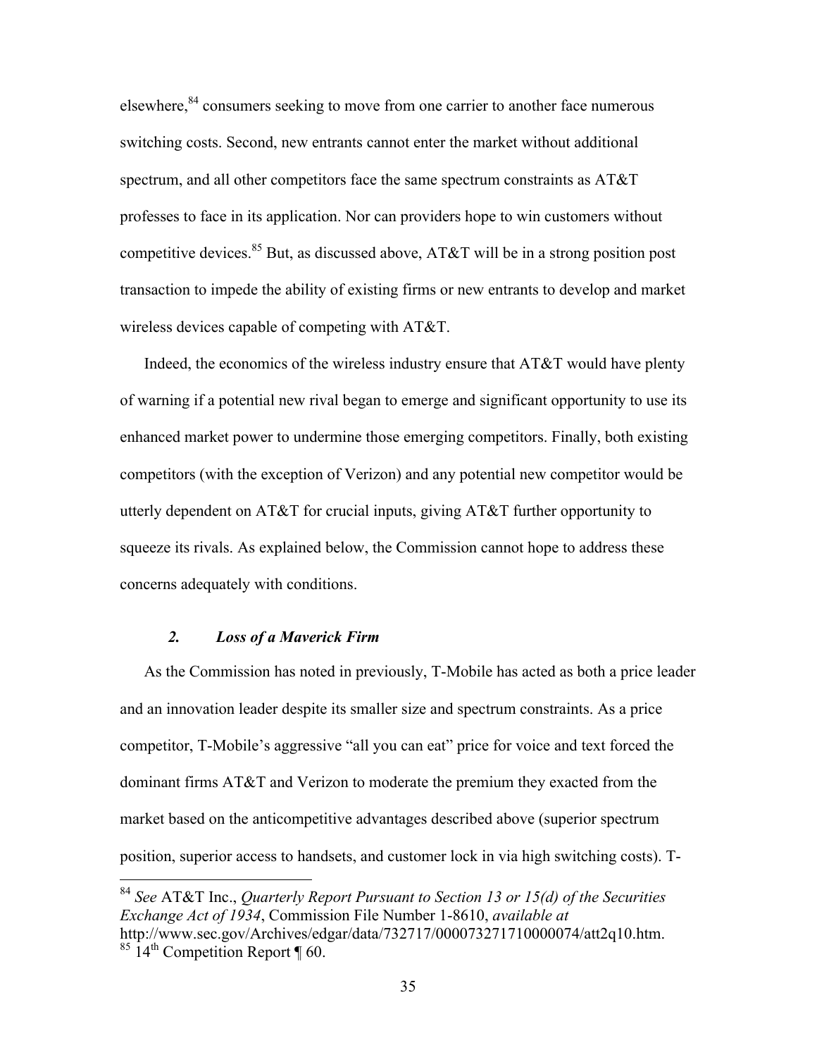elsewhere,[84] consumers seeking to move from one carrier to another face numerous switching costs. Second, new entrants cannot enter the market without additional spectrum, and all other competitors face the same spectrum constraints as AT&T professes to face in its application. Nor can providers hope to win customers without competitive devices.[85] But, as discussed above, AT&T will be in a strong position post transaction to impede the ability of existing firms or new entrants to develop and market wireless devices capable of competing with AT&T.

Indeed, the economics of the wireless industry ensure that AT&T would have plenty of warning if a potential new rival began to emerge and significant opportunity to use its enhanced market power to undermine those emerging competitors. Finally, both existing competitors (with the exception of Verizon) and any potential new competitor would be utterly dependent on AT&T for crucial inputs, giving AT&T further opportunity to squeeze its rivals. As explained below, the Commission cannot hope to address these concerns adequately with conditions.

### *2. Loss of a Maverick Firm*

As the Commission has noted in previously, T-Mobile has acted as both a price leader and an innovation leader despite its smaller size and spectrum constraints. As a price competitor, T-Mobile's aggressive "all you can eat" price for voice and text forced the dominant firms AT&T and Verizon to moderate the premium they exacted from the market based on the anticompetitive advantages described above (superior spectrum position, superior access to handsets, and customer lock in via high switching costs). T-

---

[84] *See* AT&T Inc., *Quarterly Report Pursuant to Section 13 or 15(d) of the Securities Exchange Act of 1934*, Commission File Number 1-8610, *available at* http://www.sec.gov/Archives/edgar/data/732717/000073271710000074/att2q10.htm.

[85] 14th Competition Report ¶ 60.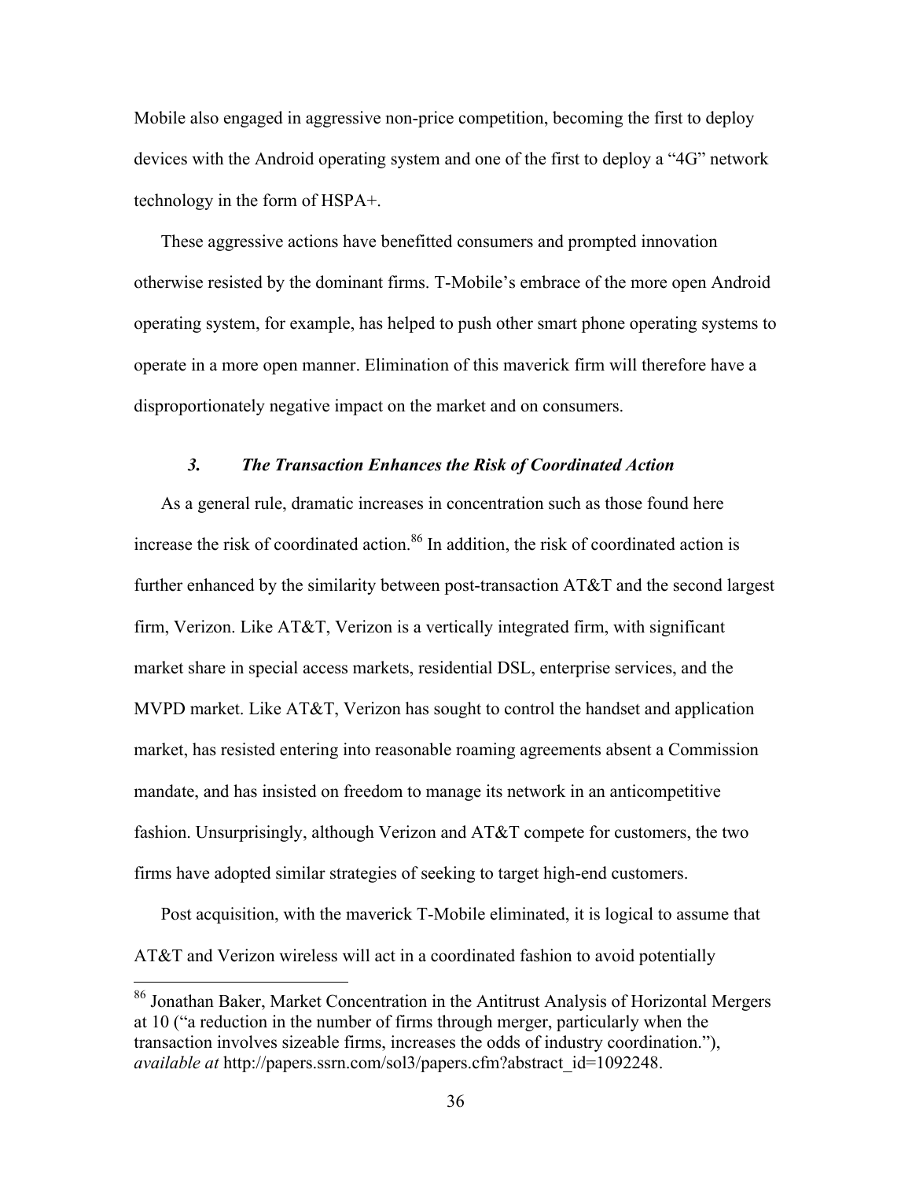Mobile also engaged in aggressive non-price competition, becoming the first to deploy devices with the Android operating system and one of the first to deploy a "4G" network technology in the form of HSPA+.

These aggressive actions have benefitted consumers and prompted innovation otherwise resisted by the dominant firms. T-Mobile's embrace of the more open Android operating system, for example, has helped to push other smart phone operating systems to operate in a more open manner. Elimination of this maverick firm will therefore have a disproportionately negative impact on the market and on consumers.

### *3. The Transaction Enhances the Risk of Coordinated Action*

As a general rule, dramatic increases in concentration such as those found here increase the risk of coordinated action.[86] In addition, the risk of coordinated action is further enhanced by the similarity between post-transaction AT&T and the second largest firm, Verizon. Like AT&T, Verizon is a vertically integrated firm, with significant market share in special access markets, residential DSL, enterprise services, and the MVPD market. Like AT&T, Verizon has sought to control the handset and application market, has resisted entering into reasonable roaming agreements absent a Commission mandate, and has insisted on freedom to manage its network in an anticompetitive fashion. Unsurprisingly, although Verizon and AT&T compete for customers, the two firms have adopted similar strategies of seeking to target high-end customers.

Post acquisition, with the maverick T-Mobile eliminated, it is logical to assume that AT&T and Verizon wireless will act in a coordinated fashion to avoid potentially

---

[86] Jonathan Baker, Market Concentration in the Antitrust Analysis of Horizontal Mergers at 10 ("a reduction in the number of firms through merger, particularly when the transaction involves sizeable firms, increases the odds of industry coordination."), *available at* http://papers.ssrn.com/sol3/papers.cfm?abstract_id=1092248.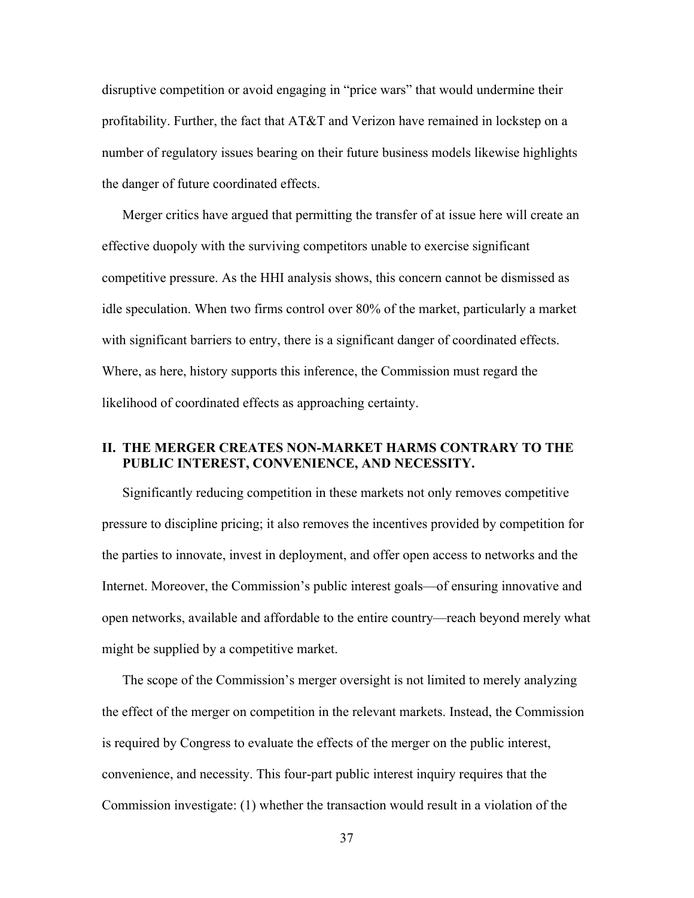disruptive competition or avoid engaging in "price wars" that would undermine their profitability. Further, the fact that AT&T and Verizon have remained in lockstep on a number of regulatory issues bearing on their future business models likewise highlights the danger of future coordinated effects.

Merger critics have argued that permitting the transfer of at issue here will create an effective duopoly with the surviving competitors unable to exercise significant competitive pressure. As the HHI analysis shows, this concern cannot be dismissed as idle speculation. When two firms control over 80% of the market, particularly a market with significant barriers to entry, there is a significant danger of coordinated effects. Where, as here, history supports this inference, the Commission must regard the likelihood of coordinated effects as approaching certainty.

## II. THE MERGER CREATES NON-MARKET HARMS CONTRARY TO THE PUBLIC INTEREST, CONVENIENCE, AND NECESSITY.

Significantly reducing competition in these markets not only removes competitive pressure to discipline pricing; it also removes the incentives provided by competition for the parties to innovate, invest in deployment, and offer open access to networks and the Internet. Moreover, the Commission's public interest goals—of ensuring innovative and open networks, available and affordable to the entire country—reach beyond merely what might be supplied by a competitive market.

The scope of the Commission's merger oversight is not limited to merely analyzing the effect of the merger on competition in the relevant markets. Instead, the Commission is required by Congress to evaluate the effects of the merger on the public interest, convenience, and necessity. This four-part public interest inquiry requires that the Commission investigate: (1) whether the transaction would result in a violation of the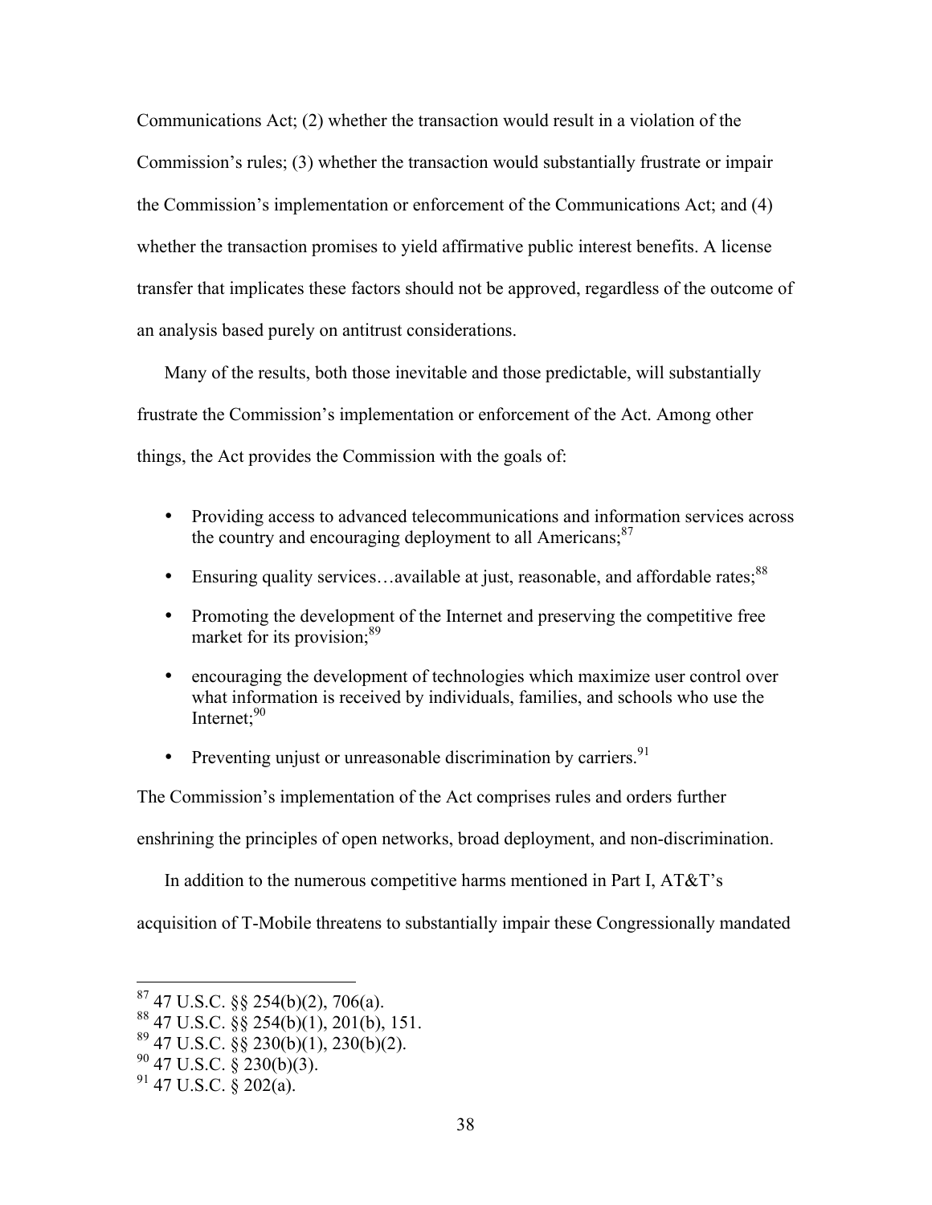Communications Act; (2) whether the transaction would result in a violation of the Commission's rules; (3) whether the transaction would substantially frustrate or impair the Commission's implementation or enforcement of the Communications Act; and (4) whether the transaction promises to yield affirmative public interest benefits. A license transfer that implicates these factors should not be approved, regardless of the outcome of an analysis based purely on antitrust considerations.

Many of the results, both those inevitable and those predictable, will substantially frustrate the Commission's implementation or enforcement of the Act. Among other things, the Act provides the Commission with the goals of:

- Providing access to advanced telecommunications and information services across the country and encouraging deployment to all Americans;[87]
- Ensuring quality services…available at just, reasonable, and affordable rates;[88]
- Promoting the development of the Internet and preserving the competitive free market for its provision;[89]
- encouraging the development of technologies which maximize user control over what information is received by individuals, families, and schools who use the Internet;[90]
- Preventing unjust or unreasonable discrimination by carriers.[91]

The Commission's implementation of the Act comprises rules and orders further enshrining the principles of open networks, broad deployment, and non-discrimination.

In addition to the numerous competitive harms mentioned in Part I, AT&T's acquisition of T-Mobile threatens to substantially impair these Congressionally mandated

---

[87] 47 U.S.C. §§ 254(b)(2), 706(a).

[88] 47 U.S.C. §§ 254(b)(1), 201(b), 151.

[89] 47 U.S.C. §§ 230(b)(1), 230(b)(2).

[90] 47 U.S.C. § 230(b)(3).

[91] 47 U.S.C. § 202(a).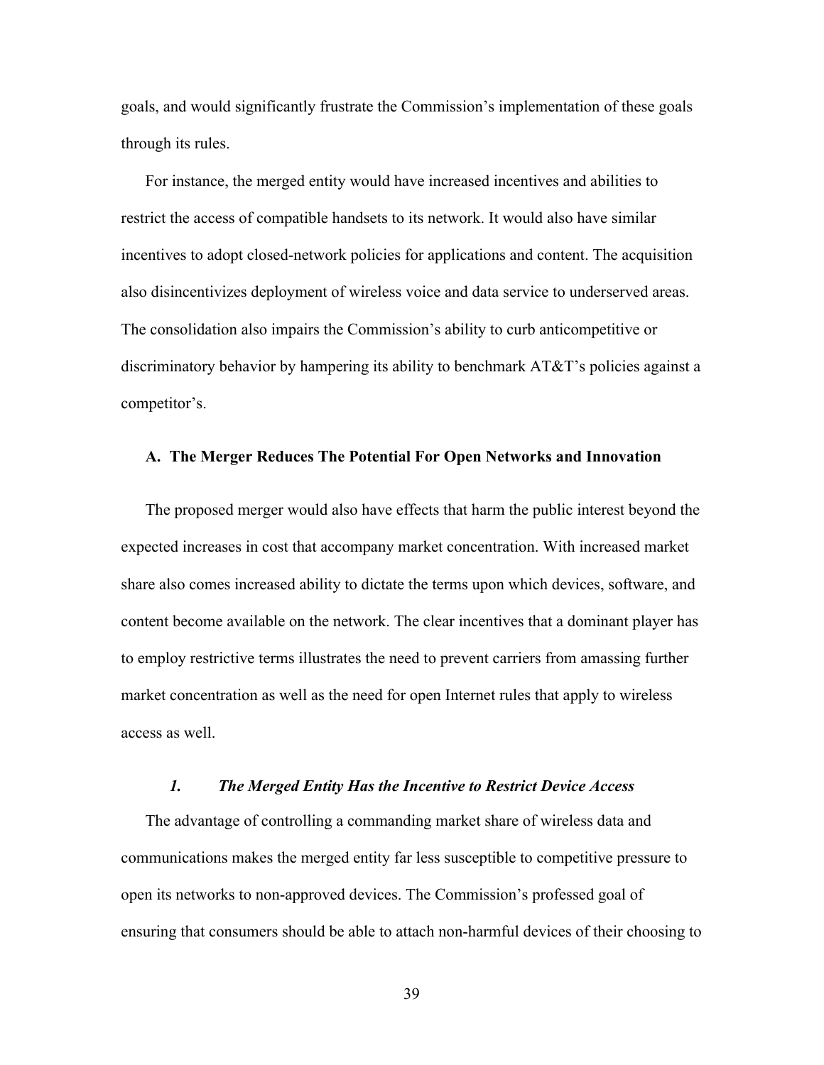goals, and would significantly frustrate the Commission's implementation of these goals through its rules.

For instance, the merged entity would have increased incentives and abilities to restrict the access of compatible handsets to its network. It would also have similar incentives to adopt closed-network policies for applications and content. The acquisition also disincentivizes deployment of wireless voice and data service to underserved areas. The consolidation also impairs the Commission's ability to curb anticompetitive or discriminatory behavior by hampering its ability to benchmark AT&T's policies against a competitor's.

### A. The Merger Reduces The Potential For Open Networks and Innovation

The proposed merger would also have effects that harm the public interest beyond the expected increases in cost that accompany market concentration. With increased market share also comes increased ability to dictate the terms upon which devices, software, and content become available on the network. The clear incentives that a dominant player has to employ restrictive terms illustrates the need to prevent carriers from amassing further market concentration as well as the need for open Internet rules that apply to wireless access as well.

#### *1. The Merged Entity Has the Incentive to Restrict Device Access*

The advantage of controlling a commanding market share of wireless data and communications makes the merged entity far less susceptible to competitive pressure to open its networks to non-approved devices. The Commission's professed goal of ensuring that consumers should be able to attach non-harmful devices of their choosing to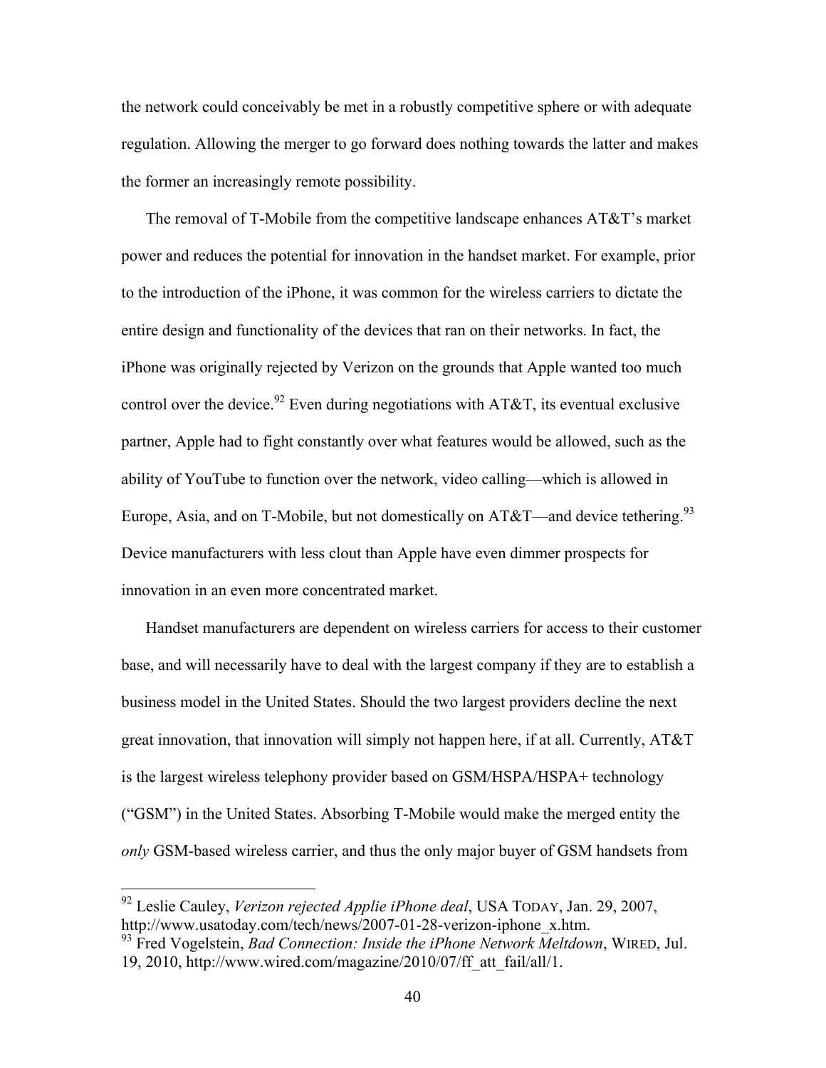the network could conceivably be met in a robustly competitive sphere or with adequate regulation. Allowing the merger to go forward does nothing towards the latter and makes the former an increasingly remote possibility.

The removal of T-Mobile from the competitive landscape enhances AT&T's market power and reduces the potential for innovation in the handset market. For example, prior to the introduction of the iPhone, it was common for the wireless carriers to dictate the entire design and functionality of the devices that ran on their networks. In fact, the iPhone was originally rejected by Verizon on the grounds that Apple wanted too much control over the device.[92] Even during negotiations with AT&T, its eventual exclusive partner, Apple had to fight constantly over what features would be allowed, such as the ability of YouTube to function over the network, video calling—which is allowed in Europe, Asia, and on T-Mobile, but not domestically on AT&T—and device tethering.[93] Device manufacturers with less clout than Apple have even dimmer prospects for innovation in an even more concentrated market.

Handset manufacturers are dependent on wireless carriers for access to their customer base, and will necessarily have to deal with the largest company if they are to establish a business model in the United States. Should the two largest providers decline the next great innovation, that innovation will simply not happen here, if at all. Currently, AT&T is the largest wireless telephony provider based on GSM/HSPA/HSPA+ technology ("GSM") in the United States. Absorbing T-Mobile would make the merged entity the *only* GSM-based wireless carrier, and thus the only major buyer of GSM handsets from

---

[92] Leslie Cauley, *Verizon rejected Applie iPhone deal*, USA TODAY, Jan. 29, 2007, http://www.usatoday.com/tech/news/2007-01-28-verizon-iphone_x.htm.

[93] Fred Vogelstein, *Bad Connection: Inside the iPhone Network Meltdown*, WIRED, Jul. 19, 2010, http://www.wired.com/magazine/2010/07/ff_att_fail/all/1.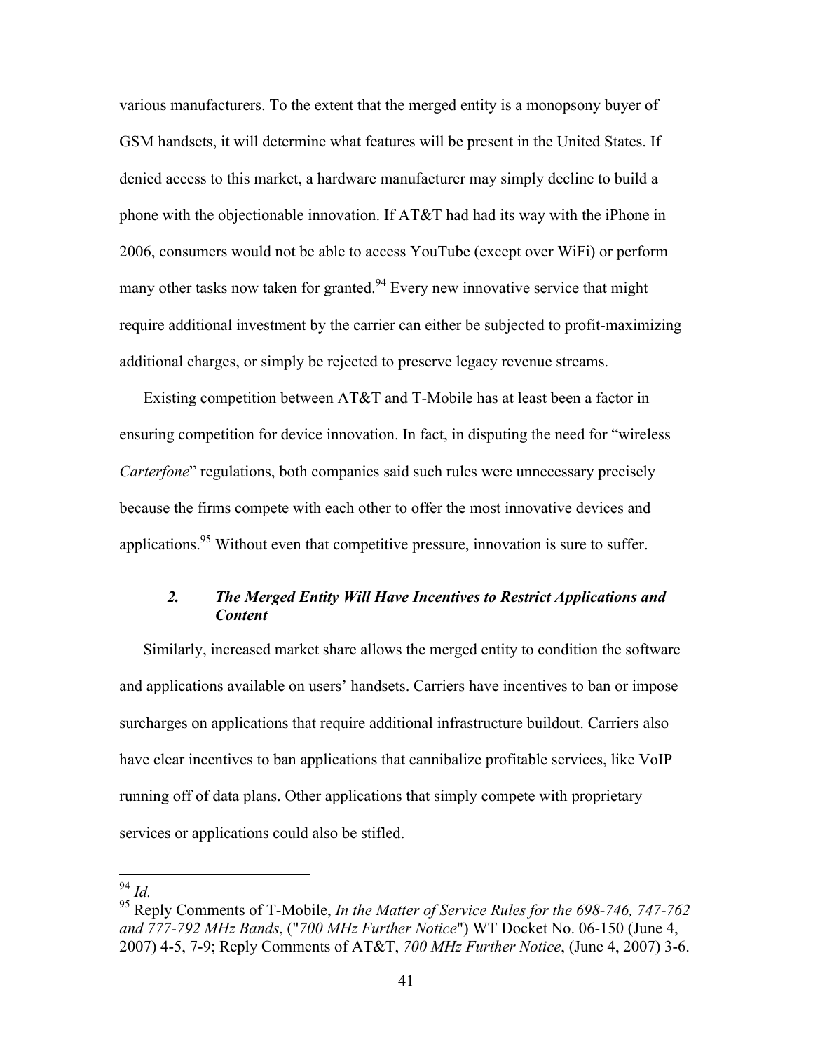various manufacturers. To the extent that the merged entity is a monopsony buyer of GSM handsets, it will determine what features will be present in the United States. If denied access to this market, a hardware manufacturer may simply decline to build a phone with the objectionable innovation. If AT&T had had its way with the iPhone in 2006, consumers would not be able to access YouTube (except over WiFi) or perform many other tasks now taken for granted.[94] Every new innovative service that might require additional investment by the carrier can either be subjected to profit-maximizing additional charges, or simply be rejected to preserve legacy revenue streams.

Existing competition between AT&T and T-Mobile has at least been a factor in ensuring competition for device innovation. In fact, in disputing the need for "wireless *Carterfone*" regulations, both companies said such rules were unnecessary precisely because the firms compete with each other to offer the most innovative devices and applications.[95] Without even that competitive pressure, innovation is sure to suffer.

### *2. The Merged Entity Will Have Incentives to Restrict Applications and Content*

Similarly, increased market share allows the merged entity to condition the software and applications available on users' handsets. Carriers have incentives to ban or impose surcharges on applications that require additional infrastructure buildout. Carriers also have clear incentives to ban applications that cannibalize profitable services, like VoIP running off of data plans. Other applications that simply compete with proprietary services or applications could also be stifled.

---

[94] *Id.*

[95] Reply Comments of T-Mobile, *In the Matter of Service Rules for the 698-746, 747-762 and 777-792 MHz Bands*, ("*700 MHz Further Notice*") WT Docket No. 06-150 (June 4, 2007) 4-5, 7-9; Reply Comments of AT&T, *700 MHz Further Notice*, (June 4, 2007) 3-6.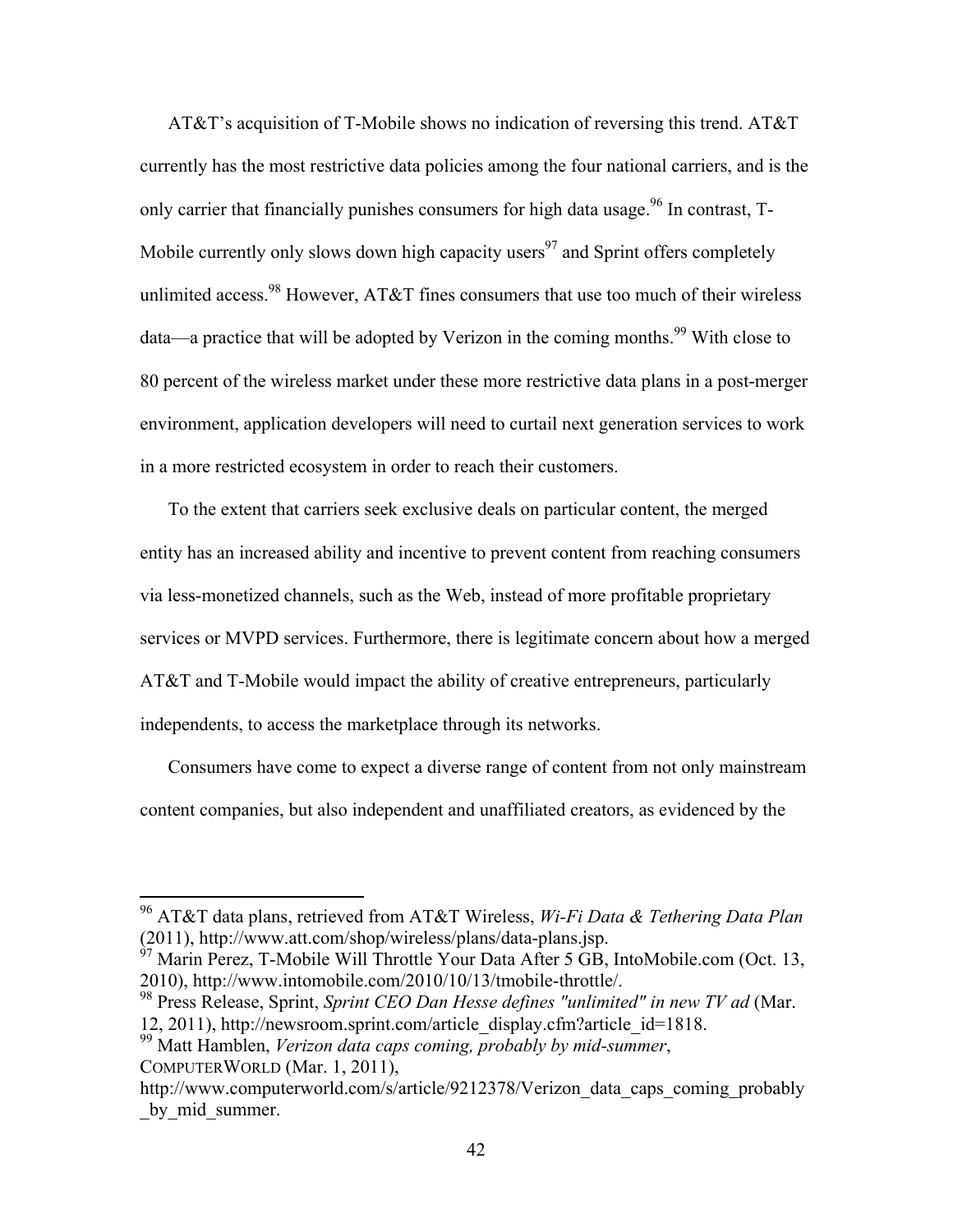AT&T's acquisition of T-Mobile shows no indication of reversing this trend. AT&T currently has the most restrictive data policies among the four national carriers, and is the only carrier that financially punishes consumers for high data usage.[96] In contrast, T-Mobile currently only slows down high capacity users[97] and Sprint offers completely unlimited access.[98] However, AT&T fines consumers that use too much of their wireless data—a practice that will be adopted by Verizon in the coming months.[99] With close to 80 percent of the wireless market under these more restrictive data plans in a post-merger environment, application developers will need to curtail next generation services to work in a more restricted ecosystem in order to reach their customers.

To the extent that carriers seek exclusive deals on particular content, the merged entity has an increased ability and incentive to prevent content from reaching consumers via less-monetized channels, such as the Web, instead of more profitable proprietary services or MVPD services. Furthermore, there is legitimate concern about how a merged AT&T and T-Mobile would impact the ability of creative entrepreneurs, particularly independents, to access the marketplace through its networks.

Consumers have come to expect a diverse range of content from not only mainstream content companies, but also independent and unaffiliated creators, as evidenced by the

---

[96] AT&T data plans, retrieved from AT&T Wireless, *Wi-Fi Data & Tethering Data Plan* (2011), http://www.att.com/shop/wireless/plans/data-plans.jsp.

[97] Marin Perez, T-Mobile Will Throttle Your Data After 5 GB, IntoMobile.com (Oct. 13, 2010), http://www.intomobile.com/2010/10/13/tmobile-throttle/.

[98] Press Release, Sprint, *Sprint CEO Dan Hesse defines "unlimited" in new TV ad* (Mar. 12, 2011), http://newsroom.sprint.com/article_display.cfm?article_id=1818.

[99] Matt Hamblen, *Verizon data caps coming, probably by mid-summer*, COMPUTERWORLD (Mar. 1, 2011), http://www.computerworld.com/s/article/9212378/Verizon_data_caps_coming_probably_by_mid_summer.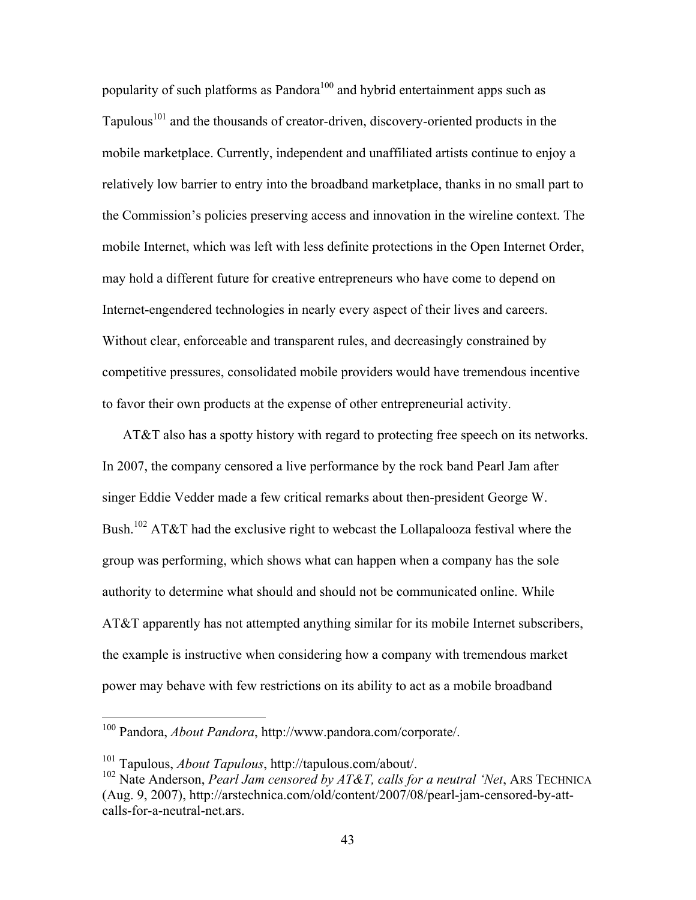popularity of such platforms as Pandora[100] and hybrid entertainment apps such as Tapulous[101] and the thousands of creator-driven, discovery-oriented products in the mobile marketplace. Currently, independent and unaffiliated artists continue to enjoy a relatively low barrier to entry into the broadband marketplace, thanks in no small part to the Commission's policies preserving access and innovation in the wireline context. The mobile Internet, which was left with less definite protections in the Open Internet Order, may hold a different future for creative entrepreneurs who have come to depend on Internet-engendered technologies in nearly every aspect of their lives and careers. Without clear, enforceable and transparent rules, and decreasingly constrained by competitive pressures, consolidated mobile providers would have tremendous incentive to favor their own products at the expense of other entrepreneurial activity.

AT&T also has a spotty history with regard to protecting free speech on its networks. In 2007, the company censored a live performance by the rock band Pearl Jam after singer Eddie Vedder made a few critical remarks about then-president George W. Bush.[102] AT&T had the exclusive right to webcast the Lollapalooza festival where the group was performing, which shows what can happen when a company has the sole authority to determine what should and should not be communicated online. While AT&T apparently has not attempted anything similar for its mobile Internet subscribers, the example is instructive when considering how a company with tremendous market power may behave with few restrictions on its ability to act as a mobile broadband

---

[100] Pandora, *About Pandora*, http://www.pandora.com/corporate/.

[101] Tapulous, *About Tapulous*, http://tapulous.com/about/.

[102] Nate Anderson, *Pearl Jam censored by AT&T, calls for a neutral 'Net*, ARS TECHNICA (Aug. 9, 2007), http://arstechnica.com/old/content/2007/08/pearl-jam-censored-by-att-calls-for-a-neutral-net.ars.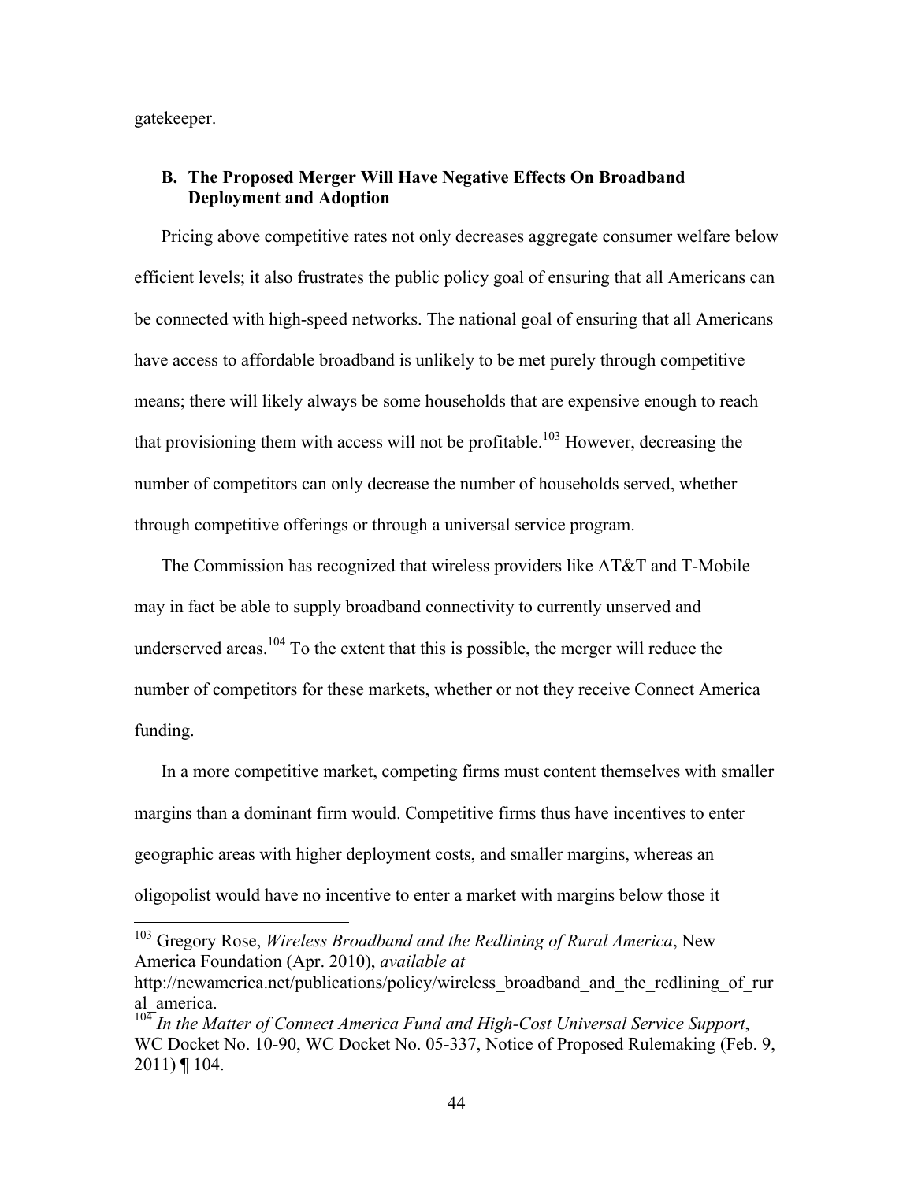gatekeeper.

### B. The Proposed Merger Will Have Negative Effects On Broadband Deployment and Adoption

Pricing above competitive rates not only decreases aggregate consumer welfare below efficient levels; it also frustrates the public policy goal of ensuring that all Americans can be connected with high-speed networks. The national goal of ensuring that all Americans have access to affordable broadband is unlikely to be met purely through competitive means; there will likely always be some households that are expensive enough to reach that provisioning them with access will not be profitable.[103] However, decreasing the number of competitors can only decrease the number of households served, whether through competitive offerings or through a universal service program.

The Commission has recognized that wireless providers like AT&T and T-Mobile may in fact be able to supply broadband connectivity to currently unserved and underserved areas.[104] To the extent that this is possible, the merger will reduce the number of competitors for these markets, whether or not they receive Connect America funding.

In a more competitive market, competing firms must content themselves with smaller margins than a dominant firm would. Competitive firms thus have incentives to enter geographic areas with higher deployment costs, and smaller margins, whereas an oligopolist would have no incentive to enter a market with margins below those it

---

[103] Gregory Rose, *Wireless Broadband and the Redlining of Rural America*, New America Foundation (Apr. 2010), *available at* http://newamerica.net/publications/policy/wireless_broadband_and_the_redlining_of_rural_america.

[104] *In the Matter of Connect America Fund and High-Cost Universal Service Support*, WC Docket No. 10-90, WC Docket No. 05-337, Notice of Proposed Rulemaking (Feb. 9, 2011) ¶ 104.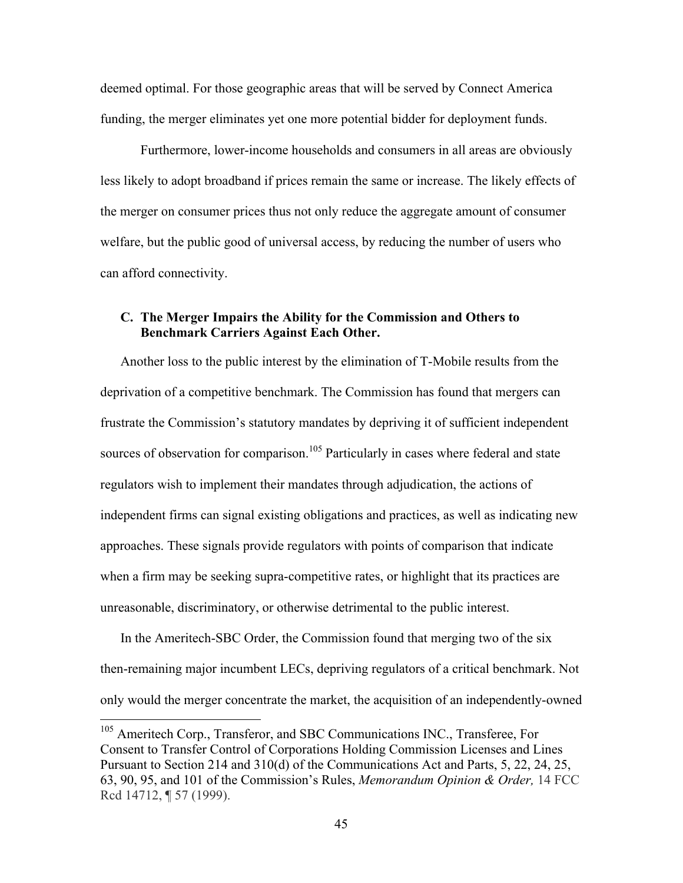deemed optimal. For those geographic areas that will be served by Connect America funding, the merger eliminates yet one more potential bidder for deployment funds.

Furthermore, lower-income households and consumers in all areas are obviously less likely to adopt broadband if prices remain the same or increase. The likely effects of the merger on consumer prices thus not only reduce the aggregate amount of consumer welfare, but the public good of universal access, by reducing the number of users who can afford connectivity.

### C. The Merger Impairs the Ability for the Commission and Others to Benchmark Carriers Against Each Other.

Another loss to the public interest by the elimination of T-Mobile results from the deprivation of a competitive benchmark. The Commission has found that mergers can frustrate the Commission's statutory mandates by depriving it of sufficient independent sources of observation for comparison.[105] Particularly in cases where federal and state regulators wish to implement their mandates through adjudication, the actions of independent firms can signal existing obligations and practices, as well as indicating new approaches. These signals provide regulators with points of comparison that indicate when a firm may be seeking supra-competitive rates, or highlight that its practices are unreasonable, discriminatory, or otherwise detrimental to the public interest.

In the Ameritech-SBC Order, the Commission found that merging two of the six then-remaining major incumbent LECs, depriving regulators of a critical benchmark. Not only would the merger concentrate the market, the acquisition of an independently-owned

---

[105] Ameritech Corp., Transferor, and SBC Communications INC., Transferee, For Consent to Transfer Control of Corporations Holding Commission Licenses and Lines Pursuant to Section 214 and 310(d) of the Communications Act and Parts, 5, 22, 24, 25, 63, 90, 95, and 101 of the Commission's Rules, *Memorandum Opinion & Order,* 14 FCC Rcd 14712, ¶ 57 (1999).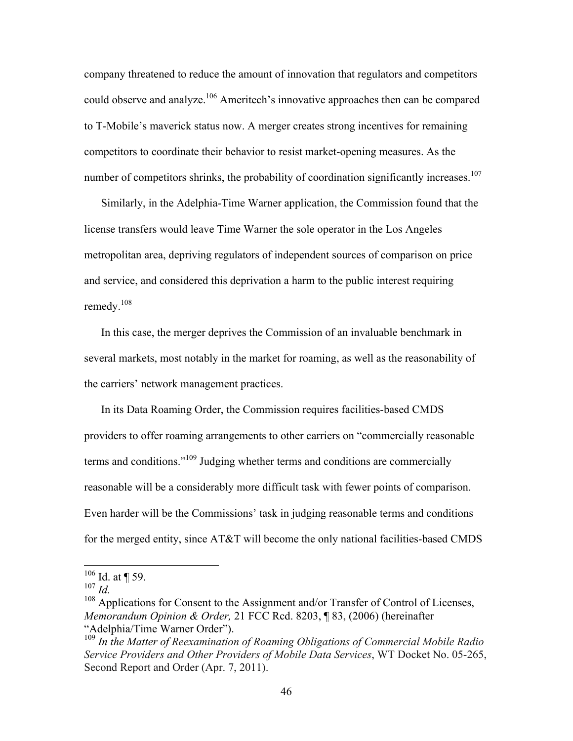company threatened to reduce the amount of innovation that regulators and competitors could observe and analyze.[106] Ameritech's innovative approaches then can be compared to T-Mobile's maverick status now. A merger creates strong incentives for remaining competitors to coordinate their behavior to resist market-opening measures. As the number of competitors shrinks, the probability of coordination significantly increases.[107]

Similarly, in the Adelphia-Time Warner application, the Commission found that the license transfers would leave Time Warner the sole operator in the Los Angeles metropolitan area, depriving regulators of independent sources of comparison on price and service, and considered this deprivation a harm to the public interest requiring remedy.[108]

In this case, the merger deprives the Commission of an invaluable benchmark in several markets, most notably in the market for roaming, as well as the reasonability of the carriers' network management practices.

In its Data Roaming Order, the Commission requires facilities-based CMDS providers to offer roaming arrangements to other carriers on "commercially reasonable terms and conditions."[109] Judging whether terms and conditions are commercially reasonable will be a considerably more difficult task with fewer points of comparison. Even harder will be the Commissions' task in judging reasonable terms and conditions for the merged entity, since AT&T will become the only national facilities-based CMDS

---

[106] Id. at ¶ 59.

[107] *Id.*

[108] Applications for Consent to the Assignment and/or Transfer of Control of Licenses, *Memorandum Opinion & Order,* 21 FCC Rcd. 8203, ¶ 83, (2006) (hereinafter "Adelphia/Time Warner Order").

[109] *In the Matter of Reexamination of Roaming Obligations of Commercial Mobile Radio Service Providers and Other Providers of Mobile Data Services*, WT Docket No. 05-265, Second Report and Order (Apr. 7, 2011).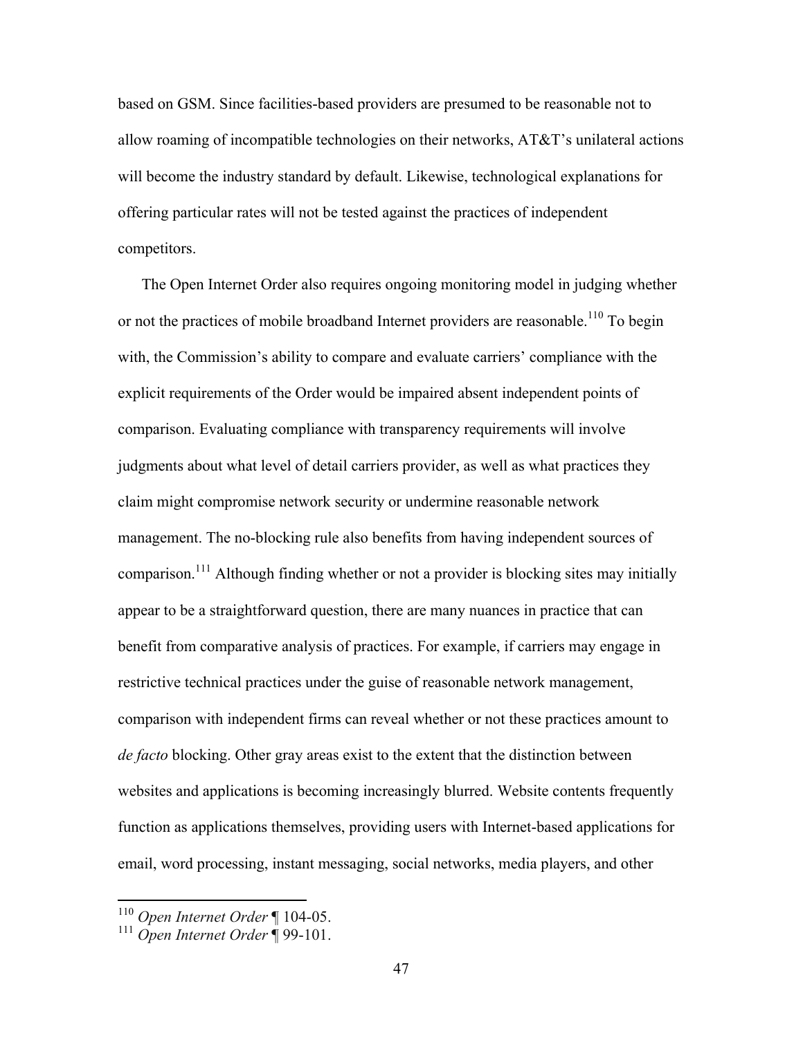based on GSM. Since facilities-based providers are presumed to be reasonable not to allow roaming of incompatible technologies on their networks, AT&T's unilateral actions will become the industry standard by default. Likewise, technological explanations for offering particular rates will not be tested against the practices of independent competitors.

The Open Internet Order also requires ongoing monitoring model in judging whether or not the practices of mobile broadband Internet providers are reasonable.[110] To begin with, the Commission's ability to compare and evaluate carriers' compliance with the explicit requirements of the Order would be impaired absent independent points of comparison. Evaluating compliance with transparency requirements will involve judgments about what level of detail carriers provider, as well as what practices they claim might compromise network security or undermine reasonable network management. The no-blocking rule also benefits from having independent sources of comparison.[111] Although finding whether or not a provider is blocking sites may initially appear to be a straightforward question, there are many nuances in practice that can benefit from comparative analysis of practices. For example, if carriers may engage in restrictive technical practices under the guise of reasonable network management, comparison with independent firms can reveal whether or not these practices amount to *de facto* blocking. Other gray areas exist to the extent that the distinction between websites and applications is becoming increasingly blurred. Website contents frequently function as applications themselves, providing users with Internet-based applications for email, word processing, instant messaging, social networks, media players, and other

---

[110] *Open Internet Order* ¶ 104-05.

[111] *Open Internet Order* ¶ 99-101.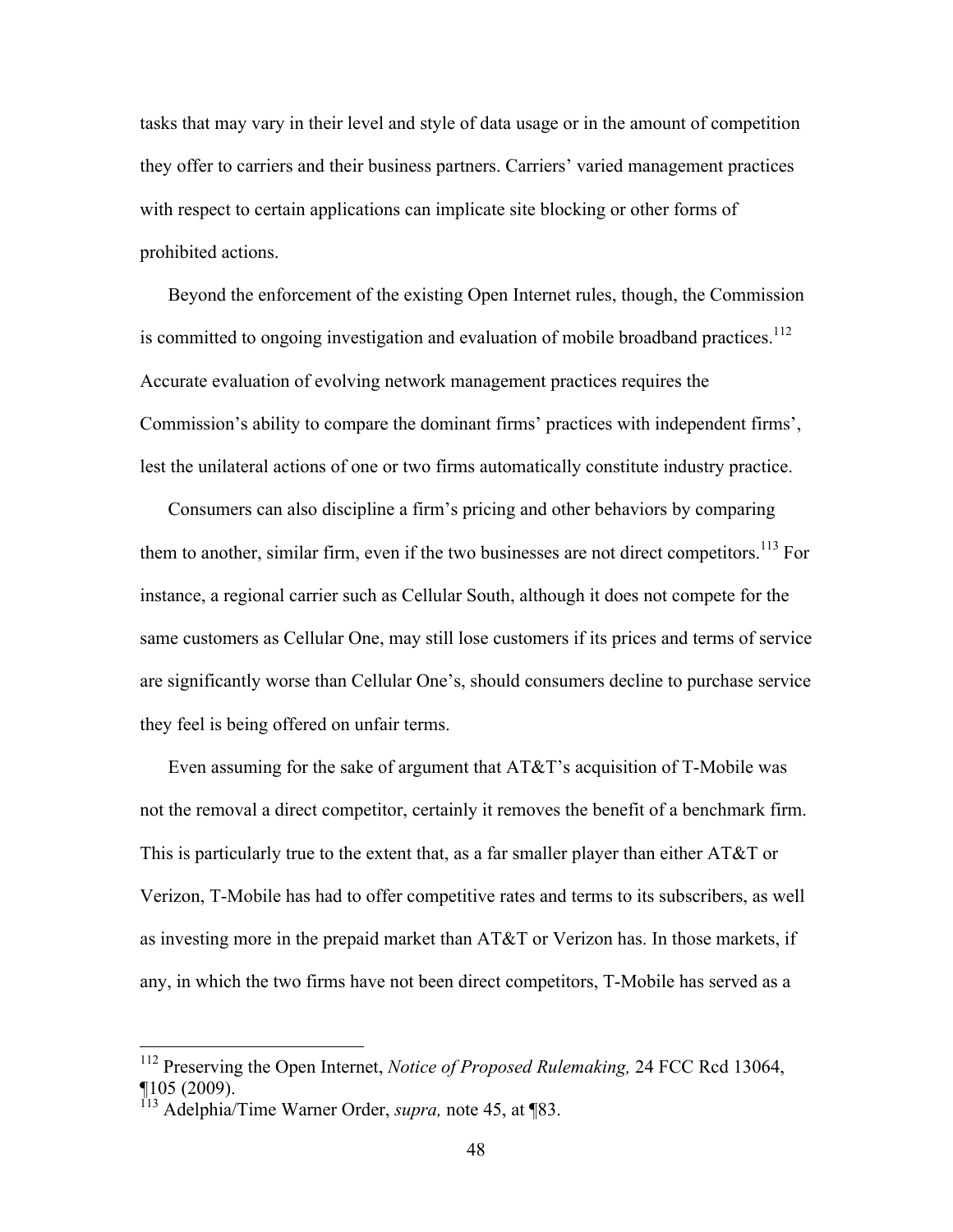tasks that may vary in their level and style of data usage or in the amount of competition they offer to carriers and their business partners. Carriers' varied management practices with respect to certain applications can implicate site blocking or other forms of prohibited actions.

Beyond the enforcement of the existing Open Internet rules, though, the Commission is committed to ongoing investigation and evaluation of mobile broadband practices.[112] Accurate evaluation of evolving network management practices requires the Commission's ability to compare the dominant firms' practices with independent firms', lest the unilateral actions of one or two firms automatically constitute industry practice.

Consumers can also discipline a firm's pricing and other behaviors by comparing them to another, similar firm, even if the two businesses are not direct competitors.[113] For instance, a regional carrier such as Cellular South, although it does not compete for the same customers as Cellular One, may still lose customers if its prices and terms of service are significantly worse than Cellular One's, should consumers decline to purchase service they feel is being offered on unfair terms.

Even assuming for the sake of argument that AT&T's acquisition of T-Mobile was not the removal a direct competitor, certainly it removes the benefit of a benchmark firm. This is particularly true to the extent that, as a far smaller player than either AT&T or Verizon, T-Mobile has had to offer competitive rates and terms to its subscribers, as well as investing more in the prepaid market than AT&T or Verizon has. In those markets, if any, in which the two firms have not been direct competitors, T-Mobile has served as a

---

[112] Preserving the Open Internet, *Notice of Proposed Rulemaking,* 24 FCC Rcd 13064, ¶105 (2009).

[113] Adelphia/Time Warner Order, *supra,* note 45, at ¶83.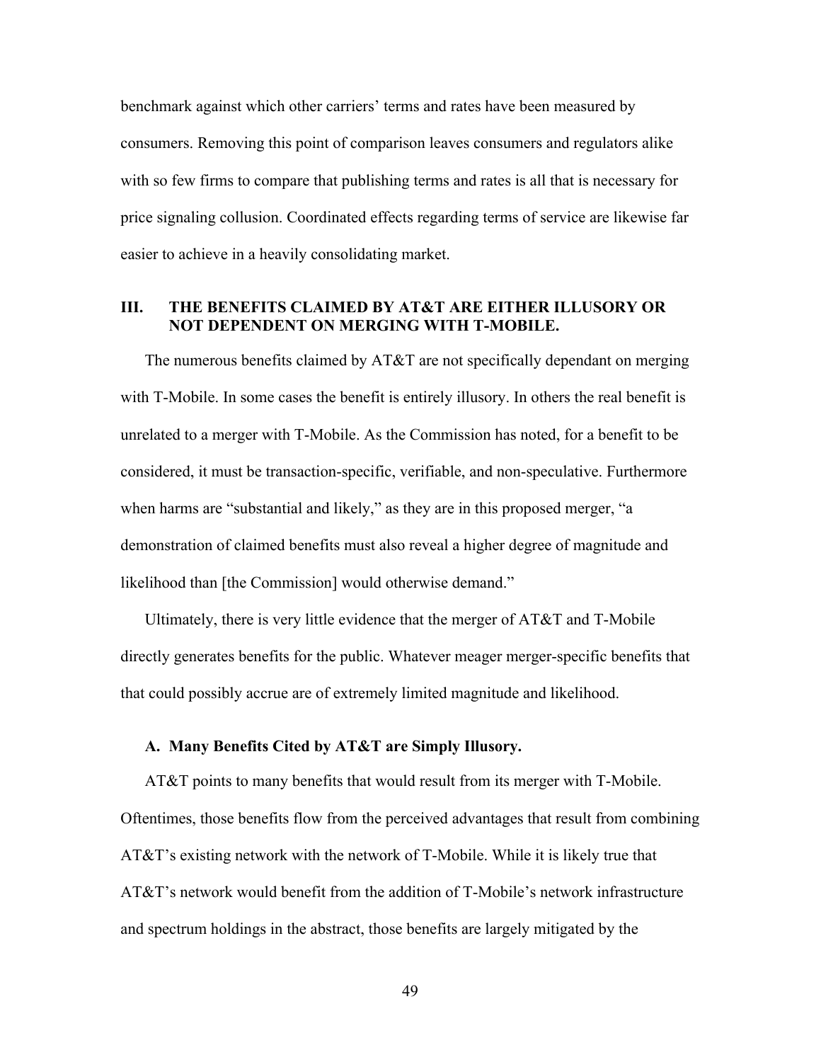benchmark against which other carriers' terms and rates have been measured by consumers. Removing this point of comparison leaves consumers and regulators alike with so few firms to compare that publishing terms and rates is all that is necessary for price signaling collusion. Coordinated effects regarding terms of service are likewise far easier to achieve in a heavily consolidating market.

## III. THE BENEFITS CLAIMED BY AT&T ARE EITHER ILLUSORY OR NOT DEPENDENT ON MERGING WITH T-MOBILE.

The numerous benefits claimed by AT&T are not specifically dependant on merging with T-Mobile. In some cases the benefit is entirely illusory. In others the real benefit is unrelated to a merger with T-Mobile. As the Commission has noted, for a benefit to be considered, it must be transaction-specific, verifiable, and non-speculative. Furthermore when harms are "substantial and likely," as they are in this proposed merger, "a demonstration of claimed benefits must also reveal a higher degree of magnitude and likelihood than [the Commission] would otherwise demand."

Ultimately, there is very little evidence that the merger of AT&T and T-Mobile directly generates benefits for the public. Whatever meager merger-specific benefits that that could possibly accrue are of extremely limited magnitude and likelihood.

### A. Many Benefits Cited by AT&T are Simply Illusory.

AT&T points to many benefits that would result from its merger with T-Mobile. Oftentimes, those benefits flow from the perceived advantages that result from combining AT&T's existing network with the network of T-Mobile. While it is likely true that AT&T's network would benefit from the addition of T-Mobile's network infrastructure and spectrum holdings in the abstract, those benefits are largely mitigated by the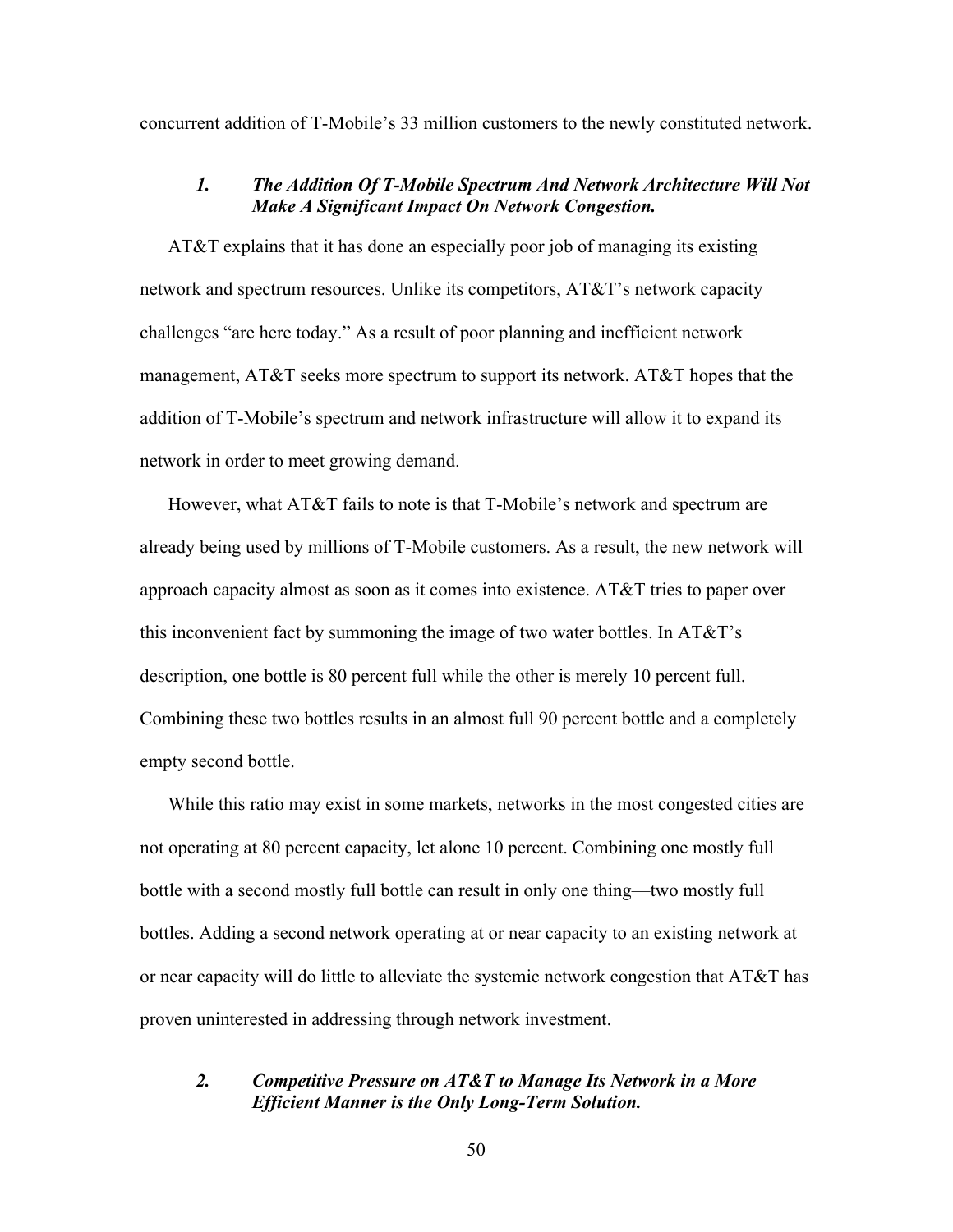concurrent addition of T-Mobile's 33 million customers to the newly constituted network.

### *1. The Addition Of T-Mobile Spectrum And Network Architecture Will Not Make A Significant Impact On Network Congestion.*

AT&T explains that it has done an especially poor job of managing its existing network and spectrum resources. Unlike its competitors, AT&T's network capacity challenges "are here today." As a result of poor planning and inefficient network management, AT&T seeks more spectrum to support its network. AT&T hopes that the addition of T-Mobile's spectrum and network infrastructure will allow it to expand its network in order to meet growing demand.

However, what AT&T fails to note is that T-Mobile's network and spectrum are already being used by millions of T-Mobile customers. As a result, the new network will approach capacity almost as soon as it comes into existence. AT&T tries to paper over this inconvenient fact by summoning the image of two water bottles. In AT&T's description, one bottle is 80 percent full while the other is merely 10 percent full. Combining these two bottles results in an almost full 90 percent bottle and a completely empty second bottle.

While this ratio may exist in some markets, networks in the most congested cities are not operating at 80 percent capacity, let alone 10 percent. Combining one mostly full bottle with a second mostly full bottle can result in only one thing—two mostly full bottles. Adding a second network operating at or near capacity to an existing network at or near capacity will do little to alleviate the systemic network congestion that AT&T has proven uninterested in addressing through network investment.

### *2. Competitive Pressure on AT&T to Manage Its Network in a More Efficient Manner is the Only Long-Term Solution.*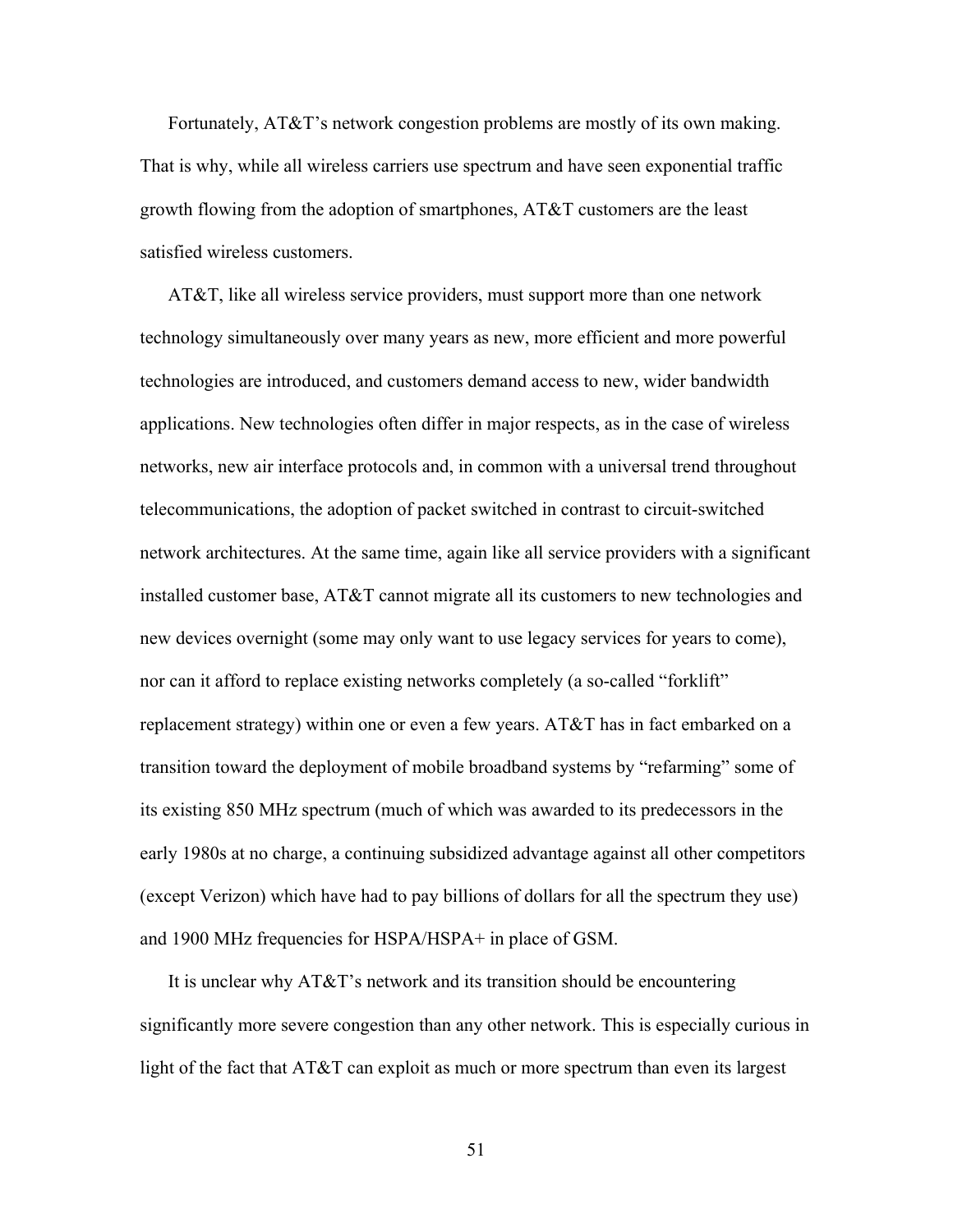Fortunately, AT&T’s network congestion problems are mostly of its own making. That is why, while all wireless carriers use spectrum and have seen exponential traffic growth flowing from the adoption of smartphones, AT&T customers are the least satisfied wireless customers.

AT&T, like all wireless service providers, must support more than one network technology simultaneously over many years as new, more efficient and more powerful technologies are introduced, and customers demand access to new, wider bandwidth applications. New technologies often differ in major respects, as in the case of wireless networks, new air interface protocols and, in common with a universal trend throughout telecommunications, the adoption of packet switched in contrast to circuit-switched network architectures. At the same time, again like all service providers with a significant installed customer base, AT&T cannot migrate all its customers to new technologies and new devices overnight (some may only want to use legacy services for years to come), nor can it afford to replace existing networks completely (a so-called “forklift” replacement strategy) within one or even a few years. AT&T has in fact embarked on a transition toward the deployment of mobile broadband systems by “refarming” some of its existing 850 MHz spectrum (much of which was awarded to its predecessors in the early 1980s at no charge, a continuing subsidized advantage against all other competitors (except Verizon) which have had to pay billions of dollars for all the spectrum they use) and 1900 MHz frequencies for HSPA/HSPA+ in place of GSM.

It is unclear why AT&T’s network and its transition should be encountering significantly more severe congestion than any other network. This is especially curious in light of the fact that AT&T can exploit as much or more spectrum than even its largest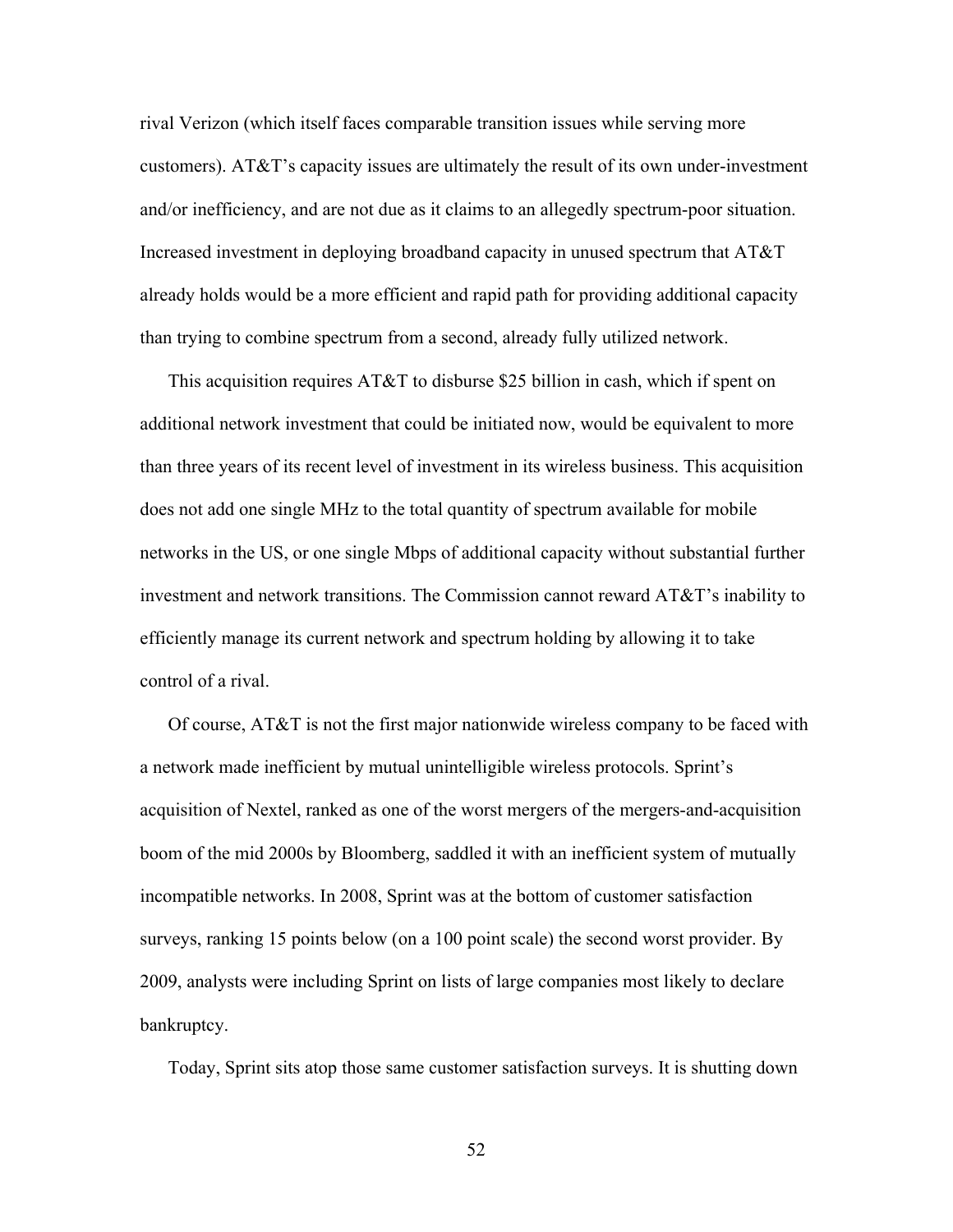rival Verizon (which itself faces comparable transition issues while serving more customers). AT&T's capacity issues are ultimately the result of its own under-investment and/or inefficiency, and are not due as it claims to an allegedly spectrum-poor situation. Increased investment in deploying broadband capacity in unused spectrum that AT&T already holds would be a more efficient and rapid path for providing additional capacity than trying to combine spectrum from a second, already fully utilized network.

This acquisition requires AT&T to disburse $25 billion in cash, which if spent on additional network investment that could be initiated now, would be equivalent to more than three years of its recent level of investment in its wireless business. This acquisition does not add one single MHz to the total quantity of spectrum available for mobile networks in the US, or one single Mbps of additional capacity without substantial further investment and network transitions. The Commission cannot reward AT&T's inability to efficiently manage its current network and spectrum holding by allowing it to take control of a rival.

Of course, AT&T is not the first major nationwide wireless company to be faced with a network made inefficient by mutual unintelligible wireless protocols. Sprint's acquisition of Nextel, ranked as one of the worst mergers of the mergers-and-acquisition boom of the mid 2000s by Bloomberg, saddled it with an inefficient system of mutually incompatible networks. In 2008, Sprint was at the bottom of customer satisfaction surveys, ranking 15 points below (on a 100 point scale) the second worst provider. By 2009, analysts were including Sprint on lists of large companies most likely to declare bankruptcy.

Today, Sprint sits atop those same customer satisfaction surveys. It is shutting down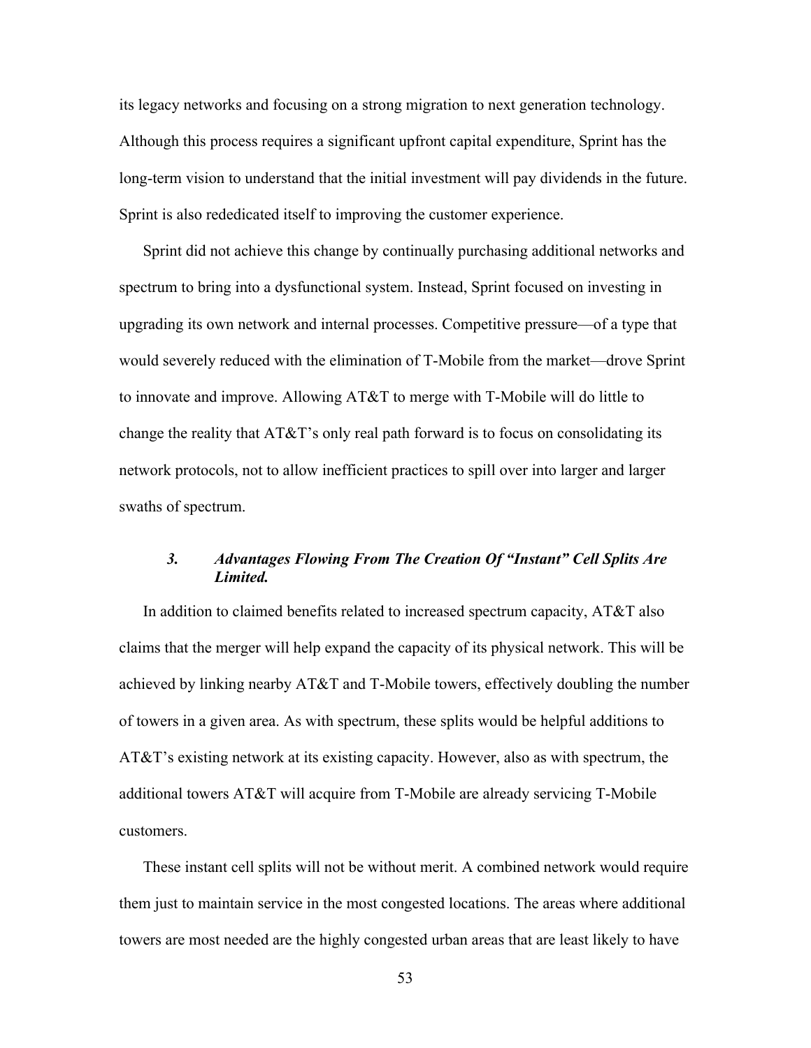its legacy networks and focusing on a strong migration to next generation technology. Although this process requires a significant upfront capital expenditure, Sprint has the long-term vision to understand that the initial investment will pay dividends in the future. Sprint is also rededicated itself to improving the customer experience.

Sprint did not achieve this change by continually purchasing additional networks and spectrum to bring into a dysfunctional system. Instead, Sprint focused on investing in upgrading its own network and internal processes. Competitive pressure—of a type that would severely reduced with the elimination of T-Mobile from the market—drove Sprint to innovate and improve. Allowing AT&T to merge with T-Mobile will do little to change the reality that AT&T's only real path forward is to focus on consolidating its network protocols, not to allow inefficient practices to spill over into larger and larger swaths of spectrum.

### *3. Advantages Flowing From The Creation Of "Instant" Cell Splits Are Limited.*

In addition to claimed benefits related to increased spectrum capacity, AT&T also claims that the merger will help expand the capacity of its physical network. This will be achieved by linking nearby AT&T and T-Mobile towers, effectively doubling the number of towers in a given area. As with spectrum, these splits would be helpful additions to AT&T's existing network at its existing capacity. However, also as with spectrum, the additional towers AT&T will acquire from T-Mobile are already servicing T-Mobile customers.

These instant cell splits will not be without merit. A combined network would require them just to maintain service in the most congested locations. The areas where additional towers are most needed are the highly congested urban areas that are least likely to have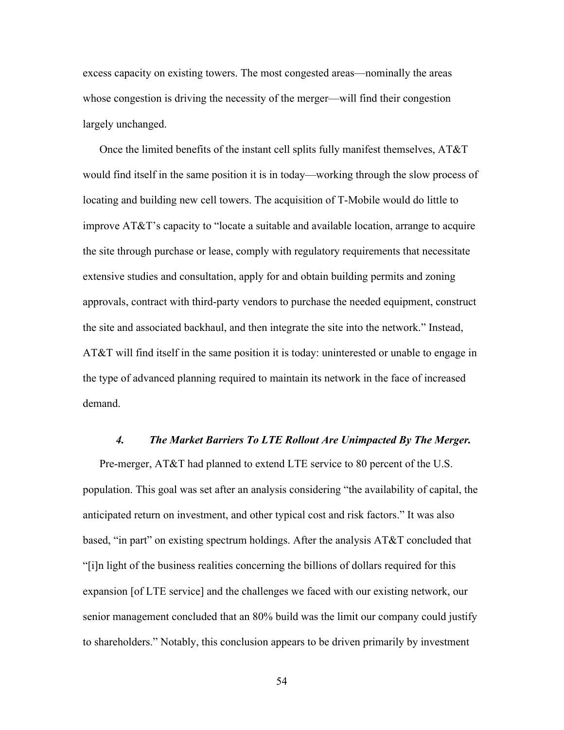excess capacity on existing towers. The most congested areas—nominally the areas whose congestion is driving the necessity of the merger—will find their congestion largely unchanged.

Once the limited benefits of the instant cell splits fully manifest themselves, AT&T would find itself in the same position it is in today—working through the slow process of locating and building new cell towers. The acquisition of T-Mobile would do little to improve AT&T's capacity to "locate a suitable and available location, arrange to acquire the site through purchase or lease, comply with regulatory requirements that necessitate extensive studies and consultation, apply for and obtain building permits and zoning approvals, contract with third-party vendors to purchase the needed equipment, construct the site and associated backhaul, and then integrate the site into the network." Instead, AT&T will find itself in the same position it is today: uninterested or unable to engage in the type of advanced planning required to maintain its network in the face of increased demand.

#### *4. The Market Barriers To LTE Rollout Are Unimpacted By The Merger.*

Pre-merger, AT&T had planned to extend LTE service to 80 percent of the U.S. population. This goal was set after an analysis considering "the availability of capital, the anticipated return on investment, and other typical cost and risk factors." It was also based, "in part" on existing spectrum holdings. After the analysis AT&T concluded that "[i]n light of the business realities concerning the billions of dollars required for this expansion [of LTE service] and the challenges we faced with our existing network, our senior management concluded that an 80% build was the limit our company could justify to shareholders." Notably, this conclusion appears to be driven primarily by investment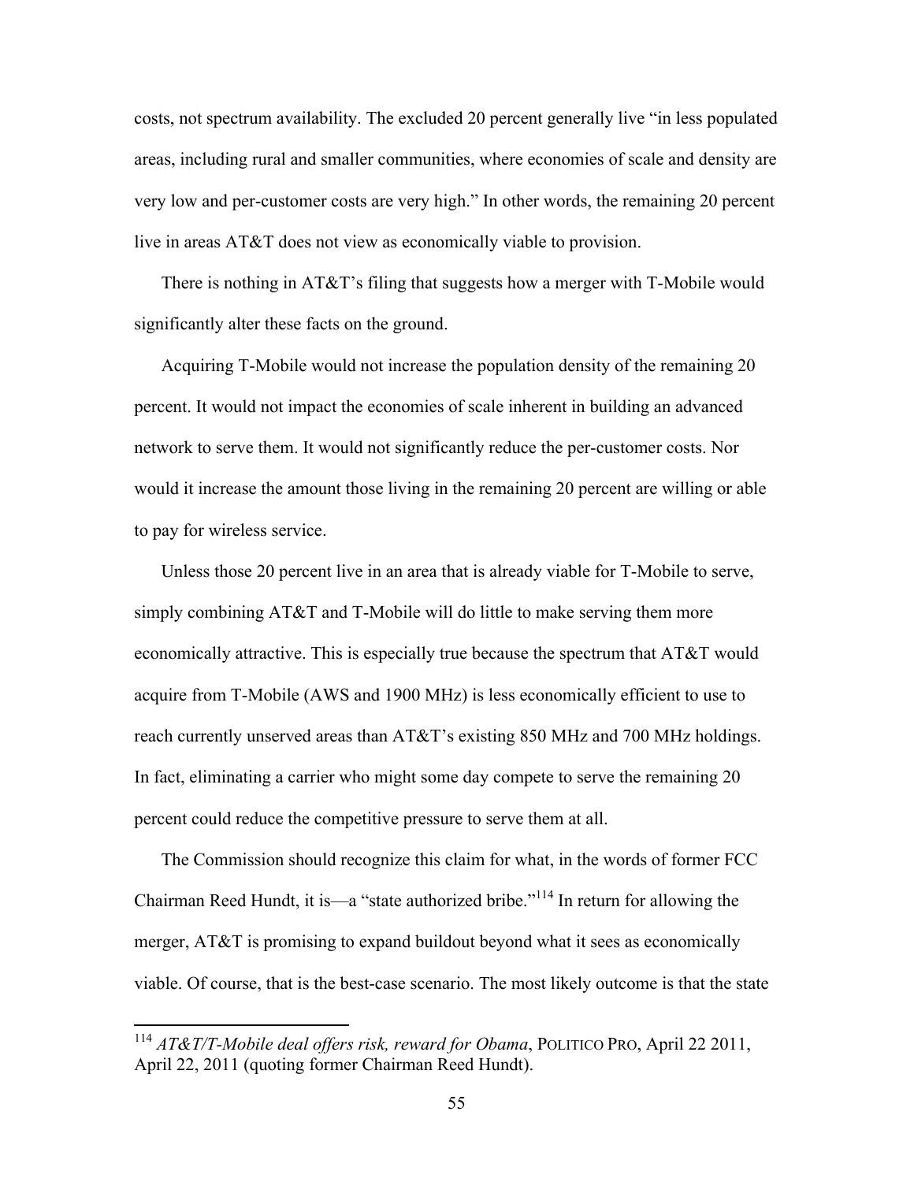costs, not spectrum availability. The excluded 20 percent generally live "in less populated areas, including rural and smaller communities, where economies of scale and density are very low and per-customer costs are very high." In other words, the remaining 20 percent live in areas AT&T does not view as economically viable to provision.

There is nothing in AT&T's filing that suggests how a merger with T-Mobile would significantly alter these facts on the ground.

Acquiring T-Mobile would not increase the population density of the remaining 20 percent. It would not impact the economies of scale inherent in building an advanced network to serve them. It would not significantly reduce the per-customer costs. Nor would it increase the amount those living in the remaining 20 percent are willing or able to pay for wireless service.

Unless those 20 percent live in an area that is already viable for T-Mobile to serve, simply combining AT&T and T-Mobile will do little to make serving them more economically attractive. This is especially true because the spectrum that AT&T would acquire from T-Mobile (AWS and 1900 MHz) is less economically efficient to use to reach currently unserved areas than AT&T's existing 850 MHz and 700 MHz holdings. In fact, eliminating a carrier who might some day compete to serve the remaining 20 percent could reduce the competitive pressure to serve them at all.

The Commission should recognize this claim for what, in the words of former FCC Chairman Reed Hundt, it is—a "state authorized bribe."[114] In return for allowing the merger, AT&T is promising to expand buildout beyond what it sees as economically viable. Of course, that is the best-case scenario. The most likely outcome is that the state

---

[114] *AT&T/T-Mobile deal offers risk, reward for Obama*, POLITICO PRO, April 22 2011, April 22, 2011 (quoting former Chairman Reed Hundt).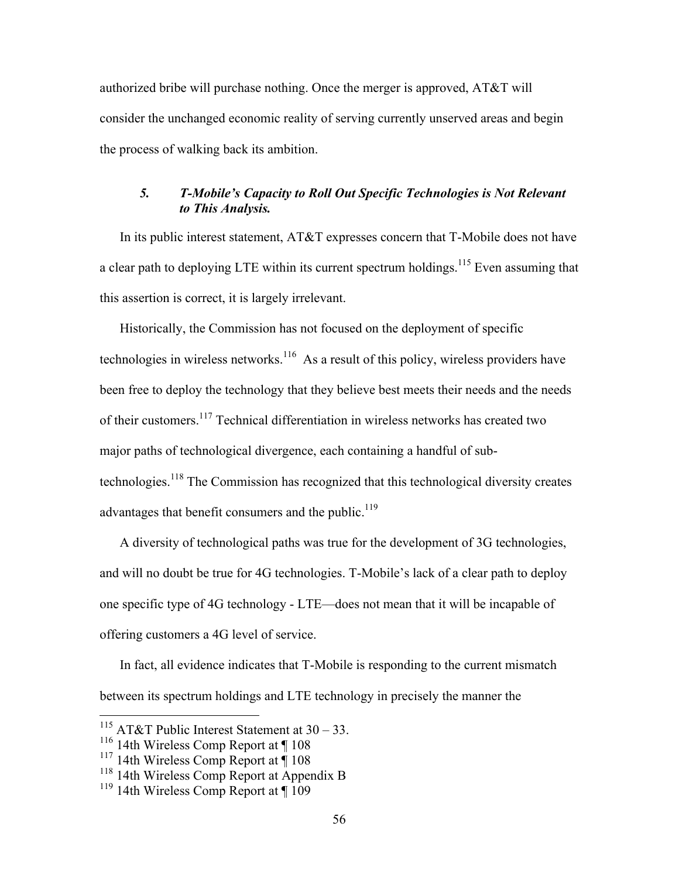authorized bribe will purchase nothing. Once the merger is approved, AT&T will consider the unchanged economic reality of serving currently unserved areas and begin the process of walking back its ambition.

### *5. T-Mobile's Capacity to Roll Out Specific Technologies is Not Relevant to This Analysis.*

In its public interest statement, AT&T expresses concern that T-Mobile does not have a clear path to deploying LTE within its current spectrum holdings.[115] Even assuming that this assertion is correct, it is largely irrelevant.

Historically, the Commission has not focused on the deployment of specific technologies in wireless networks.[116] As a result of this policy, wireless providers have been free to deploy the technology that they believe best meets their needs and the needs of their customers.[117] Technical differentiation in wireless networks has created two major paths of technological divergence, each containing a handful of sub-technologies.[118] The Commission has recognized that this technological diversity creates advantages that benefit consumers and the public.[119]

A diversity of technological paths was true for the development of 3G technologies, and will no doubt be true for 4G technologies. T-Mobile's lack of a clear path to deploy one specific type of 4G technology - LTE—does not mean that it will be incapable of offering customers a 4G level of service.

In fact, all evidence indicates that T-Mobile is responding to the current mismatch between its spectrum holdings and LTE technology in precisely the manner the

---

[115] AT&T Public Interest Statement at 30 – 33.

[116] 14th Wireless Comp Report at ¶ 108

[117] 14th Wireless Comp Report at ¶ 108

[118] 14th Wireless Comp Report at Appendix B

[119] 14th Wireless Comp Report at ¶ 109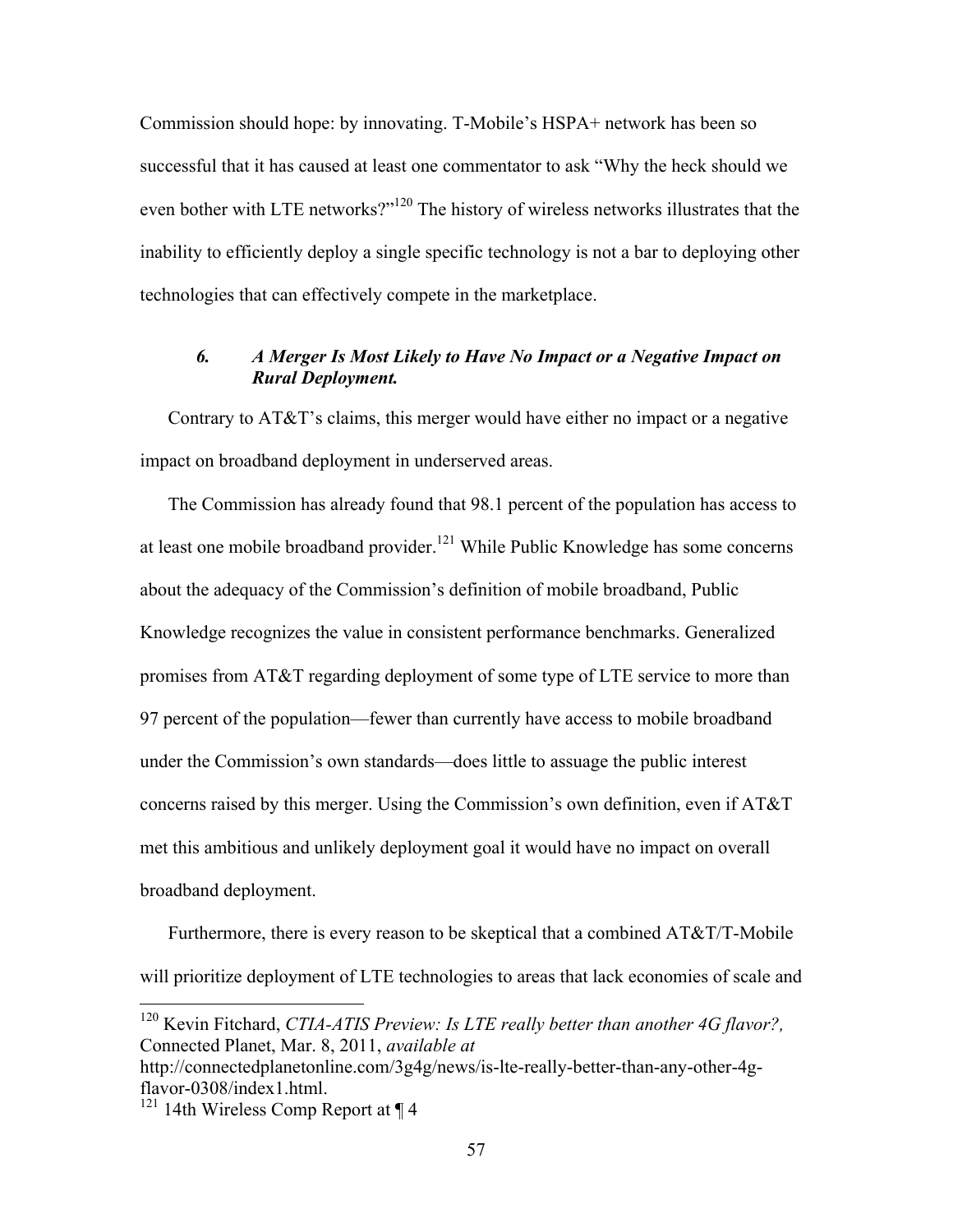Commission should hope: by innovating. T-Mobile's HSPA+ network has been so successful that it has caused at least one commentator to ask "Why the heck should we even bother with LTE networks?"[120] The history of wireless networks illustrates that the inability to efficiently deploy a single specific technology is not a bar to deploying other technologies that can effectively compete in the marketplace.

### *6. A Merger Is Most Likely to Have No Impact or a Negative Impact on Rural Deployment.*

Contrary to AT&T's claims, this merger would have either no impact or a negative impact on broadband deployment in underserved areas.

The Commission has already found that 98.1 percent of the population has access to at least one mobile broadband provider.[121] While Public Knowledge has some concerns about the adequacy of the Commission's definition of mobile broadband, Public Knowledge recognizes the value in consistent performance benchmarks. Generalized promises from AT&T regarding deployment of some type of LTE service to more than 97 percent of the population—fewer than currently have access to mobile broadband under the Commission's own standards—does little to assuage the public interest concerns raised by this merger. Using the Commission's own definition, even if AT&T met this ambitious and unlikely deployment goal it would have no impact on overall broadband deployment.

Furthermore, there is every reason to be skeptical that a combined AT&T/T-Mobile will prioritize deployment of LTE technologies to areas that lack economies of scale and

---

[120] Kevin Fitchard, *CTIA-ATIS Preview: Is LTE really better than another 4G flavor?,* Connected Planet, Mar. 8, 2011, *available at* http://connectedplanetonline.com/3g4g/news/is-lte-really-better-than-any-other-4g-flavor-0308/index1.html.

[121] 14th Wireless Comp Report at ¶ 4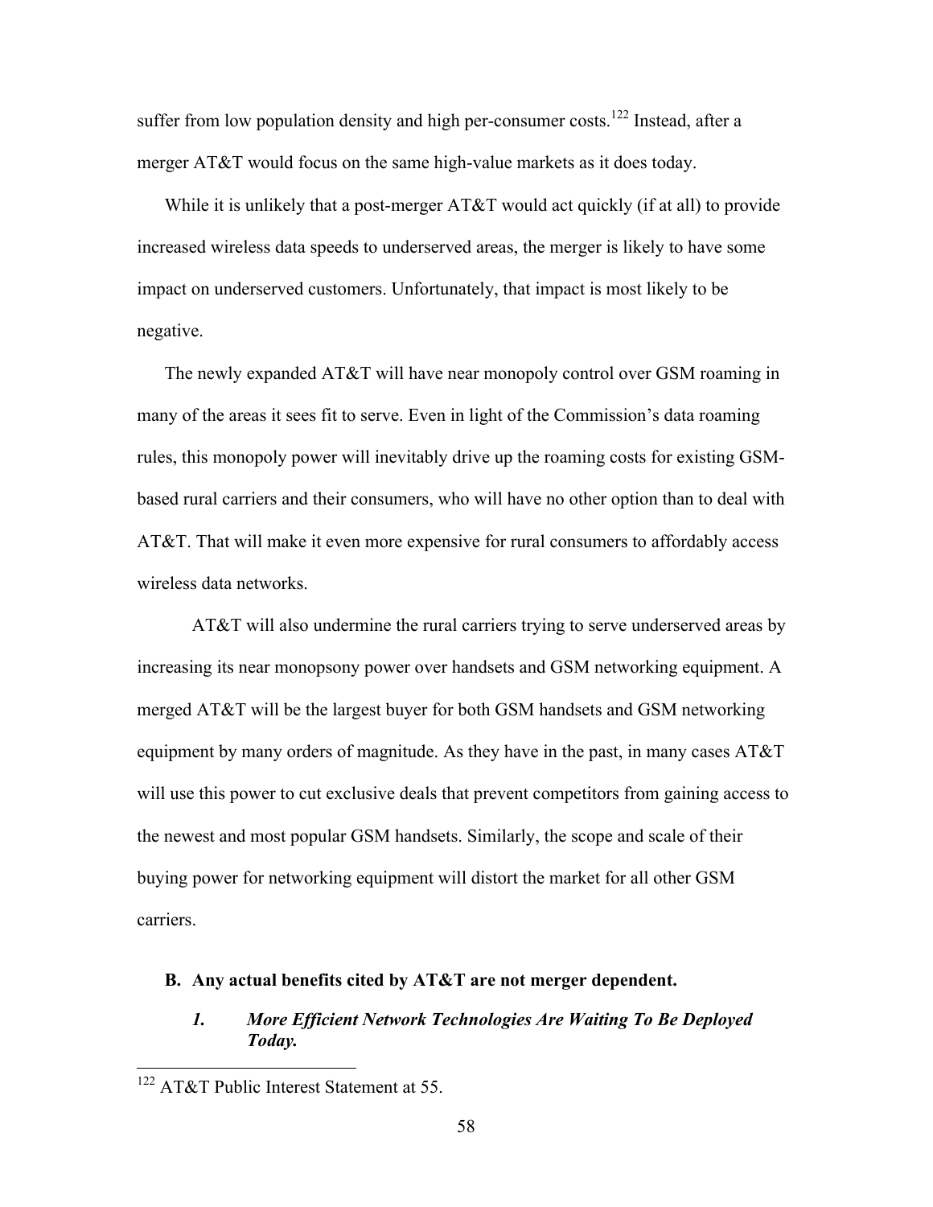suffer from low population density and high per-consumer costs.[122] Instead, after a merger AT&T would focus on the same high-value markets as it does today.

While it is unlikely that a post-merger AT&T would act quickly (if at all) to provide increased wireless data speeds to underserved areas, the merger is likely to have some impact on underserved customers. Unfortunately, that impact is most likely to be negative.

The newly expanded AT&T will have near monopoly control over GSM roaming in many of the areas it sees fit to serve. Even in light of the Commission's data roaming rules, this monopoly power will inevitably drive up the roaming costs for existing GSM-based rural carriers and their consumers, who will have no other option than to deal with AT&T. That will make it even more expensive for rural consumers to affordably access wireless data networks.

AT&T will also undermine the rural carriers trying to serve underserved areas by increasing its near monopsony power over handsets and GSM networking equipment. A merged AT&T will be the largest buyer for both GSM handsets and GSM networking equipment by many orders of magnitude. As they have in the past, in many cases AT&T will use this power to cut exclusive deals that prevent competitors from gaining access to the newest and most popular GSM handsets. Similarly, the scope and scale of their buying power for networking equipment will distort the market for all other GSM carriers.

### B. Any actual benefits cited by AT&T are not merger dependent.

#### *1. More Efficient Network Technologies Are Waiting To Be Deployed Today.*

---

[122] AT&T Public Interest Statement at 55.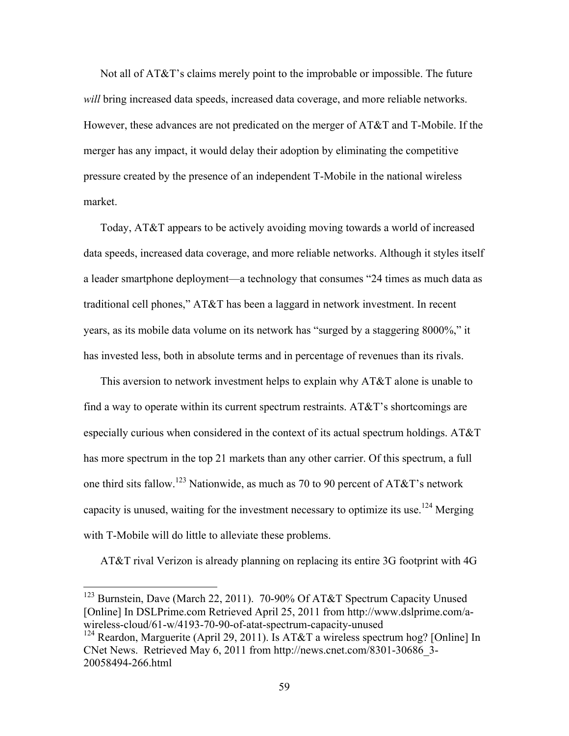Not all of AT&T's claims merely point to the improbable or impossible. The future *will* bring increased data speeds, increased data coverage, and more reliable networks. However, these advances are not predicated on the merger of AT&T and T-Mobile. If the merger has any impact, it would delay their adoption by eliminating the competitive pressure created by the presence of an independent T-Mobile in the national wireless market.

Today, AT&T appears to be actively avoiding moving towards a world of increased data speeds, increased data coverage, and more reliable networks. Although it styles itself a leader smartphone deployment—a technology that consumes "24 times as much data as traditional cell phones," AT&T has been a laggard in network investment. In recent years, as its mobile data volume on its network has "surged by a staggering 8000%," it has invested less, both in absolute terms and in percentage of revenues than its rivals.

This aversion to network investment helps to explain why AT&T alone is unable to find a way to operate within its current spectrum restraints. AT&T's shortcomings are especially curious when considered in the context of its actual spectrum holdings. AT&T has more spectrum in the top 21 markets than any other carrier. Of this spectrum, a full one third sits fallow.[123] Nationwide, as much as 70 to 90 percent of AT&T's network capacity is unused, waiting for the investment necessary to optimize its use.[124] Merging with T-Mobile will do little to alleviate these problems.

AT&T rival Verizon is already planning on replacing its entire 3G footprint with 4G

---

[123] Burnstein, Dave (March 22, 2011). 70-90% Of AT&T Spectrum Capacity Unused [Online] In DSLPrime.com Retrieved April 25, 2011 from http://www.dslprime.com/a-wireless-cloud/61-w/4193-70-90-of-atat-spectrum-capacity-unused

[124] Reardon, Marguerite (April 29, 2011). Is AT&T a wireless spectrum hog? [Online] In CNet News. Retrieved May 6, 2011 from http://news.cnet.com/8301-30686_3-20058494-266.html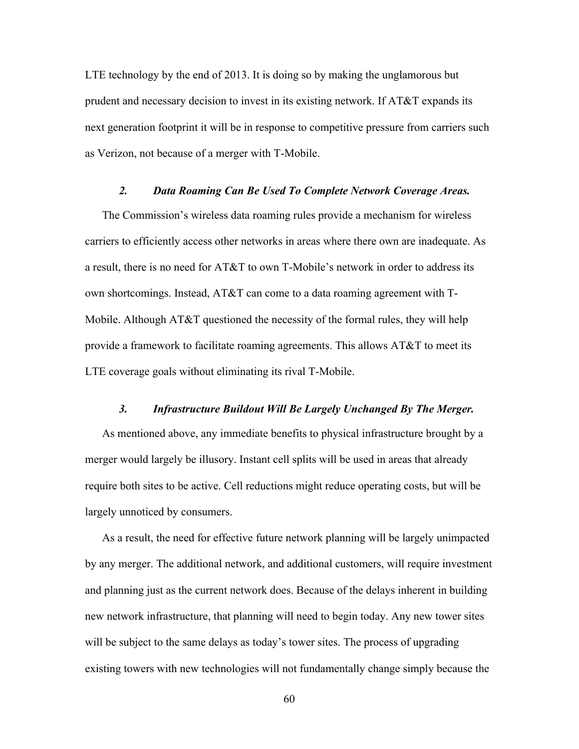LTE technology by the end of 2013. It is doing so by making the unglamorous but prudent and necessary decision to invest in its existing network. If AT&T expands its next generation footprint it will be in response to competitive pressure from carriers such as Verizon, not because of a merger with T-Mobile.

### *2. Data Roaming Can Be Used To Complete Network Coverage Areas.*

The Commission's wireless data roaming rules provide a mechanism for wireless carriers to efficiently access other networks in areas where there own are inadequate. As a result, there is no need for AT&T to own T-Mobile's network in order to address its own shortcomings. Instead, AT&T can come to a data roaming agreement with T-Mobile. Although AT&T questioned the necessity of the formal rules, they will help provide a framework to facilitate roaming agreements. This allows AT&T to meet its LTE coverage goals without eliminating its rival T-Mobile.

### *3. Infrastructure Buildout Will Be Largely Unchanged By The Merger.*

As mentioned above, any immediate benefits to physical infrastructure brought by a merger would largely be illusory. Instant cell splits will be used in areas that already require both sites to be active. Cell reductions might reduce operating costs, but will be largely unnoticed by consumers.

As a result, the need for effective future network planning will be largely unimpacted by any merger. The additional network, and additional customers, will require investment and planning just as the current network does. Because of the delays inherent in building new network infrastructure, that planning will need to begin today. Any new tower sites will be subject to the same delays as today's tower sites. The process of upgrading existing towers with new technologies will not fundamentally change simply because the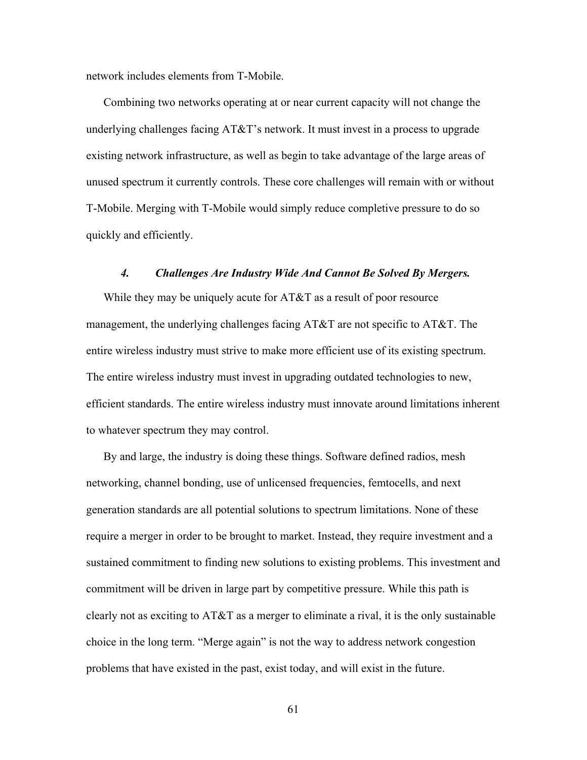network includes elements from T-Mobile.

Combining two networks operating at or near current capacity will not change the underlying challenges facing AT&T's network. It must invest in a process to upgrade existing network infrastructure, as well as begin to take advantage of the large areas of unused spectrum it currently controls. These core challenges will remain with or without T-Mobile. Merging with T-Mobile would simply reduce completive pressure to do so quickly and efficiently.

### *4. Challenges Are Industry Wide And Cannot Be Solved By Mergers.*

While they may be uniquely acute for AT&T as a result of poor resource management, the underlying challenges facing AT&T are not specific to AT&T. The entire wireless industry must strive to make more efficient use of its existing spectrum. The entire wireless industry must invest in upgrading outdated technologies to new, efficient standards. The entire wireless industry must innovate around limitations inherent to whatever spectrum they may control.

By and large, the industry is doing these things. Software defined radios, mesh networking, channel bonding, use of unlicensed frequencies, femtocells, and next generation standards are all potential solutions to spectrum limitations. None of these require a merger in order to be brought to market. Instead, they require investment and a sustained commitment to finding new solutions to existing problems. This investment and commitment will be driven in large part by competitive pressure. While this path is clearly not as exciting to AT&T as a merger to eliminate a rival, it is the only sustainable choice in the long term. "Merge again" is not the way to address network congestion problems that have existed in the past, exist today, and will exist in the future.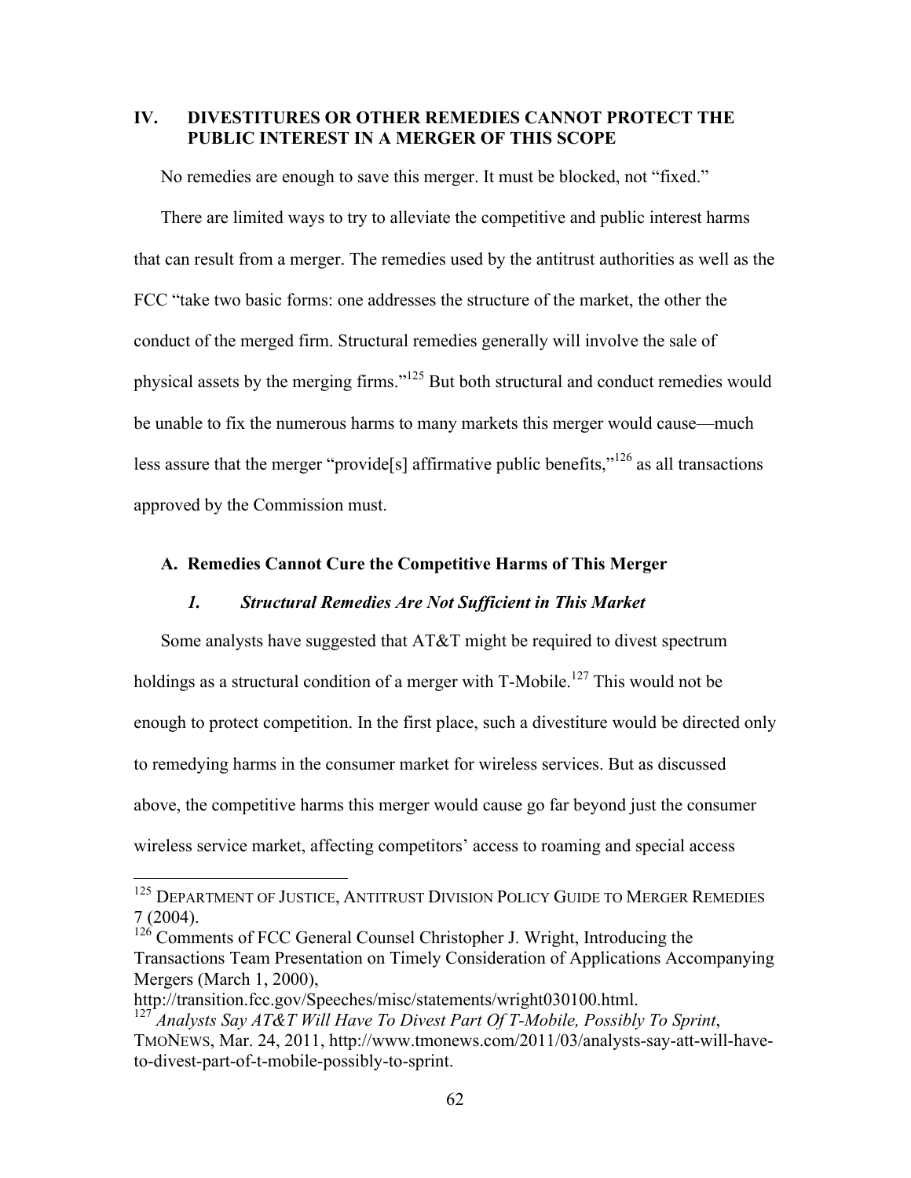## IV. DIVESTITURES OR OTHER REMEDIES CANNOT PROTECT THE PUBLIC INTEREST IN A MERGER OF THIS SCOPE

No remedies are enough to save this merger. It must be blocked, not "fixed."

There are limited ways to try to alleviate the competitive and public interest harms that can result from a merger. The remedies used by the antitrust authorities as well as the FCC "take two basic forms: one addresses the structure of the market, the other the conduct of the merged firm. Structural remedies generally will involve the sale of physical assets by the merging firms."[125] But both structural and conduct remedies would be unable to fix the numerous harms to many markets this merger would cause—much less assure that the merger "provide[s] affirmative public benefits,"[126] as all transactions approved by the Commission must.

### A. Remedies Cannot Cure the Competitive Harms of This Merger

#### *1. Structural Remedies Are Not Sufficient in This Market*

Some analysts have suggested that AT&T might be required to divest spectrum holdings as a structural condition of a merger with T-Mobile.[127] This would not be enough to protect competition. In the first place, such a divestiture would be directed only to remedying harms in the consumer market for wireless services. But as discussed above, the competitive harms this merger would cause go far beyond just the consumer wireless service market, affecting competitors' access to roaming and special access

---

[125] DEPARTMENT OF JUSTICE, ANTITRUST DIVISION POLICY GUIDE TO MERGER REMEDIES 7 (2004).

[126] Comments of FCC General Counsel Christopher J. Wright, Introducing the Transactions Team Presentation on Timely Consideration of Applications Accompanying Mergers (March 1, 2000), http://transition.fcc.gov/Speeches/misc/statements/wright030100.html.

[127] *Analysts Say AT&T Will Have To Divest Part Of T-Mobile, Possibly To Sprint*, TMONEWS, Mar. 24, 2011, http://www.tmonews.com/2011/03/analysts-say-att-will-have-to-divest-part-of-t-mobile-possibly-to-sprint.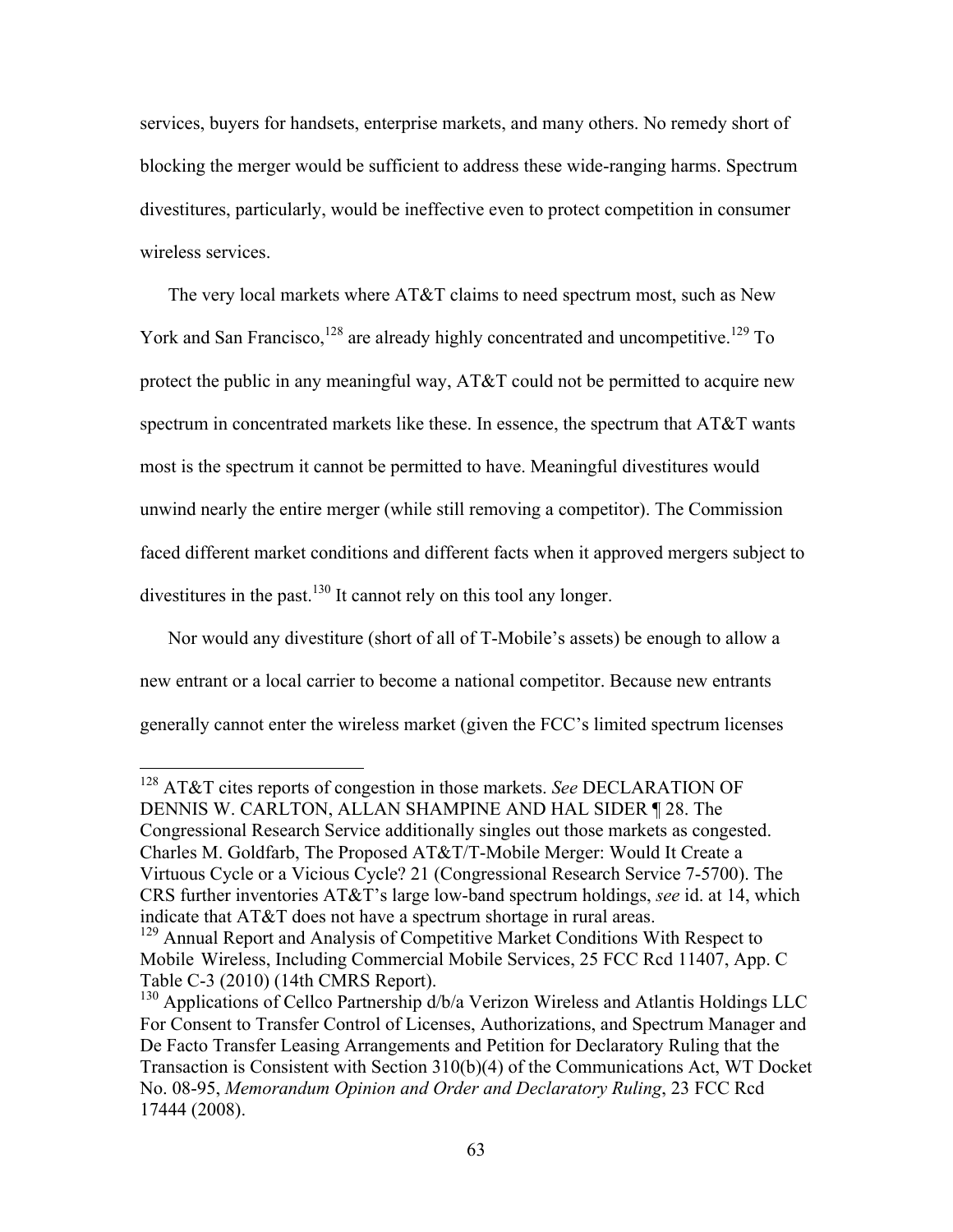services, buyers for handsets, enterprise markets, and many others. No remedy short of blocking the merger would be sufficient to address these wide-ranging harms. Spectrum divestitures, particularly, would be ineffective even to protect competition in consumer wireless services.

The very local markets where AT&T claims to need spectrum most, such as New York and San Francisco,[128] are already highly concentrated and uncompetitive.[129] To protect the public in any meaningful way, AT&T could not be permitted to acquire new spectrum in concentrated markets like these. In essence, the spectrum that AT&T wants most is the spectrum it cannot be permitted to have. Meaningful divestitures would unwind nearly the entire merger (while still removing a competitor). The Commission faced different market conditions and different facts when it approved mergers subject to divestitures in the past.[130] It cannot rely on this tool any longer.

Nor would any divestiture (short of all of T-Mobile's assets) be enough to allow a new entrant or a local carrier to become a national competitor. Because new entrants generally cannot enter the wireless market (given the FCC's limited spectrum licenses

---

[128] AT&T cites reports of congestion in those markets. *See* DECLARATION OF DENNIS W. CARLTON, ALLAN SHAMPINE AND HAL SIDER ¶ 28. The Congressional Research Service additionally singles out those markets as congested. Charles M. Goldfarb, The Proposed AT&T/T-Mobile Merger: Would It Create a Virtuous Cycle or a Vicious Cycle? 21 (Congressional Research Service 7-5700). The CRS further inventories AT&T's large low-band spectrum holdings, *see* id. at 14, which indicate that AT&T does not have a spectrum shortage in rural areas.

[129] Annual Report and Analysis of Competitive Market Conditions With Respect to Mobile Wireless, Including Commercial Mobile Services, 25 FCC Rcd 11407, App. C Table C-3 (2010) (14th CMRS Report).

[130] Applications of Cellco Partnership d/b/a Verizon Wireless and Atlantis Holdings LLC For Consent to Transfer Control of Licenses, Authorizations, and Spectrum Manager and De Facto Transfer Leasing Arrangements and Petition for Declaratory Ruling that the Transaction is Consistent with Section 310(b)(4) of the Communications Act, WT Docket No. 08-95, *Memorandum Opinion and Order and Declaratory Ruling*, 23 FCC Rcd 17444 (2008).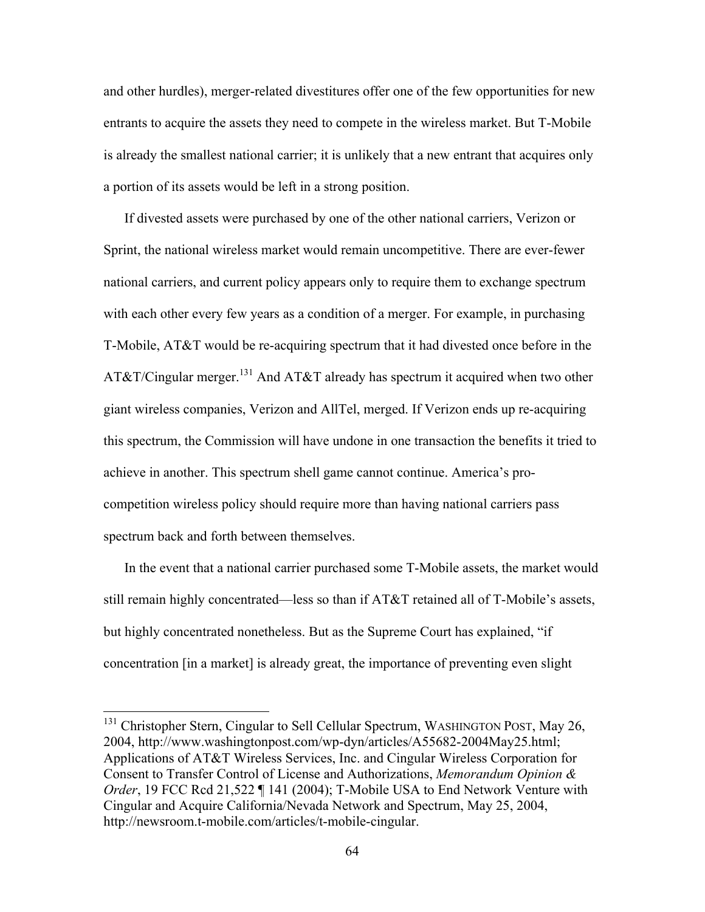and other hurdles), merger-related divestitures offer one of the few opportunities for new entrants to acquire the assets they need to compete in the wireless market. But T-Mobile is already the smallest national carrier; it is unlikely that a new entrant that acquires only a portion of its assets would be left in a strong position.

If divested assets were purchased by one of the other national carriers, Verizon or Sprint, the national wireless market would remain uncompetitive. There are ever-fewer national carriers, and current policy appears only to require them to exchange spectrum with each other every few years as a condition of a merger. For example, in purchasing T-Mobile, AT&T would be re-acquiring spectrum that it had divested once before in the AT&T/Cingular merger.[131] And AT&T already has spectrum it acquired when two other giant wireless companies, Verizon and AllTel, merged. If Verizon ends up re-acquiring this spectrum, the Commission will have undone in one transaction the benefits it tried to achieve in another. This spectrum shell game cannot continue. America's pro-competition wireless policy should require more than having national carriers pass spectrum back and forth between themselves.

In the event that a national carrier purchased some T-Mobile assets, the market would still remain highly concentrated—less so than if AT&T retained all of T-Mobile's assets, but highly concentrated nonetheless. But as the Supreme Court has explained, "if concentration [in a market] is already great, the importance of preventing even slight

---

[131] Christopher Stern, Cingular to Sell Cellular Spectrum, WASHINGTON POST, May 26, 2004, http://www.washingtonpost.com/wp-dyn/articles/A55682-2004May25.html; Applications of AT&T Wireless Services, Inc. and Cingular Wireless Corporation for Consent to Transfer Control of License and Authorizations, *Memorandum Opinion & Order*, 19 FCC Rcd 21,522 ¶ 141 (2004); T-Mobile USA to End Network Venture with Cingular and Acquire California/Nevada Network and Spectrum, May 25, 2004, http://newsroom.t-mobile.com/articles/t-mobile-cingular.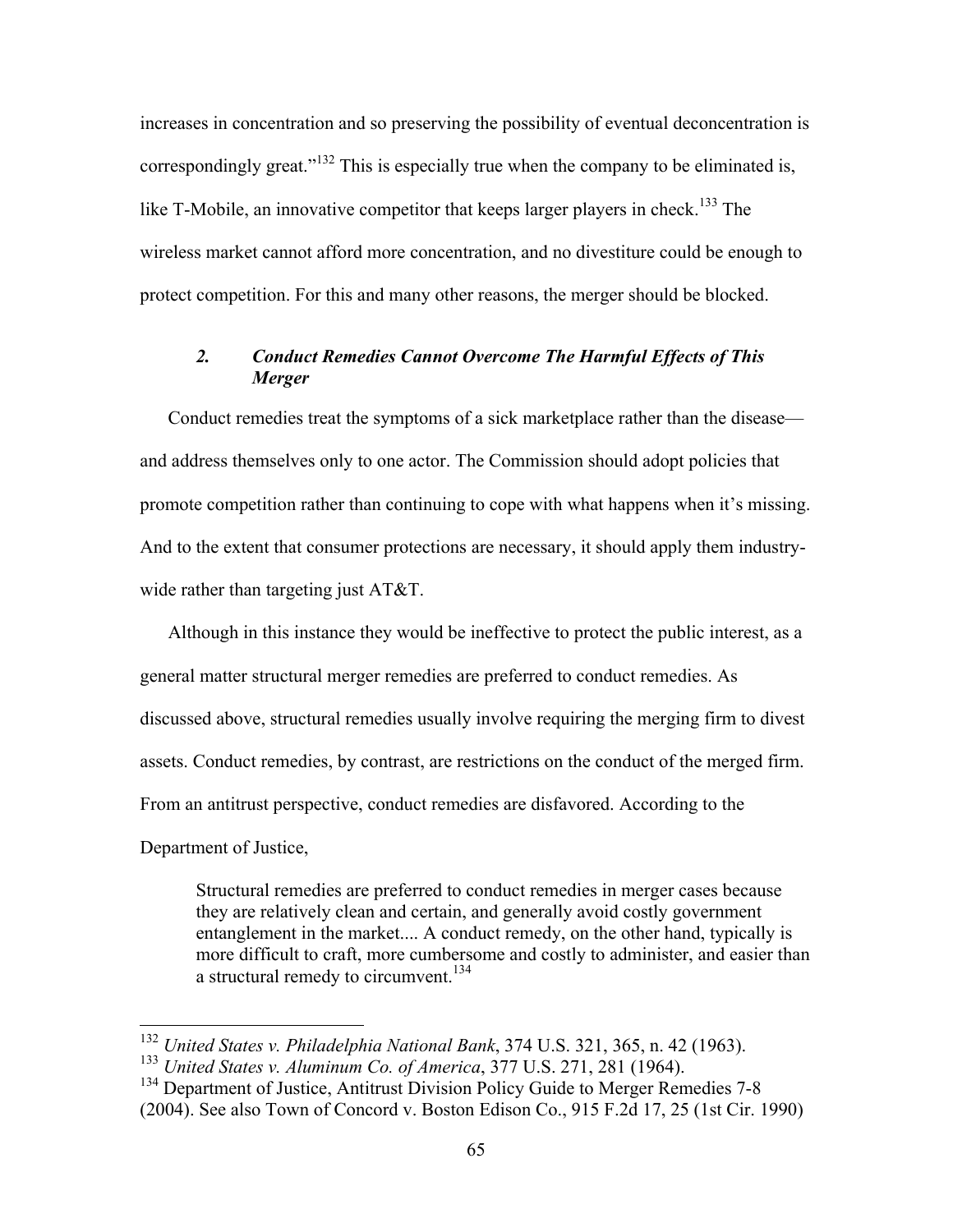increases in concentration and so preserving the possibility of eventual deconcentration is correspondingly great."[132] This is especially true when the company to be eliminated is, like T-Mobile, an innovative competitor that keeps larger players in check.[133] The wireless market cannot afford more concentration, and no divestiture could be enough to protect competition. For this and many other reasons, the merger should be blocked.

### *2. Conduct Remedies Cannot Overcome The Harmful Effects of This Merger*

Conduct remedies treat the symptoms of a sick marketplace rather than the disease—and address themselves only to one actor. The Commission should adopt policies that promote competition rather than continuing to cope with what happens when it's missing. And to the extent that consumer protections are necessary, it should apply them industry-wide rather than targeting just AT&T.

Although in this instance they would be ineffective to protect the public interest, as a general matter structural merger remedies are preferred to conduct remedies. As discussed above, structural remedies usually involve requiring the merging firm to divest assets. Conduct remedies, by contrast, are restrictions on the conduct of the merged firm. From an antitrust perspective, conduct remedies are disfavored. According to the Department of Justice,

> Structural remedies are preferred to conduct remedies in merger cases because they are relatively clean and certain, and generally avoid costly government entanglement in the market.... A conduct remedy, on the other hand, typically is more difficult to craft, more cumbersome and costly to administer, and easier than a structural remedy to circumvent.[134]

---

[132] *United States v. Philadelphia National Bank*, 374 U.S. 321, 365, n. 42 (1963).

[133] *United States v. Aluminum Co. of America*, 377 U.S. 271, 281 (1964).

[134] Department of Justice, Antitrust Division Policy Guide to Merger Remedies 7-8 (2004). See also Town of Concord v. Boston Edison Co., 915 F.2d 17, 25 (1st Cir. 1990)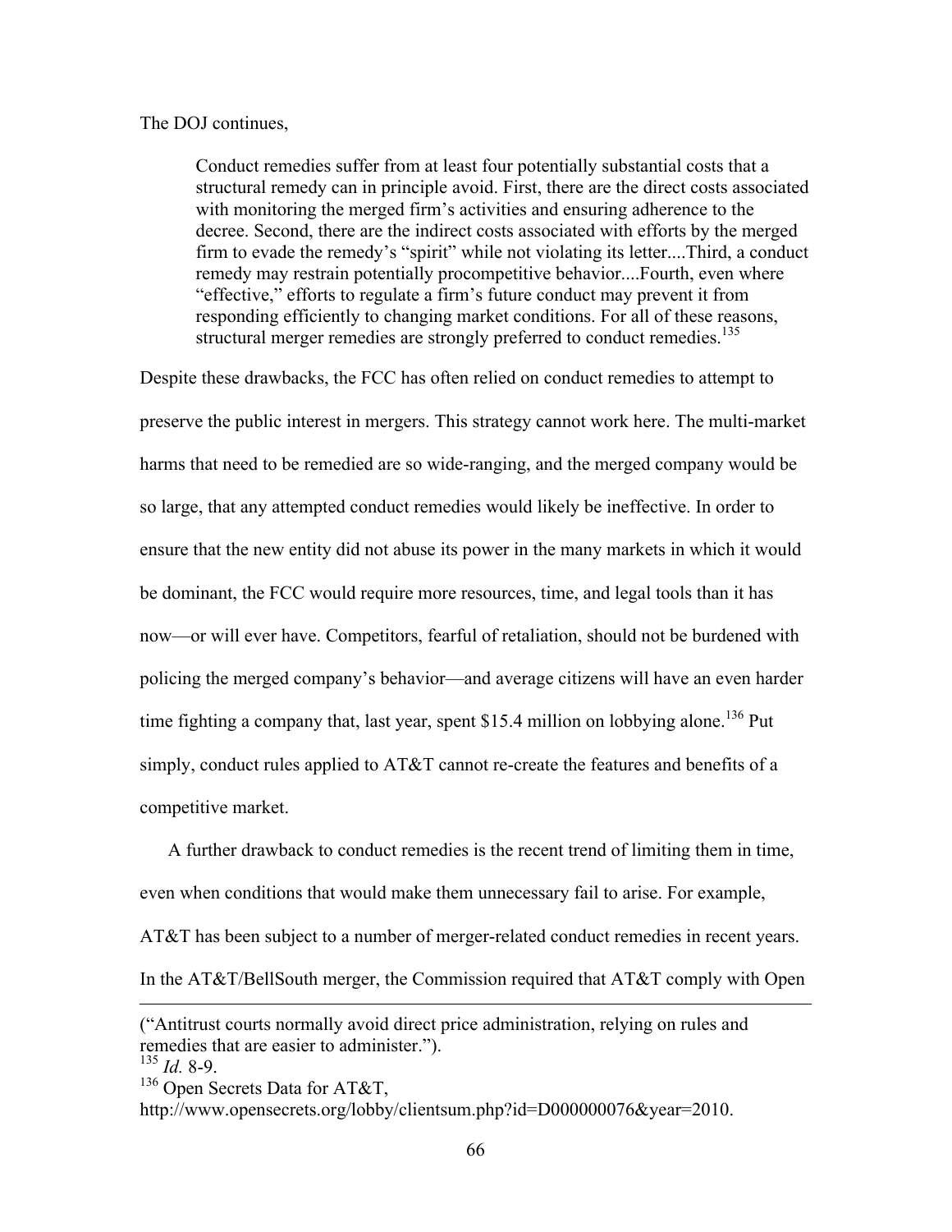The DOJ continues,

> Conduct remedies suffer from at least four potentially substantial costs that a structural remedy can in principle avoid. First, there are the direct costs associated with monitoring the merged firm's activities and ensuring adherence to the decree. Second, there are the indirect costs associated with efforts by the merged firm to evade the remedy's "spirit" while not violating its letter....Third, a conduct remedy may restrain potentially procompetitive behavior....Fourth, even where "effective," efforts to regulate a firm's future conduct may prevent it from responding efficiently to changing market conditions. For all of these reasons, structural merger remedies are strongly preferred to conduct remedies.[135]

Despite these drawbacks, the FCC has often relied on conduct remedies to attempt to preserve the public interest in mergers. This strategy cannot work here. The multi-market harms that need to be remedied are so wide-ranging, and the merged company would be so large, that any attempted conduct remedies would likely be ineffective. In order to ensure that the new entity did not abuse its power in the many markets in which it would be dominant, the FCC would require more resources, time, and legal tools than it has now—or will ever have. Competitors, fearful of retaliation, should not be burdened with policing the merged company's behavior—and average citizens will have an even harder time fighting a company that, last year, spent $15.4 million on lobbying alone.[136] Put simply, conduct rules applied to AT&T cannot re-create the features and benefits of a competitive market.

A further drawback to conduct remedies is the recent trend of limiting them in time, even when conditions that would make them unnecessary fail to arise. For example, AT&T has been subject to a number of merger-related conduct remedies in recent years. In the AT&T/BellSouth merger, the Commission required that AT&T comply with Open

---

("Antitrust courts normally avoid direct price administration, relying on rules and remedies that are easier to administer.").

[135] *Id.* 8-9.

[136] Open Secrets Data for AT&T, http://www.opensecrets.org/lobby/clientsum.php?id=D000000076&year=2010.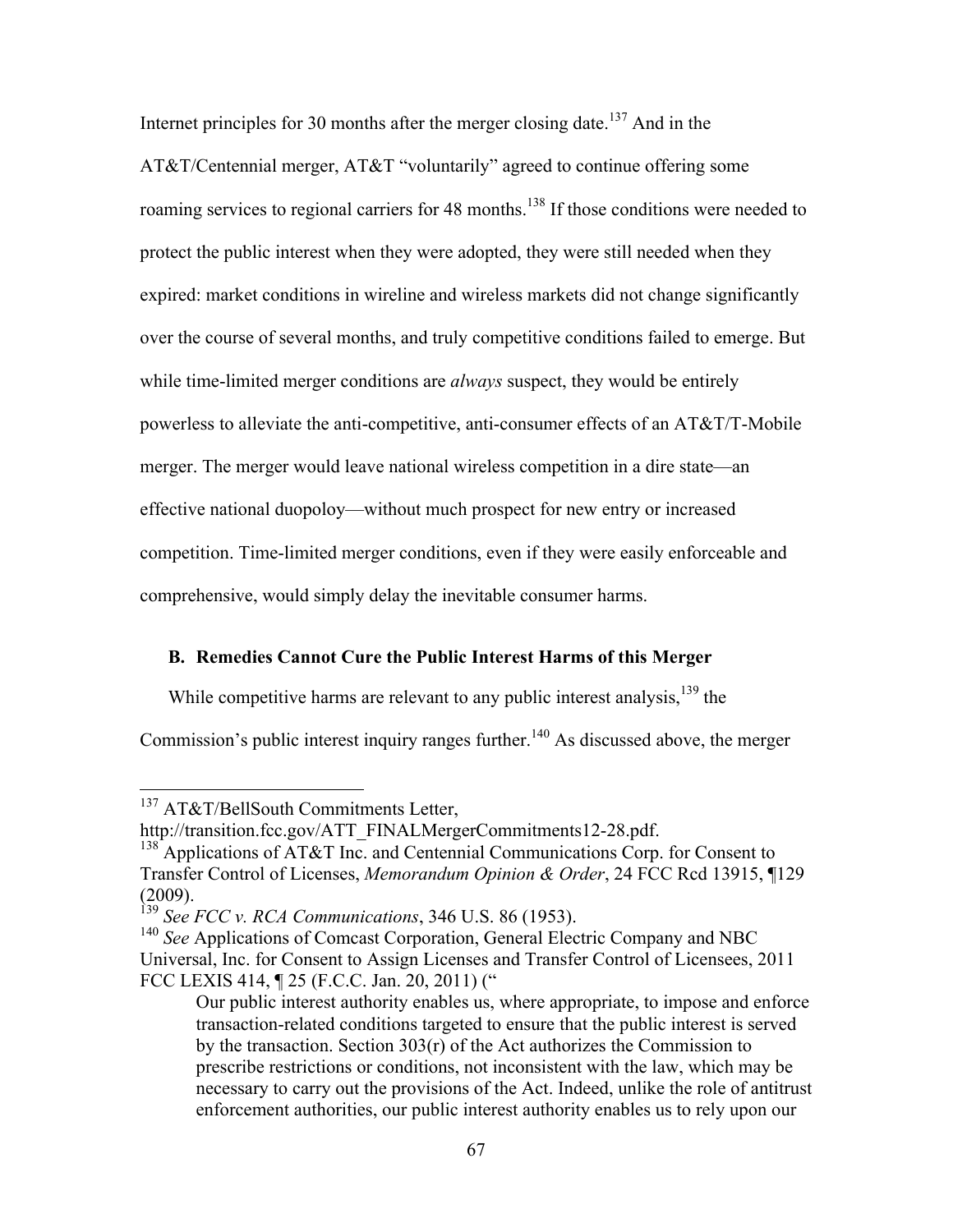Internet principles for 30 months after the merger closing date.[137] And in the AT&T/Centennial merger, AT&T "voluntarily" agreed to continue offering some roaming services to regional carriers for 48 months.[138] If those conditions were needed to protect the public interest when they were adopted, they were still needed when they expired: market conditions in wireline and wireless markets did not change significantly over the course of several months, and truly competitive conditions failed to emerge. But while time-limited merger conditions are *always* suspect, they would be entirely powerless to alleviate the anti-competitive, anti-consumer effects of an AT&T/T-Mobile merger. The merger would leave national wireless competition in a dire state—an effective national duopoloy—without much prospect for new entry or increased competition. Time-limited merger conditions, even if they were easily enforceable and comprehensive, would simply delay the inevitable consumer harms.

### B. Remedies Cannot Cure the Public Interest Harms of this Merger

While competitive harms are relevant to any public interest analysis,[139] the Commission's public interest inquiry ranges further.[140] As discussed above, the merger

---

[137] AT&T/BellSouth Commitments Letter, http://transition.fcc.gov/ATT_FINALMergerCommitments12-28.pdf.

[138] Applications of AT&T Inc. and Centennial Communications Corp. for Consent to Transfer Control of Licenses, *Memorandum Opinion & Order*, 24 FCC Rcd 13915, ¶129 (2009).

[139] *See FCC v. RCA Communications*, 346 U.S. 86 (1953).

[140] *See* Applications of Comcast Corporation, General Electric Company and NBC Universal, Inc. for Consent to Assign Licenses and Transfer Control of Licensees, 2011 FCC LEXIS 414, ¶ 25 (F.C.C. Jan. 20, 2011) ("

> Our public interest authority enables us, where appropriate, to impose and enforce transaction-related conditions targeted to ensure that the public interest is served by the transaction. Section 303(r) of the Act authorizes the Commission to prescribe restrictions or conditions, not inconsistent with the law, which may be necessary to carry out the provisions of the Act. Indeed, unlike the role of antitrust enforcement authorities, our public interest authority enables us to rely upon our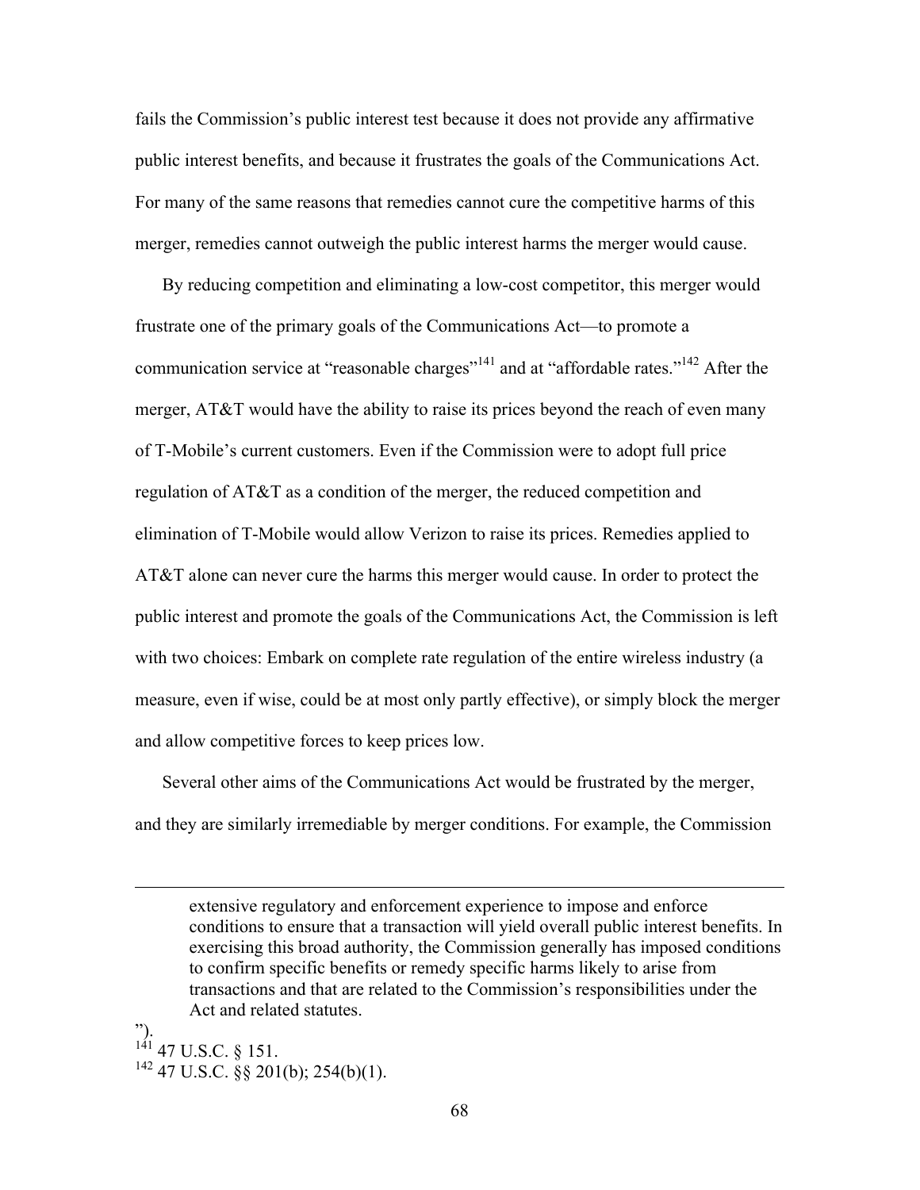fails the Commission's public interest test because it does not provide any affirmative public interest benefits, and because it frustrates the goals of the Communications Act. For many of the same reasons that remedies cannot cure the competitive harms of this merger, remedies cannot outweigh the public interest harms the merger would cause.

By reducing competition and eliminating a low-cost competitor, this merger would frustrate one of the primary goals of the Communications Act—to promote a communication service at "reasonable charges"[141] and at "affordable rates."[142] After the merger, AT&T would have the ability to raise its prices beyond the reach of even many of T-Mobile's current customers. Even if the Commission were to adopt full price regulation of AT&T as a condition of the merger, the reduced competition and elimination of T-Mobile would allow Verizon to raise its prices. Remedies applied to AT&T alone can never cure the harms this merger would cause. In order to protect the public interest and promote the goals of the Communications Act, the Commission is left with two choices: Embark on complete rate regulation of the entire wireless industry (a measure, even if wise, could be at most only partly effective), or simply block the merger and allow competitive forces to keep prices low.

Several other aims of the Communications Act would be frustrated by the merger, and they are similarly irremediable by merger conditions. For example, the Commission

---

> extensive regulatory and enforcement experience to impose and enforce conditions to ensure that a transaction will yield overall public interest benefits. In exercising this broad authority, the Commission generally has imposed conditions to confirm specific benefits or remedy specific harms likely to arise from transactions and that are related to the Commission's responsibilities under the Act and related statutes.

").

[141] 47 U.S.C. § 151.

[142] 47 U.S.C. §§ 201(b); 254(b)(1).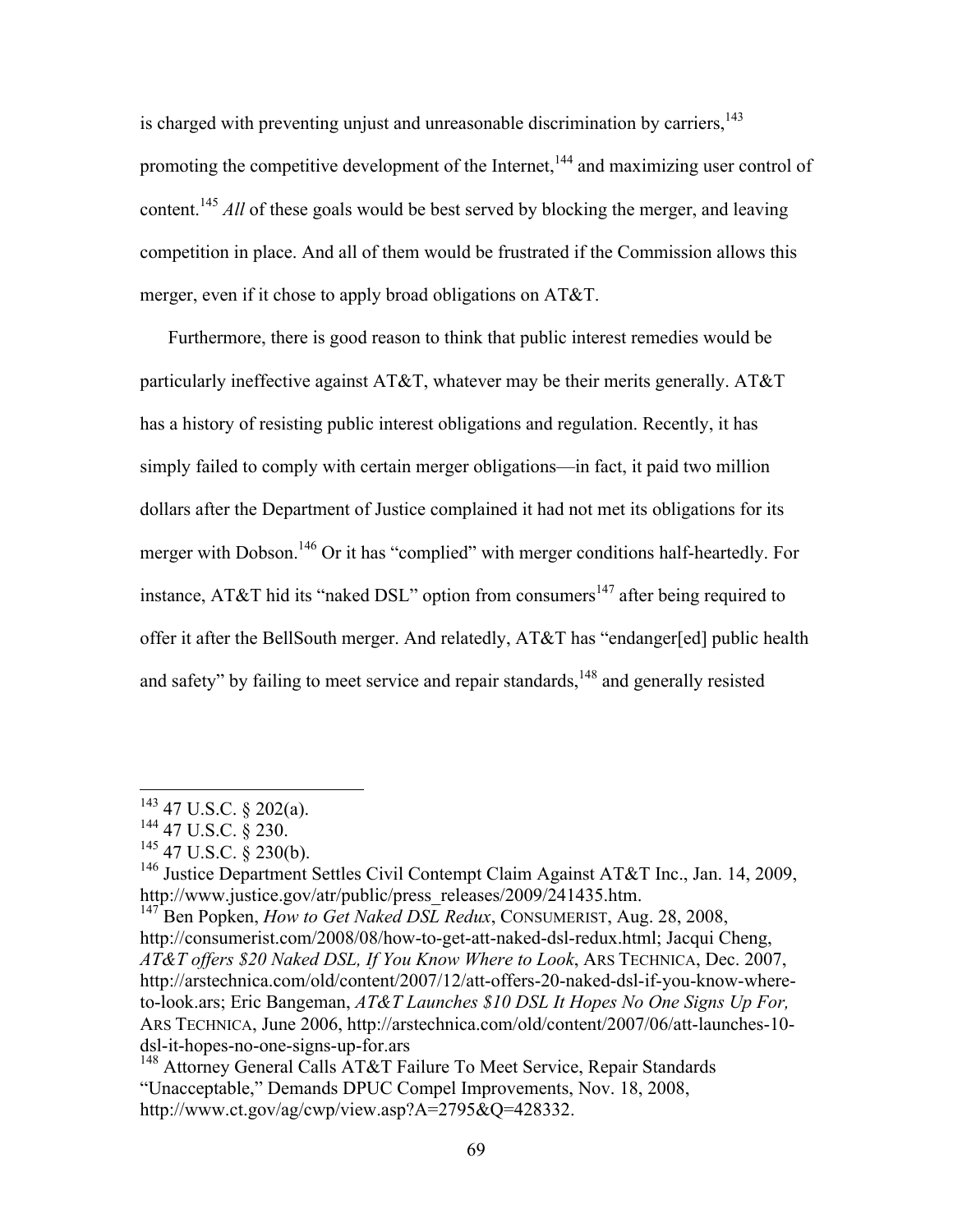is charged with preventing unjust and unreasonable discrimination by carriers,[143] promoting the competitive development of the Internet,[144] and maximizing user control of content.[145] *All* of these goals would be best served by blocking the merger, and leaving competition in place. And all of them would be frustrated if the Commission allows this merger, even if it chose to apply broad obligations on AT&T.

Furthermore, there is good reason to think that public interest remedies would be particularly ineffective against AT&T, whatever may be their merits generally. AT&T has a history of resisting public interest obligations and regulation. Recently, it has simply failed to comply with certain merger obligations—in fact, it paid two million dollars after the Department of Justice complained it had not met its obligations for its merger with Dobson.[146] Or it has "complied" with merger conditions half-heartedly. For instance, AT&T hid its "naked DSL" option from consumers[147] after being required to offer it after the BellSouth merger. And relatedly, AT&T has "endanger[ed] public health and safety" by failing to meet service and repair standards,[148] and generally resisted

---

[143] 47 U.S.C. § 202(a).

[144] 47 U.S.C. § 230.

[145] 47 U.S.C. § 230(b).

[146] Justice Department Settles Civil Contempt Claim Against AT&T Inc., Jan. 14, 2009, http://www.justice.gov/atr/public/press_releases/2009/241435.htm.

[147] Ben Popken, *How to Get Naked DSL Redux*, CONSUMERIST, Aug. 28, 2008, http://consumerist.com/2008/08/how-to-get-att-naked-dsl-redux.html; Jacqui Cheng, *AT&T offers $20 Naked DSL, If You Know Where to Look*, ARS TECHNICA, Dec. 2007, http://arstechnica.com/old/content/2007/12/att-offers-20-naked-dsl-if-you-know-where-to-look.ars; Eric Bangeman, *AT&T Launches $10 DSL It Hopes No One Signs Up For,* ARS TECHNICA, June 2006, http://arstechnica.com/old/content/2007/06/att-launches-10-dsl-it-hopes-no-one-signs-up-for.ars

[148] Attorney General Calls AT&T Failure To Meet Service, Repair Standards "Unacceptable," Demands DPUC Compel Improvements, Nov. 18, 2008, http://www.ct.gov/ag/cwp/view.asp?A=2795&Q=428332.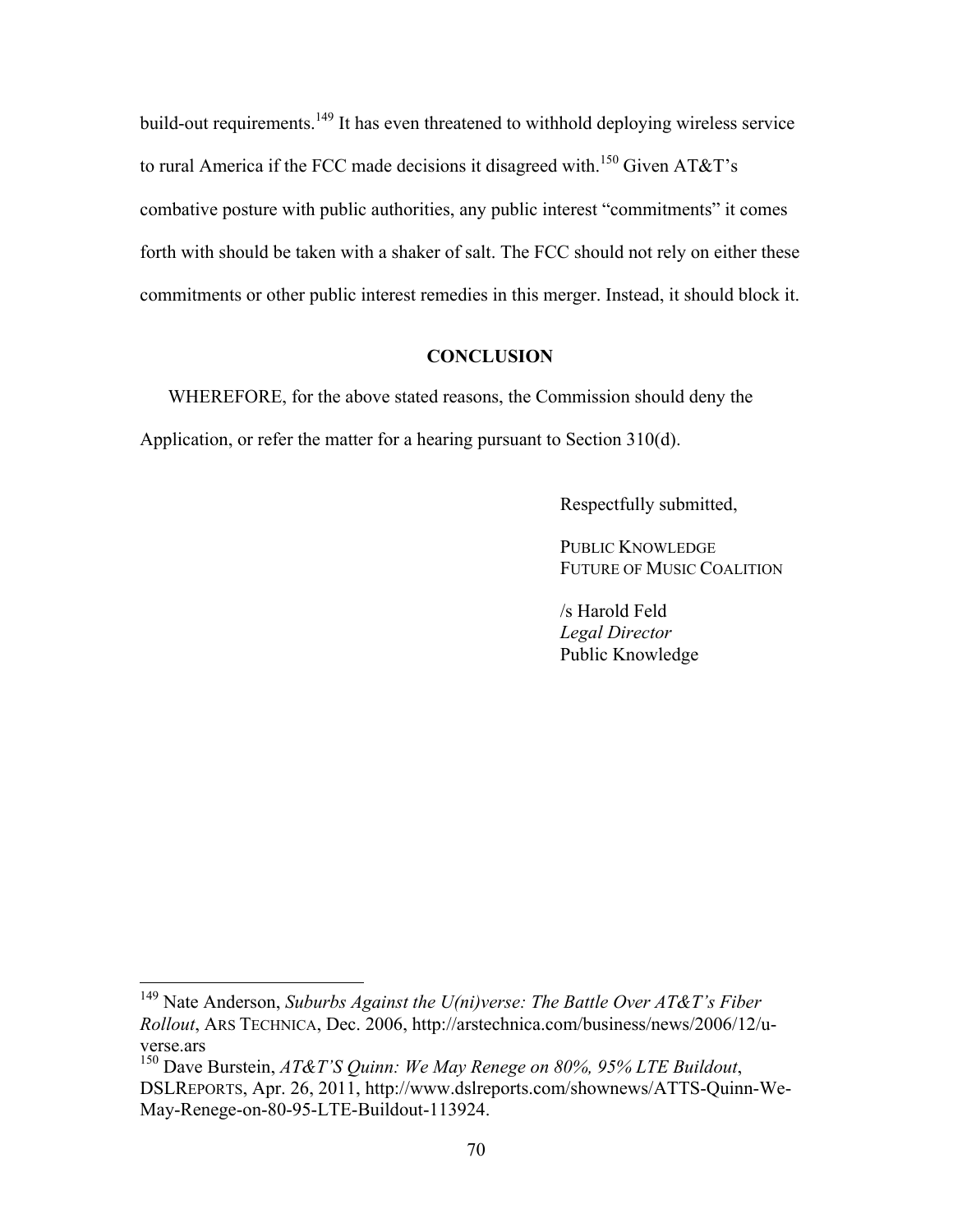build-out requirements.[149] It has even threatened to withhold deploying wireless service to rural America if the FCC made decisions it disagreed with.[150] Given AT&T's combative posture with public authorities, any public interest "commitments" it comes forth with should be taken with a shaker of salt. The FCC should not rely on either these commitments or other public interest remedies in this merger. Instead, it should block it.

## CONCLUSION

WHEREFORE, for the above stated reasons, the Commission should deny the Application, or refer the matter for a hearing pursuant to Section 310(d).

Respectfully submitted,

PUBLIC KNOWLEDGE
FUTURE OF MUSIC COALITION

/s Harold Feld
*Legal Director*
Public Knowledge

---

[149] Nate Anderson, *Suburbs Against the U(ni)verse: The Battle Over AT&T's Fiber Rollout*, ARS TECHNICA, Dec. 2006, http://arstechnica.com/business/news/2006/12/u-verse.ars

[150] Dave Burstein, *AT&T'S Quinn: We May Renege on 80%, 95% LTE Buildout*, DSLREPORTS, Apr. 26, 2011, http://www.dslreports.com/shownews/ATTS-Quinn-We-May-Renege-on-80-95-LTE-Buildout-113924.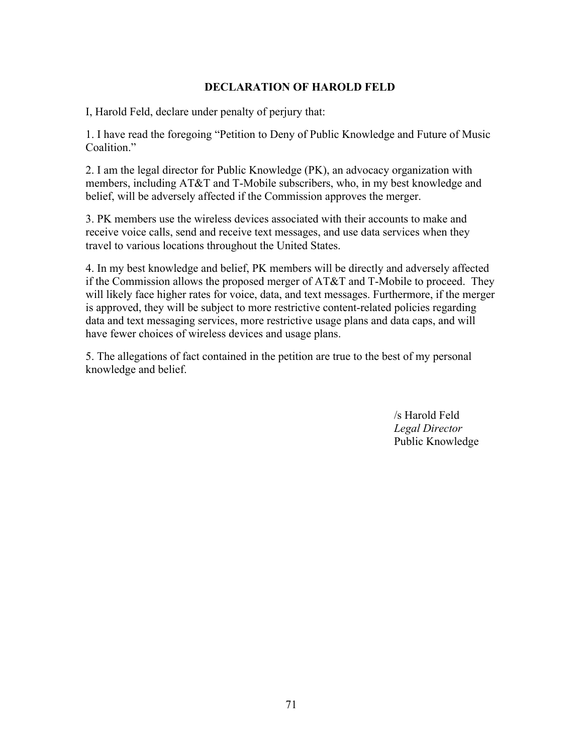**DECLARATION OF HAROLD FELD**

I, Harold Feld, declare under penalty of perjury that:

1. I have read the foregoing "Petition to Deny of Public Knowledge and Future of Music Coalition."

2. I am the legal director for Public Knowledge (PK), an advocacy organization with members, including AT&T and T-Mobile subscribers, who, in my best knowledge and belief, will be adversely affected if the Commission approves the merger.

3. PK members use the wireless devices associated with their accounts to make and receive voice calls, send and receive text messages, and use data services when they travel to various locations throughout the United States.

4. In my best knowledge and belief, PK members will be directly and adversely affected if the Commission allows the proposed merger of AT&T and T-Mobile to proceed. They will likely face higher rates for voice, data, and text messages. Furthermore, if the merger is approved, they will be subject to more restrictive content-related policies regarding data and text messaging services, more restrictive usage plans and data caps, and will have fewer choices of wireless devices and usage plans.

5. The allegations of fact contained in the petition are true to the best of my personal knowledge and belief.

/s Harold Feld
*Legal Director*
Public Knowledge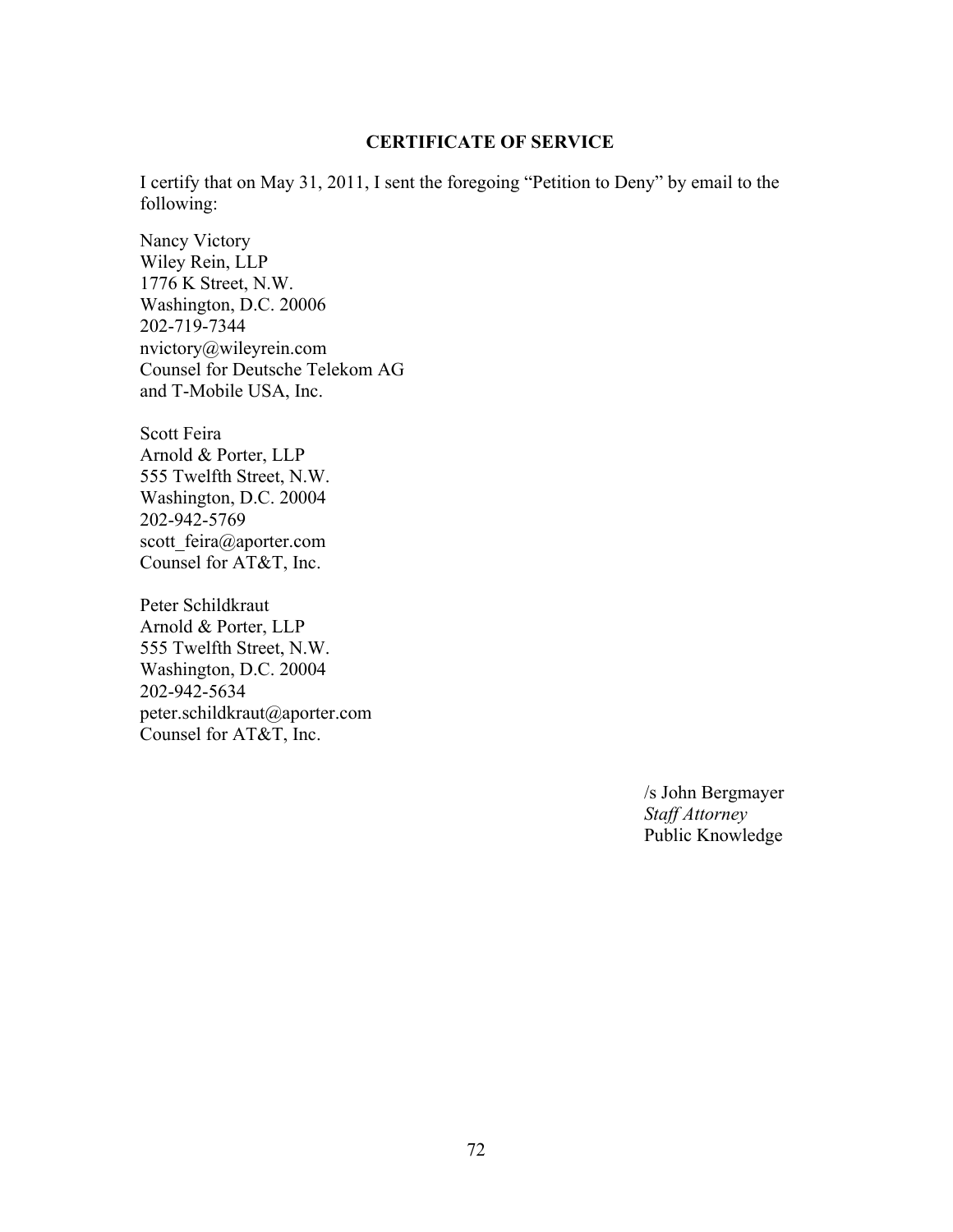**CERTIFICATE OF SERVICE**

I certify that on May 31, 2011, I sent the foregoing "Petition to Deny" by email to the following:

Nancy Victory
Wiley Rein, LLP
1776 K Street, N.W.
Washington, D.C. 20006
202-719-7344
nvictory@wileyrein.com
Counsel for Deutsche Telekom AG
and T-Mobile USA, Inc.

Scott Feira
Arnold & Porter, LLP
555 Twelfth Street, N.W.
Washington, D.C. 20004
202-942-5769
scott_feira@aporter.com
Counsel for AT&T, Inc.

Peter Schildkraut
Arnold & Porter, LLP
555 Twelfth Street, N.W.
Washington, D.C. 20004
202-942-5634
peter.schildkraut@aporter.com
Counsel for AT&T, Inc.

/s John Bergmayer
*Staff Attorney*
Public Knowledge